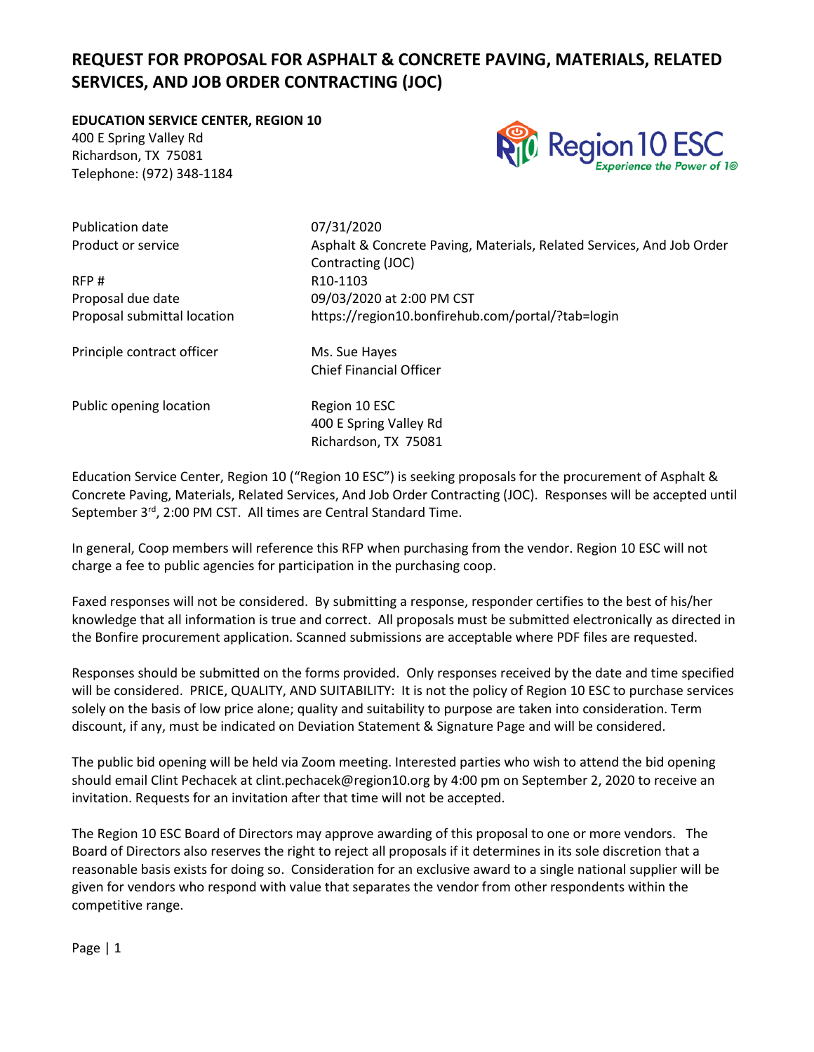# REQUEST FOR PROPOSAL FOR ASPHALT & CONCRETE PAVING, MATERIALS, RELATED SERVICES, AND JOB ORDER CONTRACTING (JOC)

**EDUCATION SERVICE CENTER, REGION 10**

400 E Spring Valley Rd
Richardson, TX 75081
Telephone: (972) 348-1184

| | |
|---|---|
| Publication date | 07/31/2020 |
| Product or service | Asphalt & Concrete Paving, Materials, Related Services, And Job Order Contracting (JOC) |
| RFP # | R10-1103 |
| Proposal due date | 09/03/2020 at 2:00 PM CST |
| Proposal submittal location | https://region10.bonfirehub.com/portal/?tab=login |
| Principle contract officer | Ms. Sue Hayes<br>Chief Financial Officer |
| Public opening location | Region 10 ESC<br>400 E Spring Valley Rd<br>Richardson, TX 75081 |

Education Service Center, Region 10 ("Region 10 ESC") is seeking proposals for the procurement of Asphalt & Concrete Paving, Materials, Related Services, And Job Order Contracting (JOC). Responses will be accepted until September 3rd, 2:00 PM CST. All times are Central Standard Time.

In general, Coop members will reference this RFP when purchasing from the vendor. Region 10 ESC will not charge a fee to public agencies for participation in the purchasing coop.

Faxed responses will not be considered. By submitting a response, responder certifies to the best of his/her knowledge that all information is true and correct. All proposals must be submitted electronically as directed in the Bonfire procurement application. Scanned submissions are acceptable where PDF files are requested.

Responses should be submitted on the forms provided. Only responses received by the date and time specified will be considered. PRICE, QUALITY, AND SUITABILITY: It is not the policy of Region 10 ESC to purchase services solely on the basis of low price alone; quality and suitability to purpose are taken into consideration. Term discount, if any, must be indicated on Deviation Statement & Signature Page and will be considered.

The public bid opening will be held via Zoom meeting. Interested parties who wish to attend the bid opening should email Clint Pechacek at clint.pechacek@region10.org by 4:00 pm on September 2, 2020 to receive an invitation. Requests for an invitation after that time will not be accepted.

The Region 10 ESC Board of Directors may approve awarding of this proposal to one or more vendors. The Board of Directors also reserves the right to reject all proposals if it determines in its sole discretion that a reasonable basis exists for doing so. Consideration for an exclusive award to a single national supplier will be given for vendors who respond with value that separates the vendor from other respondents within the competitive range.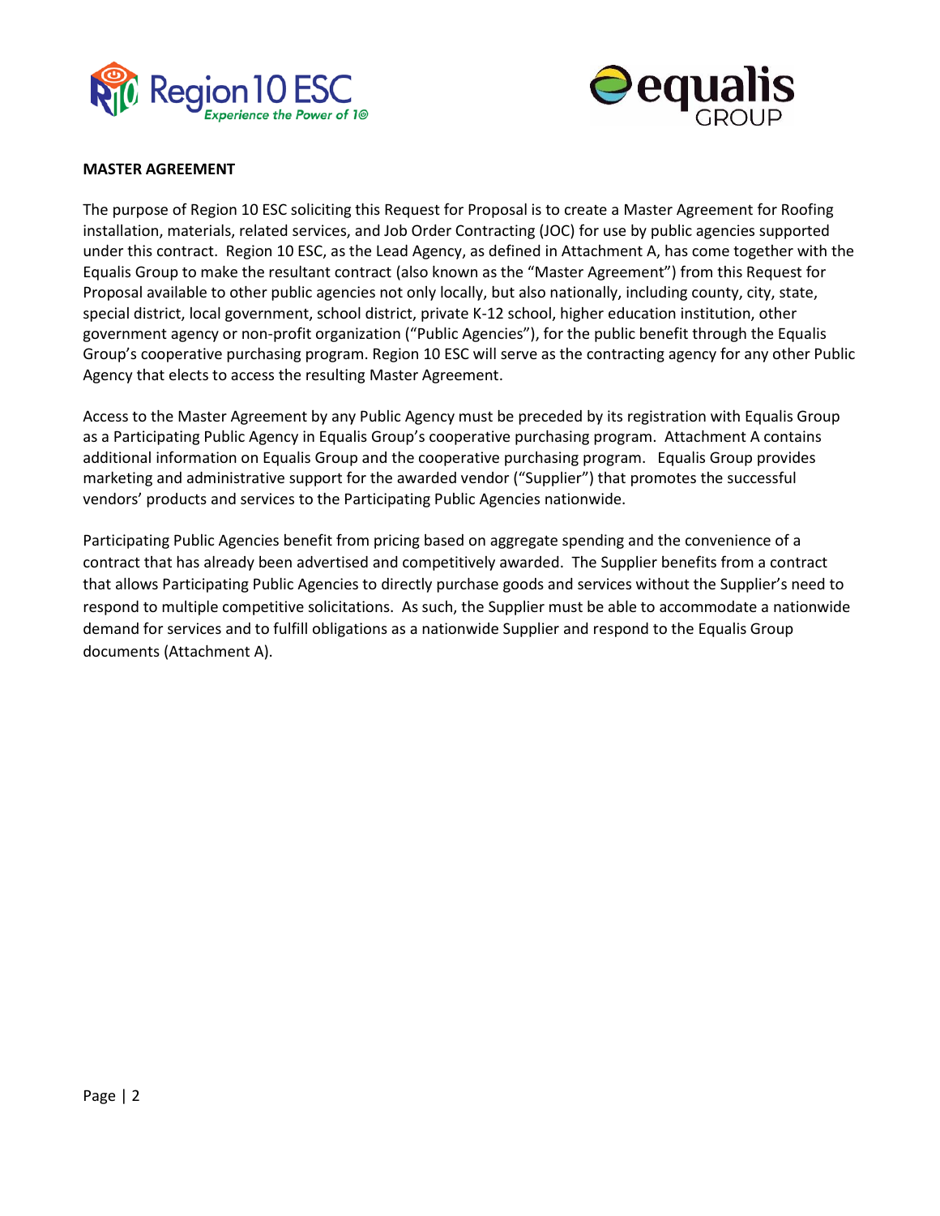**MASTER AGREEMENT**

The purpose of Region 10 ESC soliciting this Request for Proposal is to create a Master Agreement for Roofing installation, materials, related services, and Job Order Contracting (JOC) for use by public agencies supported under this contract. Region 10 ESC, as the Lead Agency, as defined in Attachment A, has come together with the Equalis Group to make the resultant contract (also known as the "Master Agreement") from this Request for Proposal available to other public agencies not only locally, but also nationally, including county, city, state, special district, local government, school district, private K-12 school, higher education institution, other government agency or non-profit organization ("Public Agencies"), for the public benefit through the Equalis Group's cooperative purchasing program. Region 10 ESC will serve as the contracting agency for any other Public Agency that elects to access the resulting Master Agreement.

Access to the Master Agreement by any Public Agency must be preceded by its registration with Equalis Group as a Participating Public Agency in Equalis Group's cooperative purchasing program. Attachment A contains additional information on Equalis Group and the cooperative purchasing program. Equalis Group provides marketing and administrative support for the awarded vendor ("Supplier") that promotes the successful vendors' products and services to the Participating Public Agencies nationwide.

Participating Public Agencies benefit from pricing based on aggregate spending and the convenience of a contract that has already been advertised and competitively awarded. The Supplier benefits from a contract that allows Participating Public Agencies to directly purchase goods and services without the Supplier's need to respond to multiple competitive solicitations. As such, the Supplier must be able to accommodate a nationwide demand for services and to fulfill obligations as a nationwide Supplier and respond to the Equalis Group documents (Attachment A).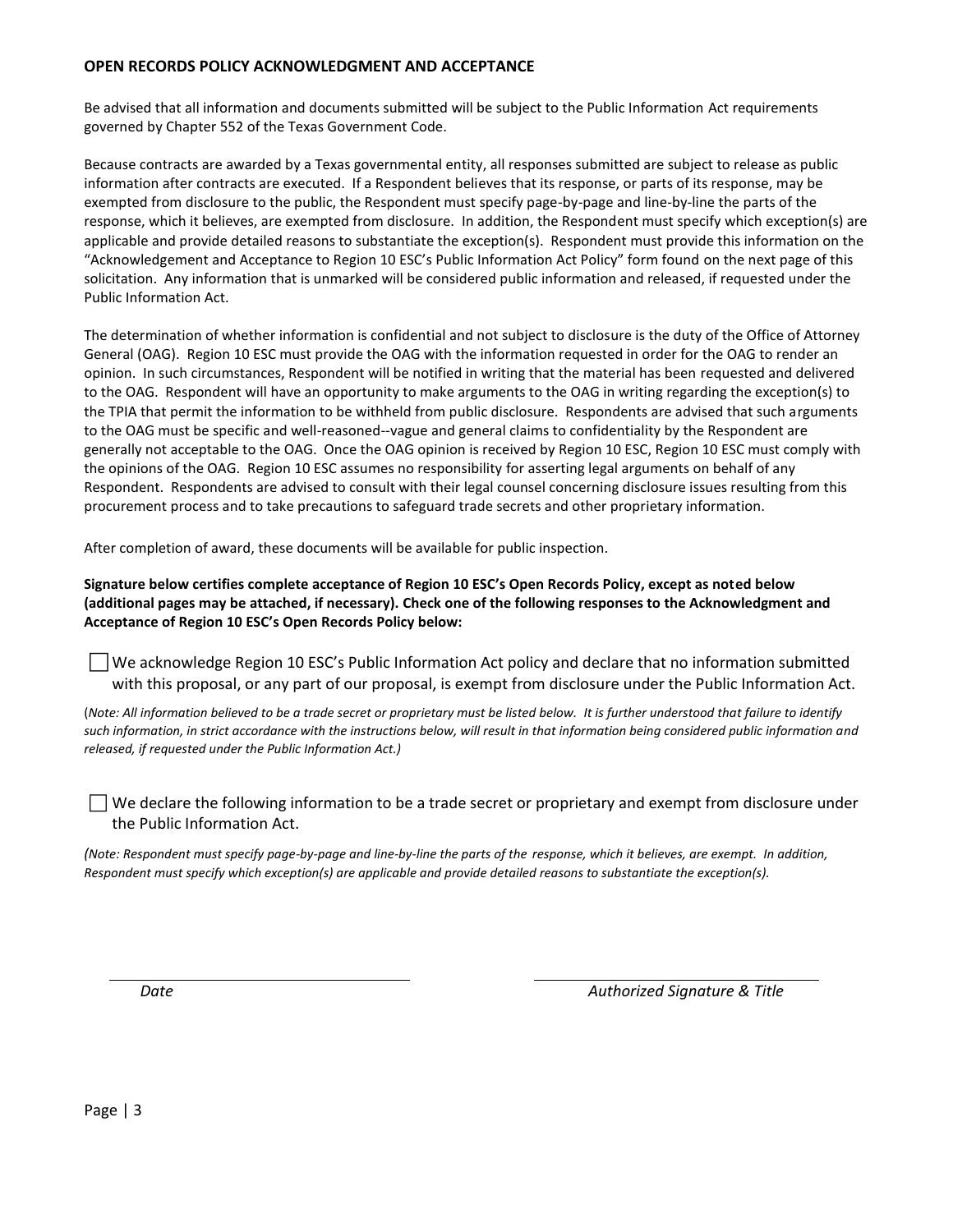**OPEN RECORDS POLICY ACKNOWLEDGMENT AND ACCEPTANCE**

Be advised that all information and documents submitted will be subject to the Public Information Act requirements governed by Chapter 552 of the Texas Government Code.

Because contracts are awarded by a Texas governmental entity, all responses submitted are subject to release as public information after contracts are executed. If a Respondent believes that its response, or parts of its response, may be exempted from disclosure to the public, the Respondent must specify page-by-page and line-by-line the parts of the response, which it believes, are exempted from disclosure. In addition, the Respondent must specify which exception(s) are applicable and provide detailed reasons to substantiate the exception(s). Respondent must provide this information on the "Acknowledgement and Acceptance to Region 10 ESC's Public Information Act Policy" form found on the next page of this solicitation. Any information that is unmarked will be considered public information and released, if requested under the Public Information Act.

The determination of whether information is confidential and not subject to disclosure is the duty of the Office of Attorney General (OAG). Region 10 ESC must provide the OAG with the information requested in order for the OAG to render an opinion. In such circumstances, Respondent will be notified in writing that the material has been requested and delivered to the OAG. Respondent will have an opportunity to make arguments to the OAG in writing regarding the exception(s) to the TPIA that permit the information to be withheld from public disclosure. Respondents are advised that such arguments to the OAG must be specific and well-reasoned--vague and general claims to confidentiality by the Respondent are generally not acceptable to the OAG. Once the OAG opinion is received by Region 10 ESC, Region 10 ESC must comply with the opinions of the OAG. Region 10 ESC assumes no responsibility for asserting legal arguments on behalf of any Respondent. Respondents are advised to consult with their legal counsel concerning disclosure issues resulting from this procurement process and to take precautions to safeguard trade secrets and other proprietary information.

After completion of award, these documents will be available for public inspection.

**Signature below certifies complete acceptance of Region 10 ESC's Open Records Policy, except as noted below (additional pages may be attached, if necessary). Check one of the following responses to the Acknowledgment and Acceptance of Region 10 ESC's Open Records Policy below:**

☐ We acknowledge Region 10 ESC's Public Information Act policy and declare that no information submitted with this proposal, or any part of our proposal, is exempt from disclosure under the Public Information Act.

(*Note: All information believed to be a trade secret or proprietary must be listed below. It is further understood that failure to identify such information, in strict accordance with the instructions below, will result in that information being considered public information and released, if requested under the Public Information Act.)*

☐ We declare the following information to be a trade secret or proprietary and exempt from disclosure under the Public Information Act.

*(Note: Respondent must specify page-by-page and line-by-line the parts of the response, which it believes, are exempt. In addition, Respondent must specify which exception(s) are applicable and provide detailed reasons to substantiate the exception(s).*

| _______________________________ | _______________________________ |
|---|---|
| *Date* | *Authorized Signature & Title* |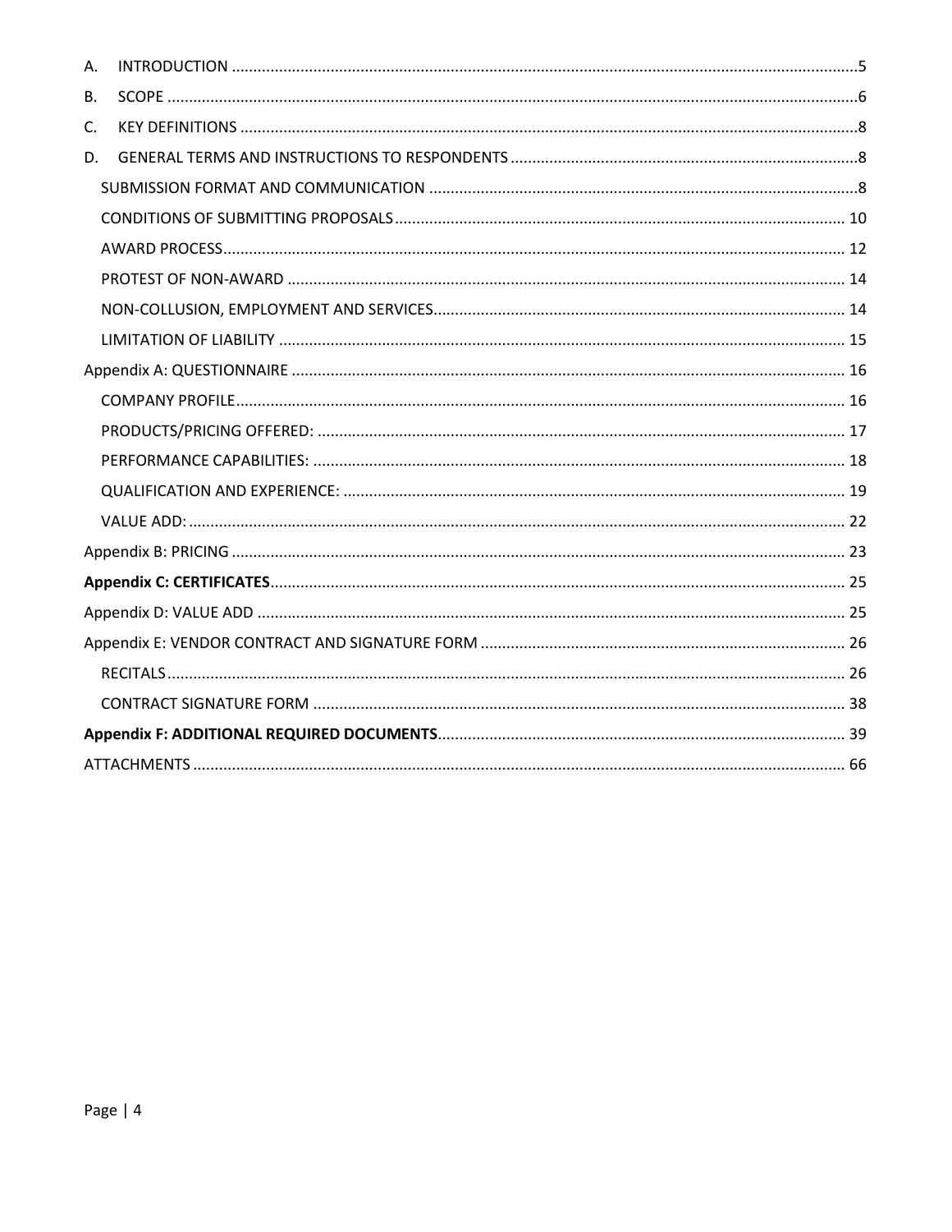A. INTRODUCTION ....5

B. SCOPE ....6

C. KEY DEFINITIONS ....8

D. GENERAL TERMS AND INSTRUCTIONS TO RESPONDENTS ....8

- SUBMISSION FORMAT AND COMMUNICATION ....8
- CONDITIONS OF SUBMITTING PROPOSALS .... 10
- AWARD PROCESS .... 12
- PROTEST OF NON-AWARD .... 14
- NON-COLLUSION, EMPLOYMENT AND SERVICES .... 14
- LIMITATION OF LIABILITY .... 15

Appendix A: QUESTIONNAIRE .... 16

- COMPANY PROFILE .... 16
- PRODUCTS/PRICING OFFERED: .... 17
- PERFORMANCE CAPABILITIES: .... 18
- QUALIFICATION AND EXPERIENCE: .... 19
- VALUE ADD: .... 22

Appendix B: PRICING .... 23

**Appendix C: CERTIFICATES** .... 25

Appendix D: VALUE ADD .... 25

Appendix E: VENDOR CONTRACT AND SIGNATURE FORM .... 26

- RECITALS .... 26
- CONTRACT SIGNATURE FORM .... 38

**Appendix F: ADDITIONAL REQUIRED DOCUMENTS** .... 39

ATTACHMENTS .... 66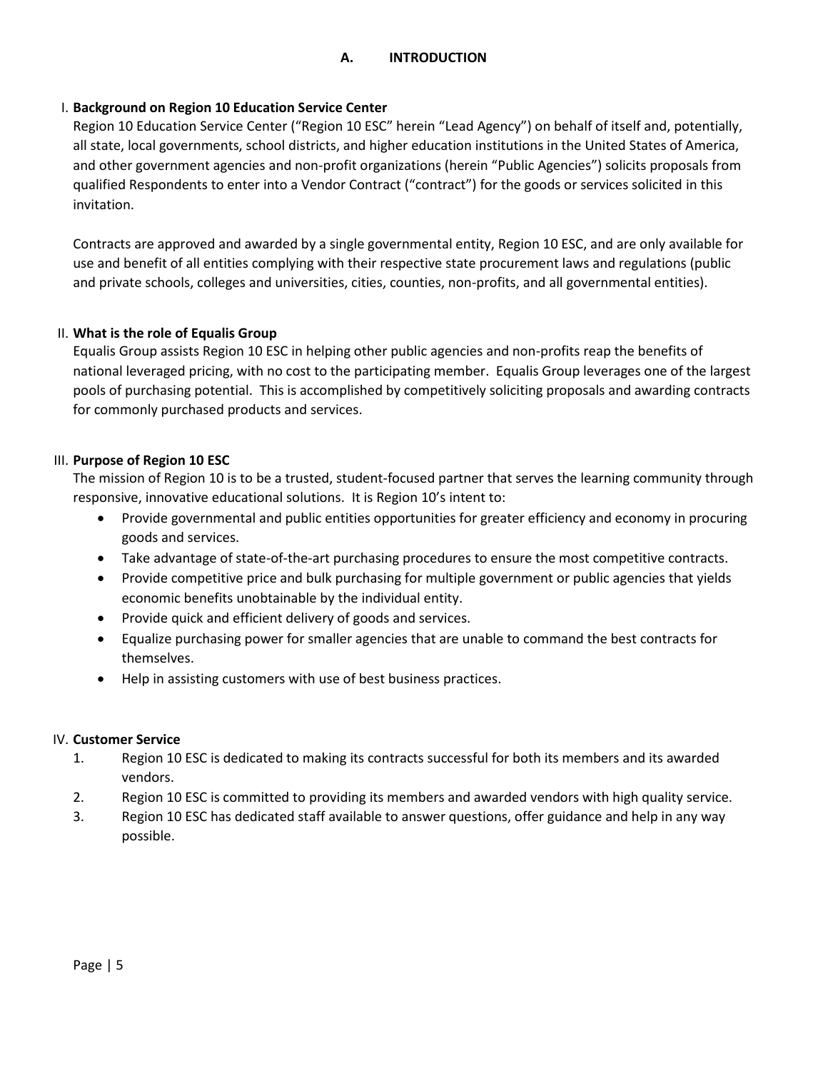## A. INTRODUCTION

### I. Background on Region 10 Education Service Center

Region 10 Education Service Center ("Region 10 ESC" herein "Lead Agency") on behalf of itself and, potentially, all state, local governments, school districts, and higher education institutions in the United States of America, and other government agencies and non-profit organizations (herein "Public Agencies") solicits proposals from qualified Respondents to enter into a Vendor Contract ("contract") for the goods or services solicited in this invitation.

Contracts are approved and awarded by a single governmental entity, Region 10 ESC, and are only available for use and benefit of all entities complying with their respective state procurement laws and regulations (public and private schools, colleges and universities, cities, counties, non-profits, and all governmental entities).

### II. What is the role of Equalis Group

Equalis Group assists Region 10 ESC in helping other public agencies and non-profits reap the benefits of national leveraged pricing, with no cost to the participating member. Equalis Group leverages one of the largest pools of purchasing potential. This is accomplished by competitively soliciting proposals and awarding contracts for commonly purchased products and services.

### III. Purpose of Region 10 ESC

The mission of Region 10 is to be a trusted, student-focused partner that serves the learning community through responsive, innovative educational solutions. It is Region 10's intent to:

- Provide governmental and public entities opportunities for greater efficiency and economy in procuring goods and services.
- Take advantage of state-of-the-art purchasing procedures to ensure the most competitive contracts.
- Provide competitive price and bulk purchasing for multiple government or public agencies that yields economic benefits unobtainable by the individual entity.
- Provide quick and efficient delivery of goods and services.
- Equalize purchasing power for smaller agencies that are unable to command the best contracts for themselves.
- Help in assisting customers with use of best business practices.

### IV. Customer Service

1. Region 10 ESC is dedicated to making its contracts successful for both its members and its awarded vendors.
2. Region 10 ESC is committed to providing its members and awarded vendors with high quality service.
3. Region 10 ESC has dedicated staff available to answer questions, offer guidance and help in any way possible.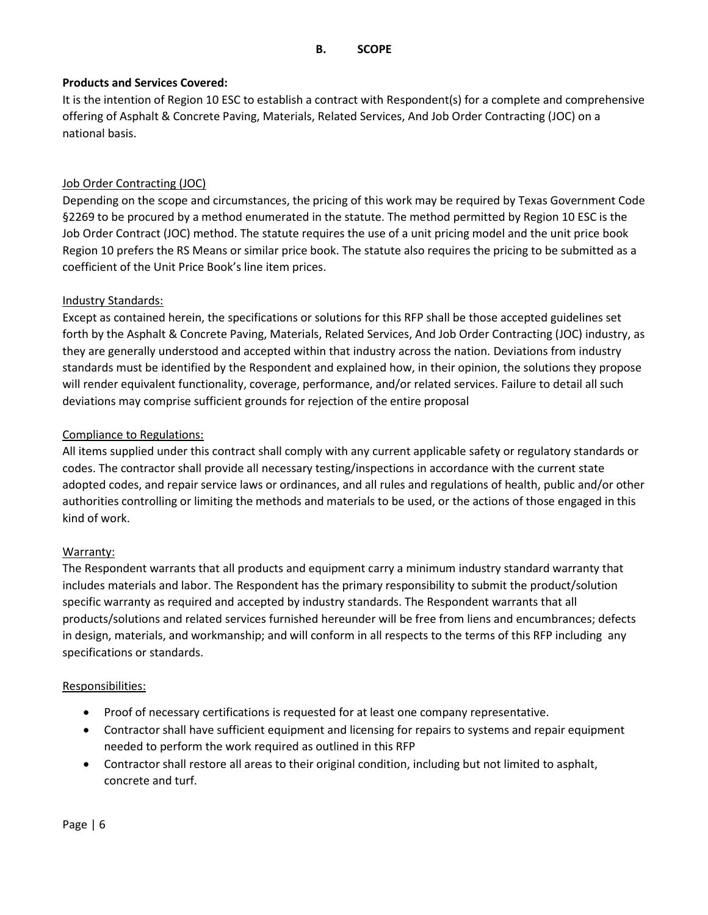## B. SCOPE

**Products and Services Covered:**
It is the intention of Region 10 ESC to establish a contract with Respondent(s) for a complete and comprehensive offering of Asphalt & Concrete Paving, Materials, Related Services, And Job Order Contracting (JOC) on a national basis.

Job Order Contracting (JOC)
Depending on the scope and circumstances, the pricing of this work may be required by Texas Government Code §2269 to be procured by a method enumerated in the statute. The method permitted by Region 10 ESC is the Job Order Contract (JOC) method. The statute requires the use of a unit pricing model and the unit price book Region 10 prefers the RS Means or similar price book. The statute also requires the pricing to be submitted as a coefficient of the Unit Price Book's line item prices.

Industry Standards:
Except as contained herein, the specifications or solutions for this RFP shall be those accepted guidelines set forth by the Asphalt & Concrete Paving, Materials, Related Services, And Job Order Contracting (JOC) industry, as they are generally understood and accepted within that industry across the nation. Deviations from industry standards must be identified by the Respondent and explained how, in their opinion, the solutions they propose will render equivalent functionality, coverage, performance, and/or related services. Failure to detail all such deviations may comprise sufficient grounds for rejection of the entire proposal

Compliance to Regulations:
All items supplied under this contract shall comply with any current applicable safety or regulatory standards or codes. The contractor shall provide all necessary testing/inspections in accordance with the current state adopted codes, and repair service laws or ordinances, and all rules and regulations of health, public and/or other authorities controlling or limiting the methods and materials to be used, or the actions of those engaged in this kind of work.

Warranty:
The Respondent warrants that all products and equipment carry a minimum industry standard warranty that includes materials and labor. The Respondent has the primary responsibility to submit the product/solution specific warranty as required and accepted by industry standards. The Respondent warrants that all products/solutions and related services furnished hereunder will be free from liens and encumbrances; defects in design, materials, and workmanship; and will conform in all respects to the terms of this RFP including any specifications or standards.

Responsibilities:

- Proof of necessary certifications is requested for at least one company representative.
- Contractor shall have sufficient equipment and licensing for repairs to systems and repair equipment needed to perform the work required as outlined in this RFP
- Contractor shall restore all areas to their original condition, including but not limited to asphalt, concrete and turf.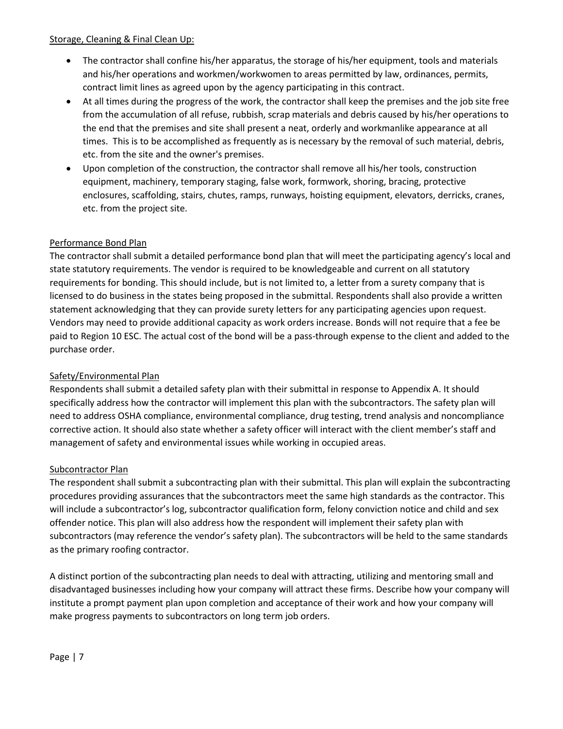## Storage, Cleaning & Final Clean Up:

- The contractor shall confine his/her apparatus, the storage of his/her equipment, tools and materials and his/her operations and workmen/workwomen to areas permitted by law, ordinances, permits, contract limit lines as agreed upon by the agency participating in this contract.
- At all times during the progress of the work, the contractor shall keep the premises and the job site free from the accumulation of all refuse, rubbish, scrap materials and debris caused by his/her operations to the end that the premises and site shall present a neat, orderly and workmanlike appearance at all times. This is to be accomplished as frequently as is necessary by the removal of such material, debris, etc. from the site and the owner's premises.
- Upon completion of the construction, the contractor shall remove all his/her tools, construction equipment, machinery, temporary staging, false work, formwork, shoring, bracing, protective enclosures, scaffolding, stairs, chutes, ramps, runways, hoisting equipment, elevators, derricks, cranes, etc. from the project site.

## Performance Bond Plan

The contractor shall submit a detailed performance bond plan that will meet the participating agency's local and state statutory requirements. The vendor is required to be knowledgeable and current on all statutory requirements for bonding. This should include, but is not limited to, a letter from a surety company that is licensed to do business in the states being proposed in the submittal. Respondents shall also provide a written statement acknowledging that they can provide surety letters for any participating agencies upon request. Vendors may need to provide additional capacity as work orders increase. Bonds will not require that a fee be paid to Region 10 ESC. The actual cost of the bond will be a pass-through expense to the client and added to the purchase order.

## Safety/Environmental Plan

Respondents shall submit a detailed safety plan with their submittal in response to Appendix A. It should specifically address how the contractor will implement this plan with the subcontractors. The safety plan will need to address OSHA compliance, environmental compliance, drug testing, trend analysis and noncompliance corrective action. It should also state whether a safety officer will interact with the client member's staff and management of safety and environmental issues while working in occupied areas.

## Subcontractor Plan

The respondent shall submit a subcontracting plan with their submittal. This plan will explain the subcontracting procedures providing assurances that the subcontractors meet the same high standards as the contractor. This will include a subcontractor's log, subcontractor qualification form, felony conviction notice and child and sex offender notice. This plan will also address how the respondent will implement their safety plan with subcontractors (may reference the vendor's safety plan). The subcontractors will be held to the same standards as the primary roofing contractor.

A distinct portion of the subcontracting plan needs to deal with attracting, utilizing and mentoring small and disadvantaged businesses including how your company will attract these firms. Describe how your company will institute a prompt payment plan upon completion and acceptance of their work and how your company will make progress payments to subcontractors on long term job orders.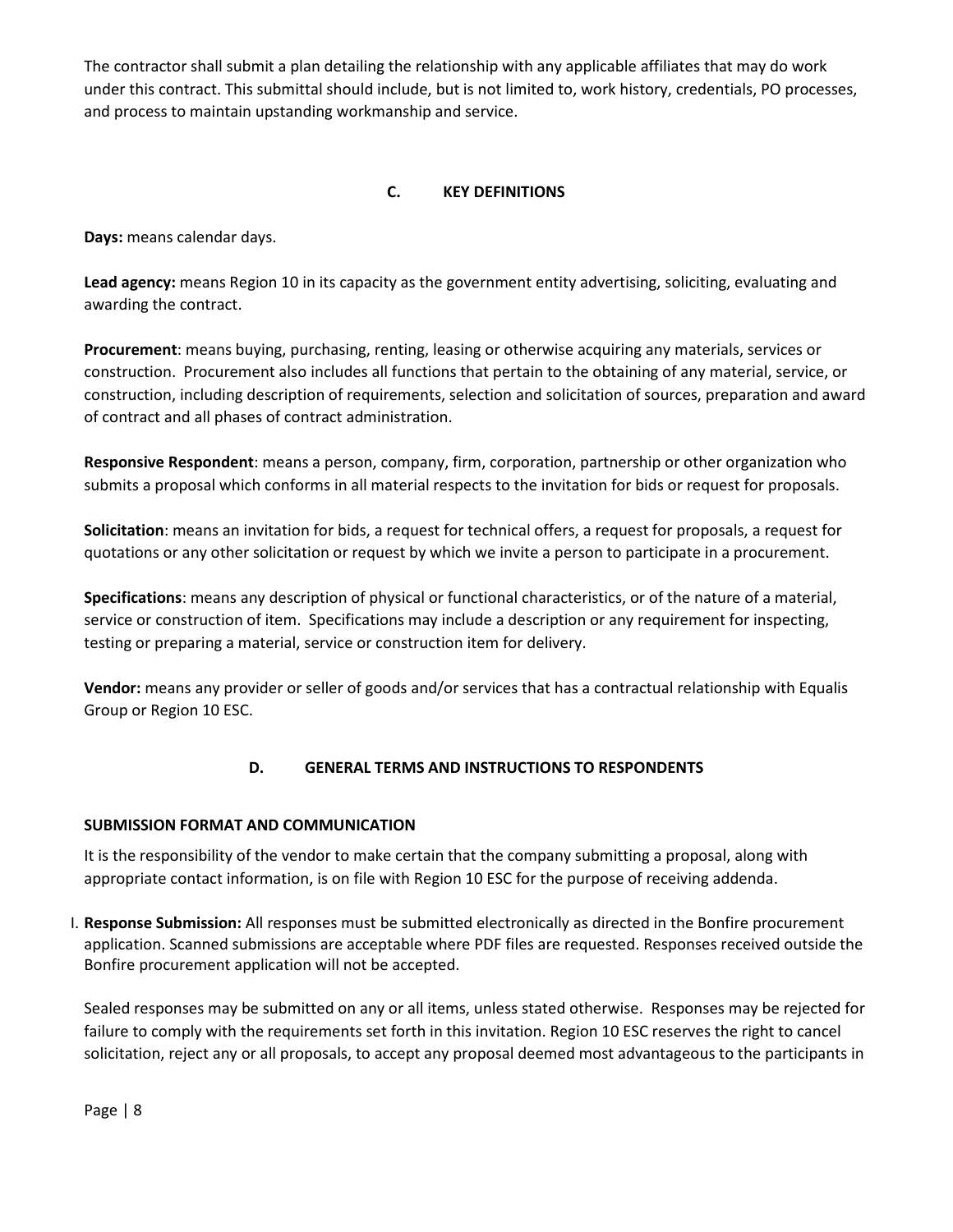The contractor shall submit a plan detailing the relationship with any applicable affiliates that may do work under this contract. This submittal should include, but is not limited to, work history, credentials, PO processes, and process to maintain upstanding workmanship and service.

## C. KEY DEFINITIONS

**Days:** means calendar days.

**Lead agency:** means Region 10 in its capacity as the government entity advertising, soliciting, evaluating and awarding the contract.

**Procurement**: means buying, purchasing, renting, leasing or otherwise acquiring any materials, services or construction. Procurement also includes all functions that pertain to the obtaining of any material, service, or construction, including description of requirements, selection and solicitation of sources, preparation and award of contract and all phases of contract administration.

**Responsive Respondent**: means a person, company, firm, corporation, partnership or other organization who submits a proposal which conforms in all material respects to the invitation for bids or request for proposals.

**Solicitation**: means an invitation for bids, a request for technical offers, a request for proposals, a request for quotations or any other solicitation or request by which we invite a person to participate in a procurement.

**Specifications**: means any description of physical or functional characteristics, or of the nature of a material, service or construction of item. Specifications may include a description or any requirement for inspecting, testing or preparing a material, service or construction item for delivery.

**Vendor:** means any provider or seller of goods and/or services that has a contractual relationship with Equalis Group or Region 10 ESC.

## D. GENERAL TERMS AND INSTRUCTIONS TO RESPONDENTS

### SUBMISSION FORMAT AND COMMUNICATION

It is the responsibility of the vendor to make certain that the company submitting a proposal, along with appropriate contact information, is on file with Region 10 ESC for the purpose of receiving addenda.

I. **Response Submission:** All responses must be submitted electronically as directed in the Bonfire procurement application. Scanned submissions are acceptable where PDF files are requested. Responses received outside the Bonfire procurement application will not be accepted.

Sealed responses may be submitted on any or all items, unless stated otherwise. Responses may be rejected for failure to comply with the requirements set forth in this invitation. Region 10 ESC reserves the right to cancel solicitation, reject any or all proposals, to accept any proposal deemed most advantageous to the participants in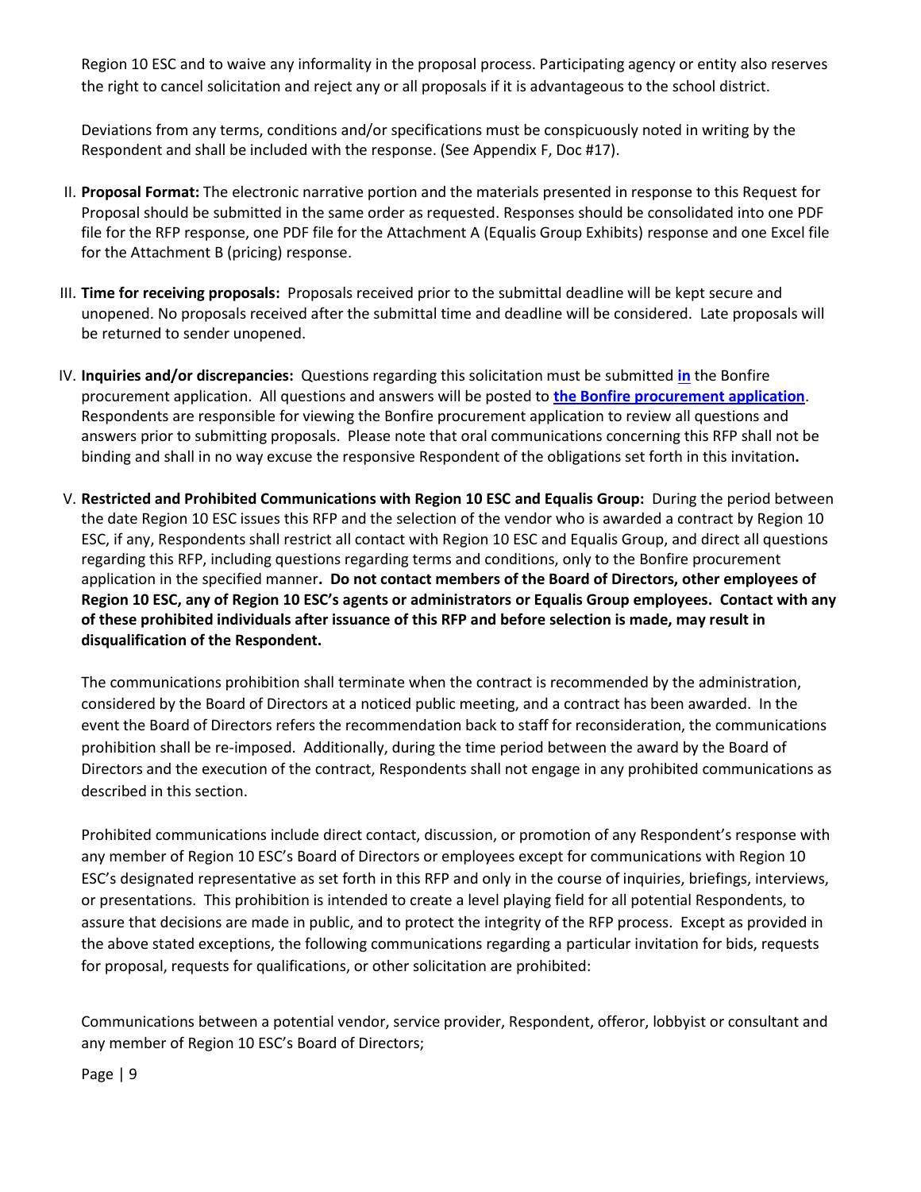Region 10 ESC and to waive any informality in the proposal process. Participating agency or entity also reserves the right to cancel solicitation and reject any or all proposals if it is advantageous to the school district.

Deviations from any terms, conditions and/or specifications must be conspicuously noted in writing by the Respondent and shall be included with the response. (See Appendix F, Doc #17).

II. **Proposal Format:** The electronic narrative portion and the materials presented in response to this Request for Proposal should be submitted in the same order as requested. Responses should be consolidated into one PDF file for the RFP response, one PDF file for the Attachment A (Equalis Group Exhibits) response and one Excel file for the Attachment B (pricing) response.

III. **Time for receiving proposals:** Proposals received prior to the submittal deadline will be kept secure and unopened. No proposals received after the submittal time and deadline will be considered. Late proposals will be returned to sender unopened.

IV. **Inquiries and/or discrepancies:** Questions regarding this solicitation must be submitted **in** the Bonfire procurement application. All questions and answers will be posted to **the Bonfire procurement application**. Respondents are responsible for viewing the Bonfire procurement application to review all questions and answers prior to submitting proposals. Please note that oral communications concerning this RFP shall not be binding and shall in no way excuse the responsive Respondent of the obligations set forth in this invitation**.**

V. **Restricted and Prohibited Communications with Region 10 ESC and Equalis Group:** During the period between the date Region 10 ESC issues this RFP and the selection of the vendor who is awarded a contract by Region 10 ESC, if any, Respondents shall restrict all contact with Region 10 ESC and Equalis Group, and direct all questions regarding this RFP, including questions regarding terms and conditions, only to the Bonfire procurement application in the specified manner**. Do not contact members of the Board of Directors, other employees of Region 10 ESC, any of Region 10 ESC's agents or administrators or Equalis Group employees. Contact with any of these prohibited individuals after issuance of this RFP and before selection is made, may result in disqualification of the Respondent.**

The communications prohibition shall terminate when the contract is recommended by the administration, considered by the Board of Directors at a noticed public meeting, and a contract has been awarded. In the event the Board of Directors refers the recommendation back to staff for reconsideration, the communications prohibition shall be re-imposed. Additionally, during the time period between the award by the Board of Directors and the execution of the contract, Respondents shall not engage in any prohibited communications as described in this section.

Prohibited communications include direct contact, discussion, or promotion of any Respondent's response with any member of Region 10 ESC's Board of Directors or employees except for communications with Region 10 ESC's designated representative as set forth in this RFP and only in the course of inquiries, briefings, interviews, or presentations. This prohibition is intended to create a level playing field for all potential Respondents, to assure that decisions are made in public, and to protect the integrity of the RFP process. Except as provided in the above stated exceptions, the following communications regarding a particular invitation for bids, requests for proposal, requests for qualifications, or other solicitation are prohibited:

Communications between a potential vendor, service provider, Respondent, offeror, lobbyist or consultant and any member of Region 10 ESC's Board of Directors;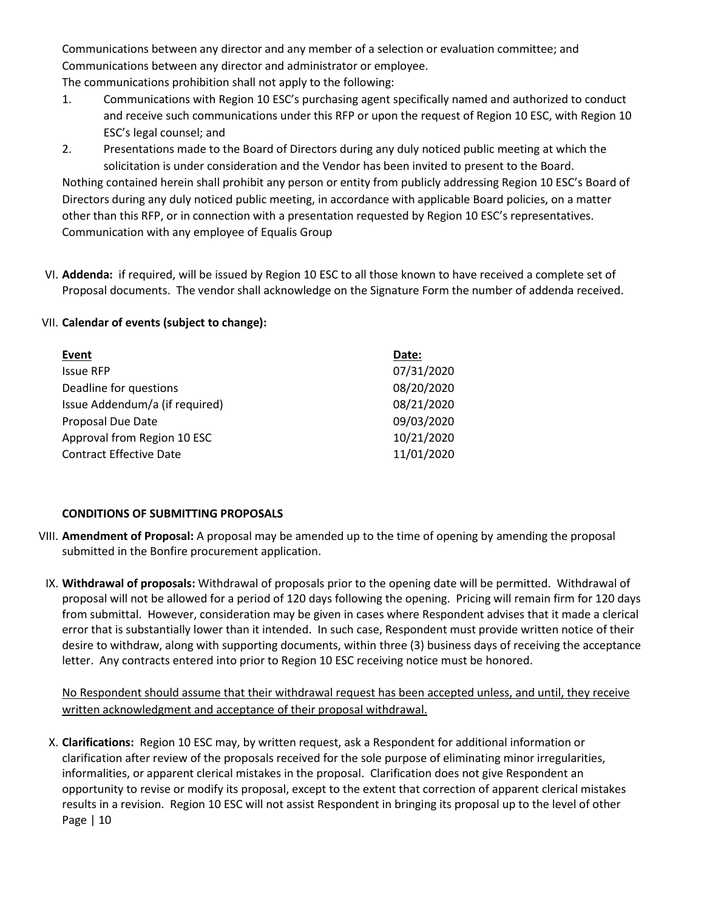Communications between any director and any member of a selection or evaluation committee; and
Communications between any director and administrator or employee.
The communications prohibition shall not apply to the following:

1. Communications with Region 10 ESC's purchasing agent specifically named and authorized to conduct and receive such communications under this RFP or upon the request of Region 10 ESC, with Region 10 ESC's legal counsel; and
2. Presentations made to the Board of Directors during any duly noticed public meeting at which the solicitation is under consideration and the Vendor has been invited to present to the Board.

Nothing contained herein shall prohibit any person or entity from publicly addressing Region 10 ESC's Board of Directors during any duly noticed public meeting, in accordance with applicable Board policies, on a matter other than this RFP, or in connection with a presentation requested by Region 10 ESC's representatives.
Communication with any employee of Equalis Group

VI. **Addenda:** if required, will be issued by Region 10 ESC to all those known to have received a complete set of Proposal documents. The vendor shall acknowledge on the Signature Form the number of addenda received.

VII. **Calendar of events (subject to change):**

| Event | Date: |
|---|---|
| Issue RFP | 07/31/2020 |
| Deadline for questions | 08/20/2020 |
| Issue Addendum/a (if required) | 08/21/2020 |
| Proposal Due Date | 09/03/2020 |
| Approval from Region 10 ESC | 10/21/2020 |
| Contract Effective Date | 11/01/2020 |

**CONDITIONS OF SUBMITTING PROPOSALS**

VIII. **Amendment of Proposal:** A proposal may be amended up to the time of opening by amending the proposal submitted in the Bonfire procurement application.

IX. **Withdrawal of proposals:** Withdrawal of proposals prior to the opening date will be permitted. Withdrawal of proposal will not be allowed for a period of 120 days following the opening. Pricing will remain firm for 120 days from submittal. However, consideration may be given in cases where Respondent advises that it made a clerical error that is substantially lower than it intended. In such case, Respondent must provide written notice of their desire to withdraw, along with supporting documents, within three (3) business days of receiving the acceptance letter. Any contracts entered into prior to Region 10 ESC receiving notice must be honored.

<u>No Respondent should assume that their withdrawal request has been accepted unless, and until, they receive written acknowledgment and acceptance of their proposal withdrawal.</u>

X. **Clarifications:** Region 10 ESC may, by written request, ask a Respondent for additional information or clarification after review of the proposals received for the sole purpose of eliminating minor irregularities, informalities, or apparent clerical mistakes in the proposal. Clarification does not give Respondent an opportunity to revise or modify its proposal, except to the extent that correction of apparent clerical mistakes results in a revision. Region 10 ESC will not assist Respondent in bringing its proposal up to the level of other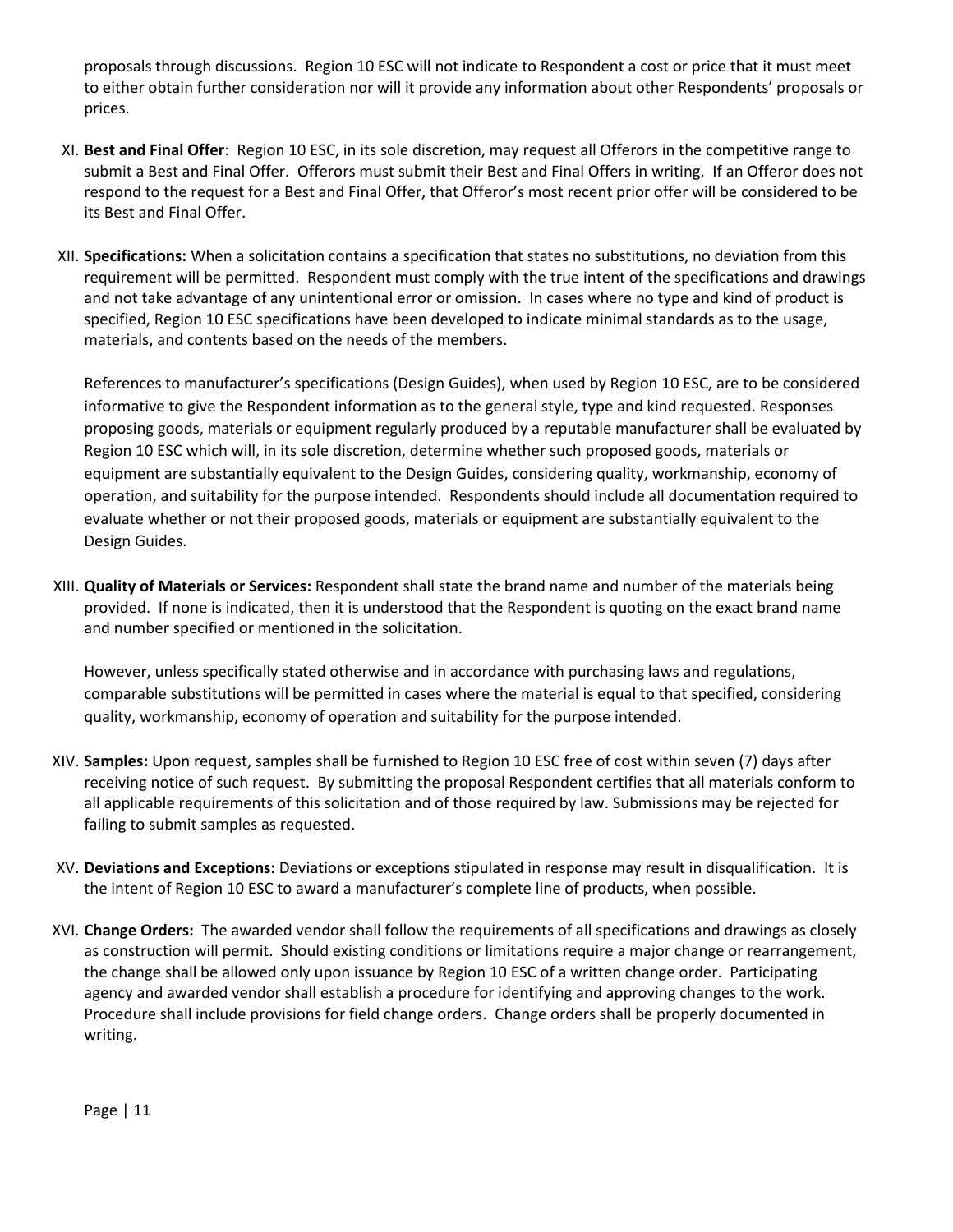proposals through discussions. Region 10 ESC will not indicate to Respondent a cost or price that it must meet to either obtain further consideration nor will it provide any information about other Respondents' proposals or prices.

XI. **Best and Final Offer**: Region 10 ESC, in its sole discretion, may request all Offerors in the competitive range to submit a Best and Final Offer. Offerors must submit their Best and Final Offers in writing. If an Offeror does not respond to the request for a Best and Final Offer, that Offeror's most recent prior offer will be considered to be its Best and Final Offer.

XII. **Specifications:** When a solicitation contains a specification that states no substitutions, no deviation from this requirement will be permitted. Respondent must comply with the true intent of the specifications and drawings and not take advantage of any unintentional error or omission. In cases where no type and kind of product is specified, Region 10 ESC specifications have been developed to indicate minimal standards as to the usage, materials, and contents based on the needs of the members.

References to manufacturer's specifications (Design Guides), when used by Region 10 ESC, are to be considered informative to give the Respondent information as to the general style, type and kind requested. Responses proposing goods, materials or equipment regularly produced by a reputable manufacturer shall be evaluated by Region 10 ESC which will, in its sole discretion, determine whether such proposed goods, materials or equipment are substantially equivalent to the Design Guides, considering quality, workmanship, economy of operation, and suitability for the purpose intended. Respondents should include all documentation required to evaluate whether or not their proposed goods, materials or equipment are substantially equivalent to the Design Guides.

XIII. **Quality of Materials or Services:** Respondent shall state the brand name and number of the materials being provided. If none is indicated, then it is understood that the Respondent is quoting on the exact brand name and number specified or mentioned in the solicitation.

However, unless specifically stated otherwise and in accordance with purchasing laws and regulations, comparable substitutions will be permitted in cases where the material is equal to that specified, considering quality, workmanship, economy of operation and suitability for the purpose intended.

XIV. **Samples:** Upon request, samples shall be furnished to Region 10 ESC free of cost within seven (7) days after receiving notice of such request. By submitting the proposal Respondent certifies that all materials conform to all applicable requirements of this solicitation and of those required by law. Submissions may be rejected for failing to submit samples as requested.

XV. **Deviations and Exceptions:** Deviations or exceptions stipulated in response may result in disqualification. It is the intent of Region 10 ESC to award a manufacturer's complete line of products, when possible.

XVI. **Change Orders:** The awarded vendor shall follow the requirements of all specifications and drawings as closely as construction will permit. Should existing conditions or limitations require a major change or rearrangement, the change shall be allowed only upon issuance by Region 10 ESC of a written change order. Participating agency and awarded vendor shall establish a procedure for identifying and approving changes to the work. Procedure shall include provisions for field change orders. Change orders shall be properly documented in writing.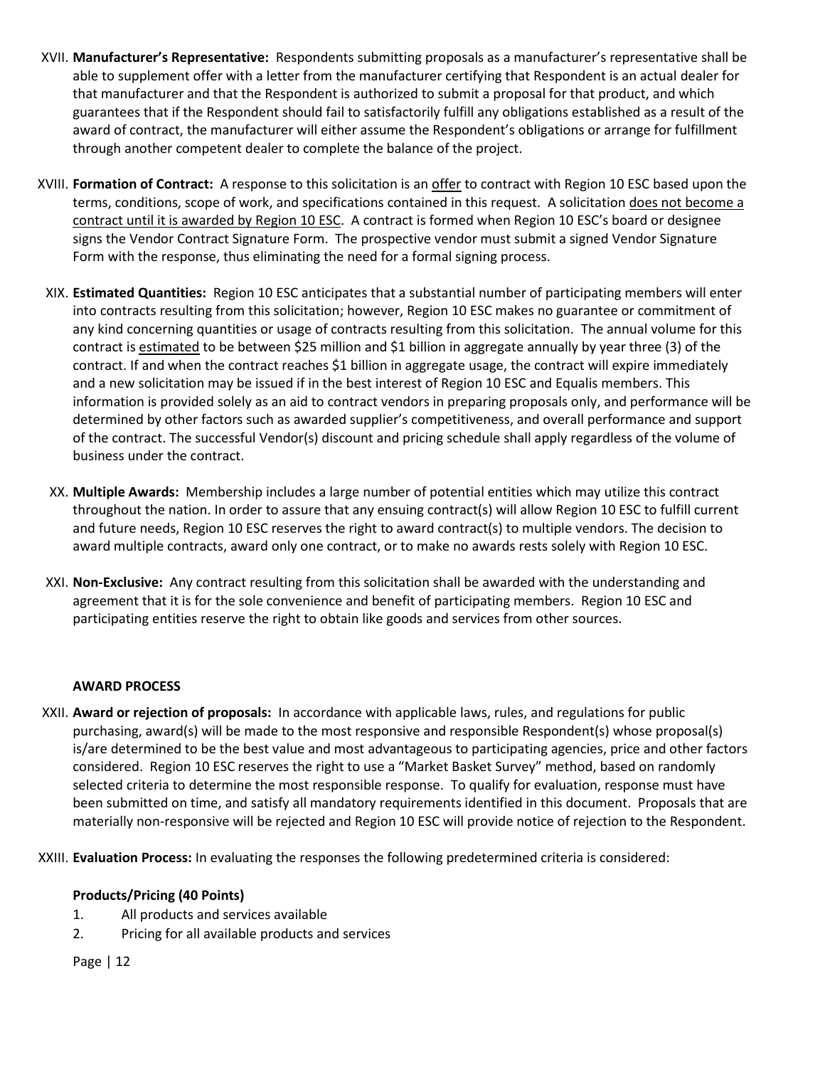XVII. **Manufacturer's Representative:** Respondents submitting proposals as a manufacturer's representative shall be able to supplement offer with a letter from the manufacturer certifying that Respondent is an actual dealer for that manufacturer and that the Respondent is authorized to submit a proposal for that product, and which guarantees that if the Respondent should fail to satisfactorily fulfill any obligations established as a result of the award of contract, the manufacturer will either assume the Respondent's obligations or arrange for fulfillment through another competent dealer to complete the balance of the project.

XVIII. **Formation of Contract:** A response to this solicitation is an offer to contract with Region 10 ESC based upon the terms, conditions, scope of work, and specifications contained in this request. A solicitation does not become a contract until it is awarded by Region 10 ESC. A contract is formed when Region 10 ESC's board or designee signs the Vendor Contract Signature Form. The prospective vendor must submit a signed Vendor Signature Form with the response, thus eliminating the need for a formal signing process.

XIX. **Estimated Quantities:** Region 10 ESC anticipates that a substantial number of participating members will enter into contracts resulting from this solicitation; however, Region 10 ESC makes no guarantee or commitment of any kind concerning quantities or usage of contracts resulting from this solicitation. The annual volume for this contract is estimated to be between $25 million and $1 billion in aggregate annually by year three (3) of the contract. If and when the contract reaches $1 billion in aggregate usage, the contract will expire immediately and a new solicitation may be issued if in the best interest of Region 10 ESC and Equalis members. This information is provided solely as an aid to contract vendors in preparing proposals only, and performance will be determined by other factors such as awarded supplier's competitiveness, and overall performance and support of the contract. The successful Vendor(s) discount and pricing schedule shall apply regardless of the volume of business under the contract.

XX. **Multiple Awards:** Membership includes a large number of potential entities which may utilize this contract throughout the nation. In order to assure that any ensuing contract(s) will allow Region 10 ESC to fulfill current and future needs, Region 10 ESC reserves the right to award contract(s) to multiple vendors. The decision to award multiple contracts, award only one contract, or to make no awards rests solely with Region 10 ESC.

XXI. **Non-Exclusive:** Any contract resulting from this solicitation shall be awarded with the understanding and agreement that it is for the sole convenience and benefit of participating members. Region 10 ESC and participating entities reserve the right to obtain like goods and services from other sources.

**AWARD PROCESS**

XXII. **Award or rejection of proposals:** In accordance with applicable laws, rules, and regulations for public purchasing, award(s) will be made to the most responsive and responsible Respondent(s) whose proposal(s) is/are determined to be the best value and most advantageous to participating agencies, price and other factors considered. Region 10 ESC reserves the right to use a "Market Basket Survey" method, based on randomly selected criteria to determine the most responsible response. To qualify for evaluation, response must have been submitted on time, and satisfy all mandatory requirements identified in this document. Proposals that are materially non-responsive will be rejected and Region 10 ESC will provide notice of rejection to the Respondent.

XXIII. **Evaluation Process:** In evaluating the responses the following predetermined criteria is considered:

**Products/Pricing (40 Points)**

1. All products and services available
2. Pricing for all available products and services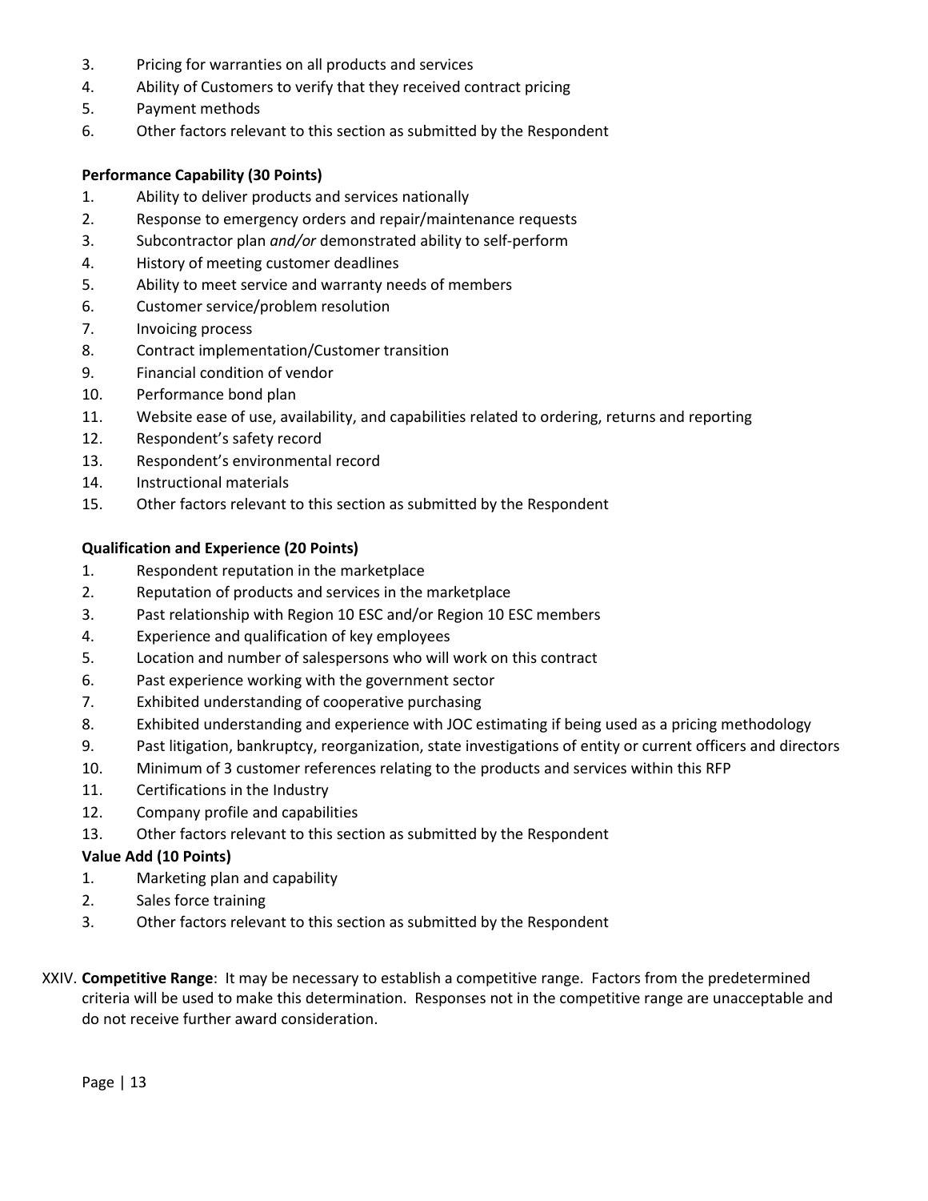3. Pricing for warranties on all products and services
4. Ability of Customers to verify that they received contract pricing
5. Payment methods
6. Other factors relevant to this section as submitted by the Respondent

**Performance Capability (30 Points)**

1. Ability to deliver products and services nationally
2. Response to emergency orders and repair/maintenance requests
3. Subcontractor plan *and/or* demonstrated ability to self-perform
4. History of meeting customer deadlines
5. Ability to meet service and warranty needs of members
6. Customer service/problem resolution
7. Invoicing process
8. Contract implementation/Customer transition
9. Financial condition of vendor
10. Performance bond plan
11. Website ease of use, availability, and capabilities related to ordering, returns and reporting
12. Respondent's safety record
13. Respondent's environmental record
14. Instructional materials
15. Other factors relevant to this section as submitted by the Respondent

**Qualification and Experience (20 Points)**

1. Respondent reputation in the marketplace
2. Reputation of products and services in the marketplace
3. Past relationship with Region 10 ESC and/or Region 10 ESC members
4. Experience and qualification of key employees
5. Location and number of salespersons who will work on this contract
6. Past experience working with the government sector
7. Exhibited understanding of cooperative purchasing
8. Exhibited understanding and experience with JOC estimating if being used as a pricing methodology
9. Past litigation, bankruptcy, reorganization, state investigations of entity or current officers and directors
10. Minimum of 3 customer references relating to the products and services within this RFP
11. Certifications in the Industry
12. Company profile and capabilities
13. Other factors relevant to this section as submitted by the Respondent

**Value Add (10 Points)**

1. Marketing plan and capability
2. Sales force training
3. Other factors relevant to this section as submitted by the Respondent

XXIV. **Competitive Range**: It may be necessary to establish a competitive range. Factors from the predetermined criteria will be used to make this determination. Responses not in the competitive range are unacceptable and do not receive further award consideration.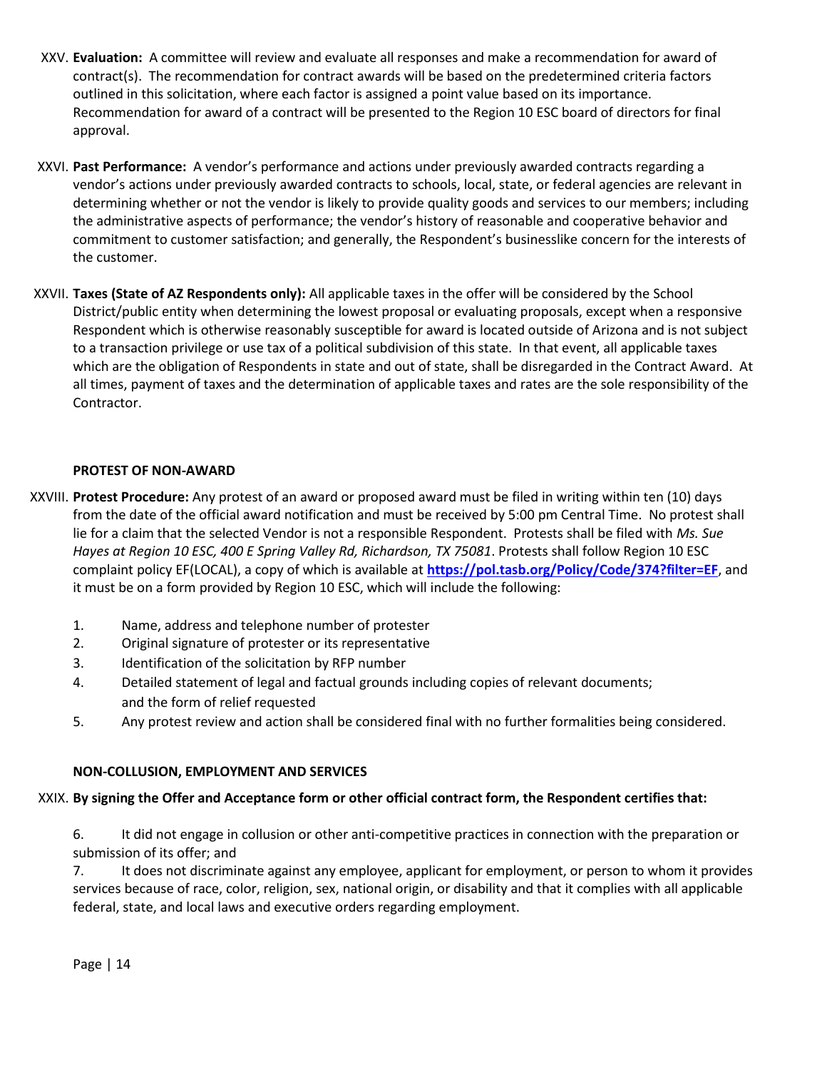XXV. **Evaluation:** A committee will review and evaluate all responses and make a recommendation for award of contract(s). The recommendation for contract awards will be based on the predetermined criteria factors outlined in this solicitation, where each factor is assigned a point value based on its importance. Recommendation for award of a contract will be presented to the Region 10 ESC board of directors for final approval.

XXVI. **Past Performance:** A vendor's performance and actions under previously awarded contracts regarding a vendor's actions under previously awarded contracts to schools, local, state, or federal agencies are relevant in determining whether or not the vendor is likely to provide quality goods and services to our members; including the administrative aspects of performance; the vendor's history of reasonable and cooperative behavior and commitment to customer satisfaction; and generally, the Respondent's businesslike concern for the interests of the customer.

XXVII. **Taxes (State of AZ Respondents only):** All applicable taxes in the offer will be considered by the School District/public entity when determining the lowest proposal or evaluating proposals, except when a responsive Respondent which is otherwise reasonably susceptible for award is located outside of Arizona and is not subject to a transaction privilege or use tax of a political subdivision of this state. In that event, all applicable taxes which are the obligation of Respondents in state and out of state, shall be disregarded in the Contract Award. At all times, payment of taxes and the determination of applicable taxes and rates are the sole responsibility of the Contractor.

**PROTEST OF NON-AWARD**

XXVIII. **Protest Procedure:** Any protest of an award or proposed award must be filed in writing within ten (10) days from the date of the official award notification and must be received by 5:00 pm Central Time. No protest shall lie for a claim that the selected Vendor is not a responsible Respondent. Protests shall be filed with *Ms. Sue Hayes at Region 10 ESC, 400 E Spring Valley Rd, Richardson, TX 75081*. Protests shall follow Region 10 ESC complaint policy EF(LOCAL), a copy of which is available at **https://pol.tasb.org/Policy/Code/374?filter=EF**, and it must be on a form provided by Region 10 ESC, which will include the following:

1. Name, address and telephone number of protester
2. Original signature of protester or its representative
3. Identification of the solicitation by RFP number
4. Detailed statement of legal and factual grounds including copies of relevant documents; and the form of relief requested
5. Any protest review and action shall be considered final with no further formalities being considered.

**NON-COLLUSION, EMPLOYMENT AND SERVICES**

XXIX. **By signing the Offer and Acceptance form or other official contract form, the Respondent certifies that:**

6. It did not engage in collusion or other anti-competitive practices in connection with the preparation or submission of its offer; and
7. It does not discriminate against any employee, applicant for employment, or person to whom it provides services because of race, color, religion, sex, national origin, or disability and that it complies with all applicable federal, state, and local laws and executive orders regarding employment.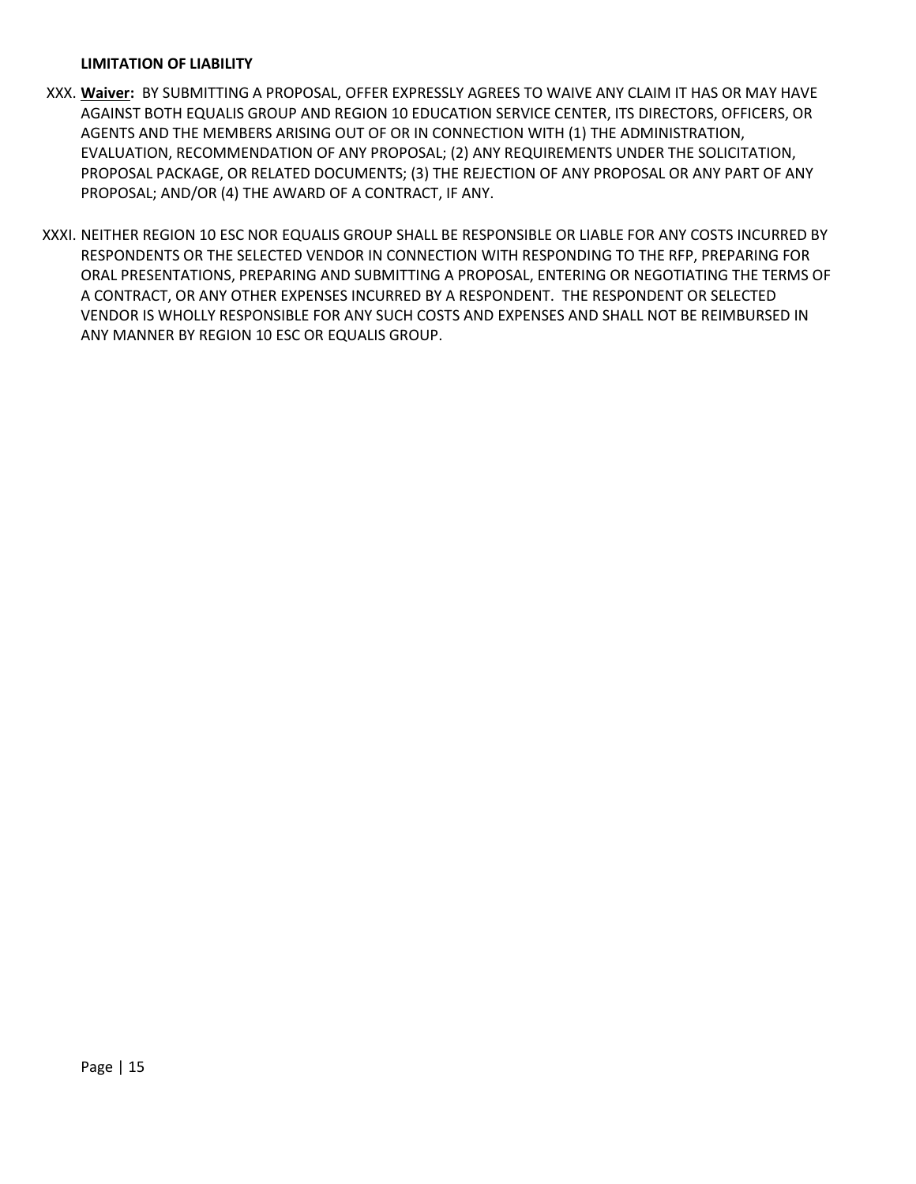**LIMITATION OF LIABILITY**

XXX. **Waiver:** BY SUBMITTING A PROPOSAL, OFFER EXPRESSLY AGREES TO WAIVE ANY CLAIM IT HAS OR MAY HAVE AGAINST BOTH EQUALIS GROUP AND REGION 10 EDUCATION SERVICE CENTER, ITS DIRECTORS, OFFICERS, OR AGENTS AND THE MEMBERS ARISING OUT OF OR IN CONNECTION WITH (1) THE ADMINISTRATION, EVALUATION, RECOMMENDATION OF ANY PROPOSAL; (2) ANY REQUIREMENTS UNDER THE SOLICITATION, PROPOSAL PACKAGE, OR RELATED DOCUMENTS; (3) THE REJECTION OF ANY PROPOSAL OR ANY PART OF ANY PROPOSAL; AND/OR (4) THE AWARD OF A CONTRACT, IF ANY.

XXXI. NEITHER REGION 10 ESC NOR EQUALIS GROUP SHALL BE RESPONSIBLE OR LIABLE FOR ANY COSTS INCURRED BY RESPONDENTS OR THE SELECTED VENDOR IN CONNECTION WITH RESPONDING TO THE RFP, PREPARING FOR ORAL PRESENTATIONS, PREPARING AND SUBMITTING A PROPOSAL, ENTERING OR NEGOTIATING THE TERMS OF A CONTRACT, OR ANY OTHER EXPENSES INCURRED BY A RESPONDENT. THE RESPONDENT OR SELECTED VENDOR IS WHOLLY RESPONSIBLE FOR ANY SUCH COSTS AND EXPENSES AND SHALL NOT BE REIMBURSED IN ANY MANNER BY REGION 10 ESC OR EQUALIS GROUP.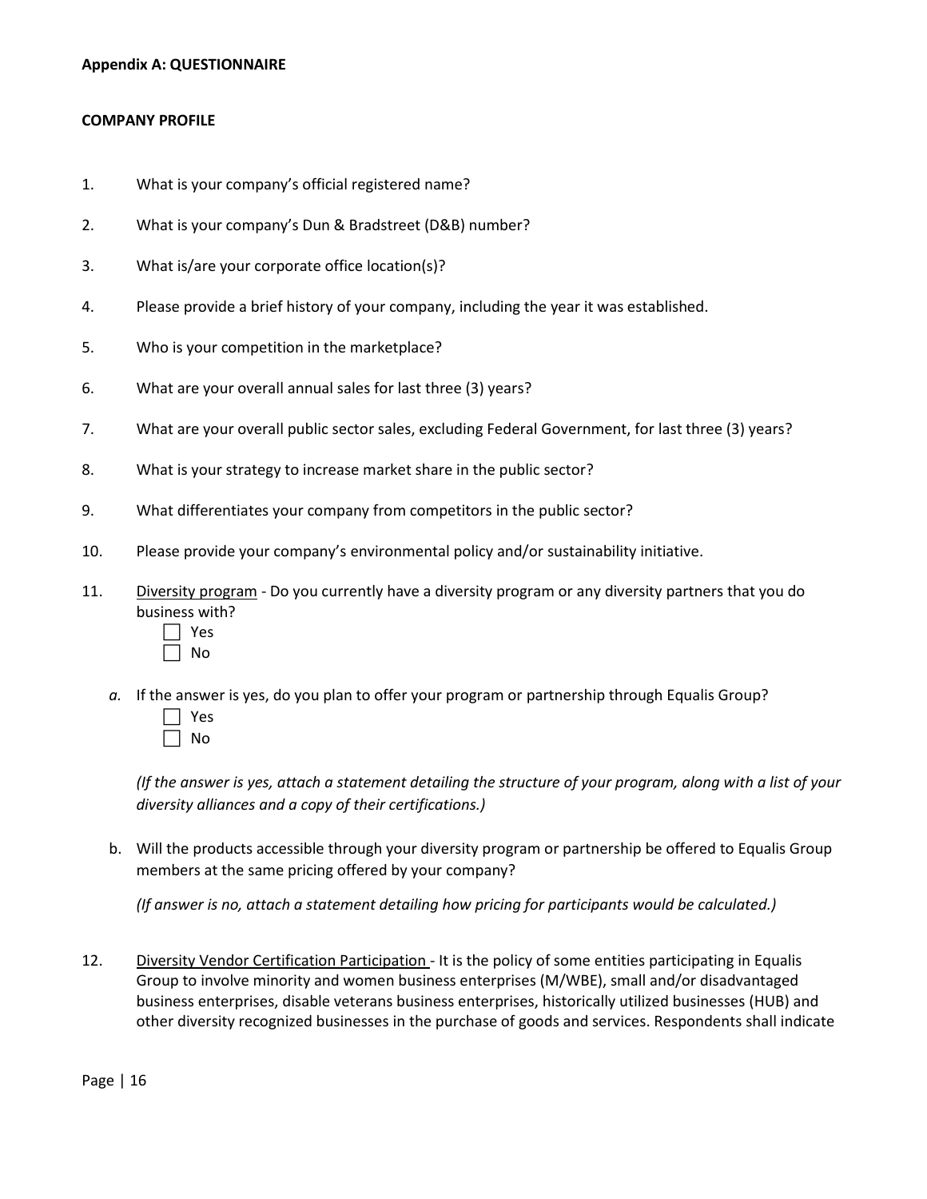**Appendix A: QUESTIONNAIRE**

**COMPANY PROFILE**

1. What is your company's official registered name?

2. What is your company's Dun & Bradstreet (D&B) number?

3. What is/are your corporate office location(s)?

4. Please provide a brief history of your company, including the year it was established.

5. Who is your competition in the marketplace?

6. What are your overall annual sales for last three (3) years?

7. What are your overall public sector sales, excluding Federal Government, for last three (3) years?

8. What is your strategy to increase market share in the public sector?

9. What differentiates your company from competitors in the public sector?

10. Please provide your company's environmental policy and/or sustainability initiative.

11. Diversity program - Do you currently have a diversity program or any diversity partners that you do business with?

    - ☐ Yes
    - ☐ No

    *a.* If the answer is yes, do you plan to offer your program or partnership through Equalis Group?

    - ☐ Yes
    - ☐ No

    *(If the answer is yes, attach a statement detailing the structure of your program, along with a list of your diversity alliances and a copy of their certifications.)*

    b. Will the products accessible through your diversity program or partnership be offered to Equalis Group members at the same pricing offered by your company?

    *(If answer is no, attach a statement detailing how pricing for participants would be calculated.)*

12. Diversity Vendor Certification Participation - It is the policy of some entities participating in Equalis Group to involve minority and women business enterprises (M/WBE), small and/or disadvantaged business enterprises, disable veterans business enterprises, historically utilized businesses (HUB) and other diversity recognized businesses in the purchase of goods and services. Respondents shall indicate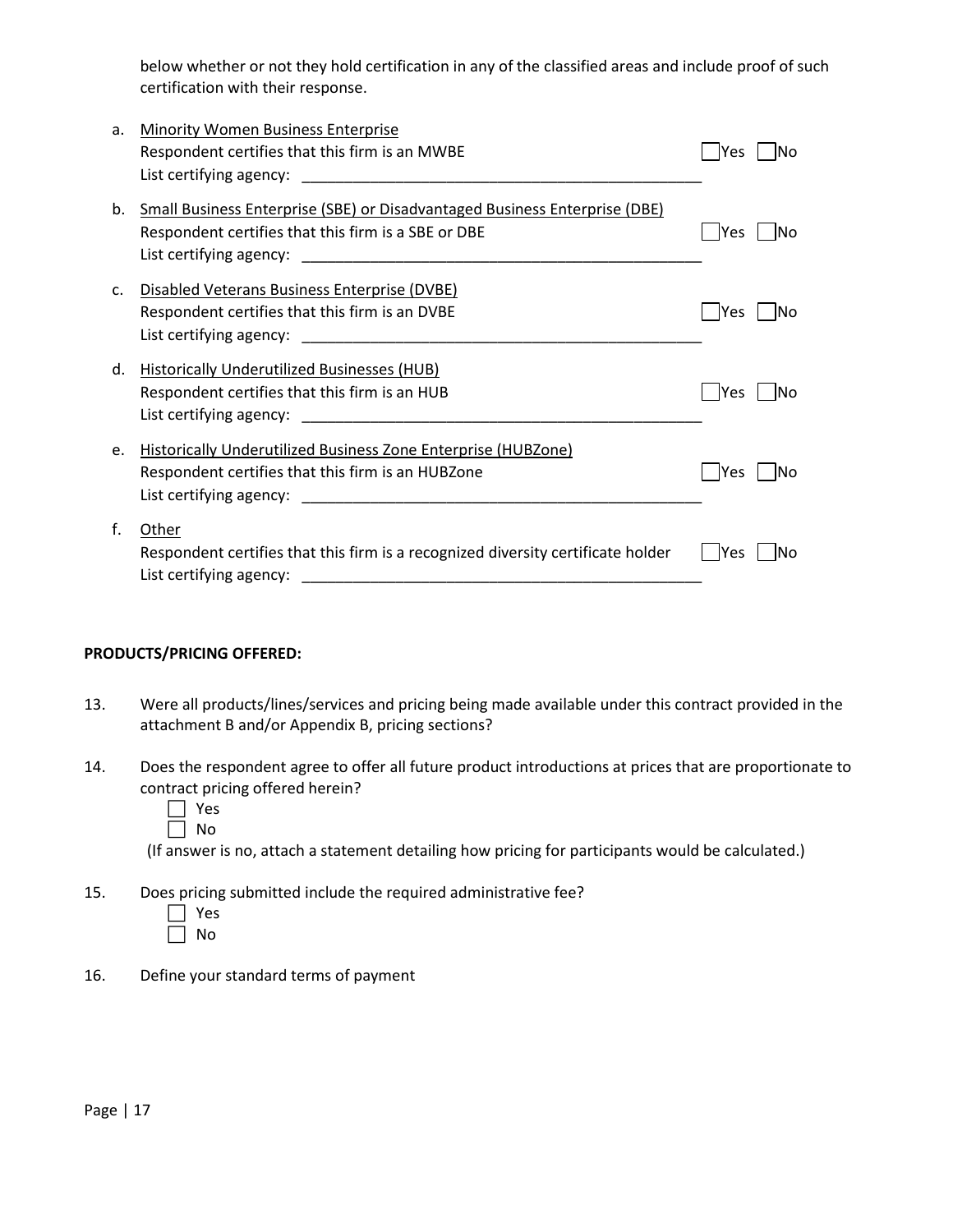below whether or not they hold certification in any of the classified areas and include proof of such certification with their response.

a. Minority Women Business Enterprise
   Respondent certifies that this firm is an MWBE ☐ Yes ☐ No
   List certifying agency: ______________________________________________

b. Small Business Enterprise (SBE) or Disadvantaged Business Enterprise (DBE)
   Respondent certifies that this firm is a SBE or DBE ☐ Yes ☐ No
   List certifying agency: ______________________________________________

c. Disabled Veterans Business Enterprise (DVBE)
   Respondent certifies that this firm is an DVBE ☐ Yes ☐ No
   List certifying agency: ______________________________________________

d. Historically Underutilized Businesses (HUB)
   Respondent certifies that this firm is an HUB ☐ Yes ☐ No
   List certifying agency: ______________________________________________

e. Historically Underutilized Business Zone Enterprise (HUBZone)
   Respondent certifies that this firm is an HUBZone ☐ Yes ☐ No
   List certifying agency: ______________________________________________

f. Other
   Respondent certifies that this firm is a recognized diversity certificate holder ☐ Yes ☐ No
   List certifying agency: ______________________________________________

**PRODUCTS/PRICING OFFERED:**

13. Were all products/lines/services and pricing being made available under this contract provided in the attachment B and/or Appendix B, pricing sections?

14. Does the respondent agree to offer all future product introductions at prices that are proportionate to contract pricing offered herein?
    ☐ Yes
    ☐ No
    (If answer is no, attach a statement detailing how pricing for participants would be calculated.)

15. Does pricing submitted include the required administrative fee?
    ☐ Yes
    ☐ No

16. Define your standard terms of payment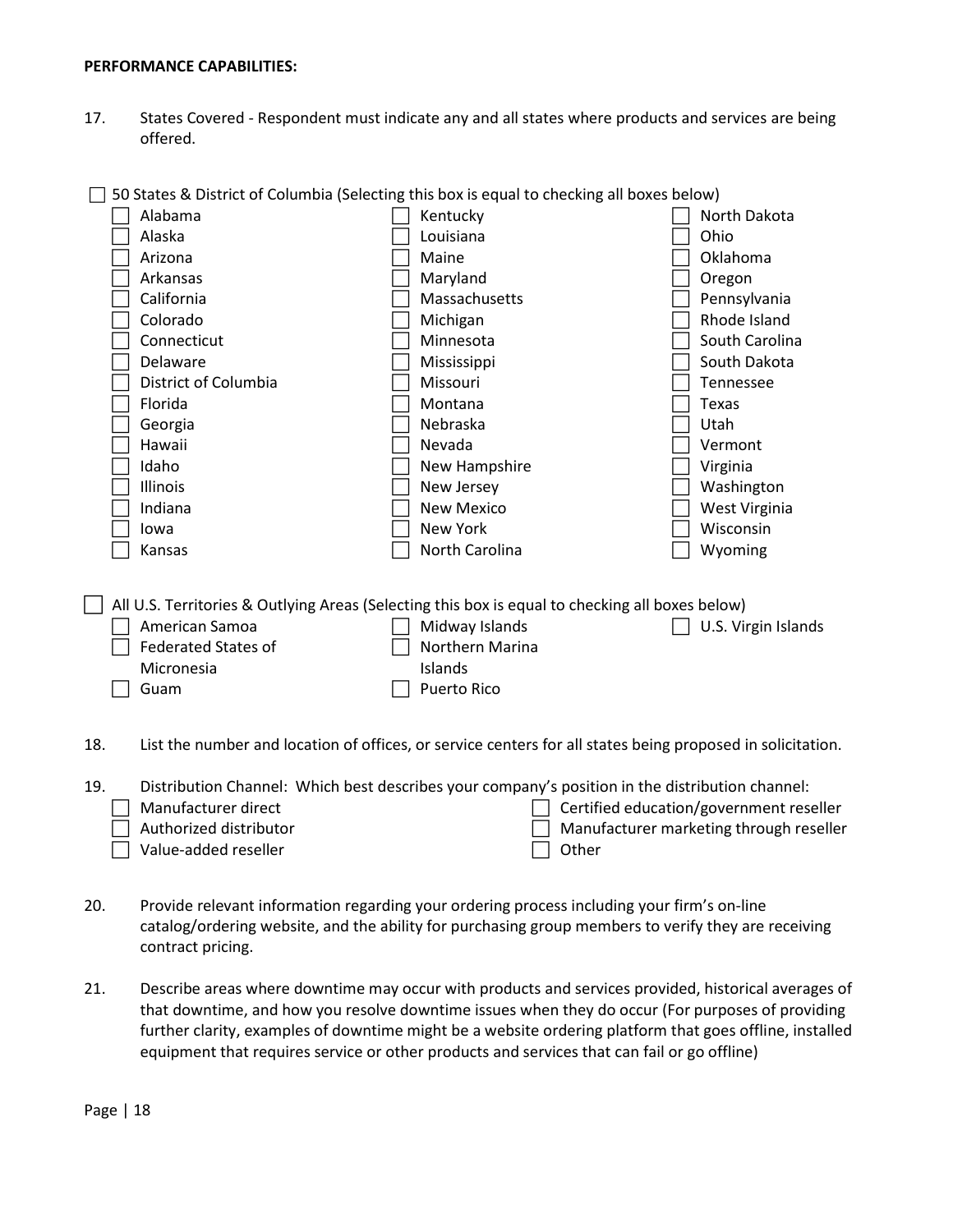**PERFORMANCE CAPABILITIES:**

17. States Covered - Respondent must indicate any and all states where products and services are being offered.

☐ 50 States & District of Columbia (Selecting this box is equal to checking all boxes below)

- ☐ Alabama
- ☐ Alaska
- ☐ Arizona
- ☐ Arkansas
- ☐ California
- ☐ Colorado
- ☐ Connecticut
- ☐ Delaware
- ☐ District of Columbia
- ☐ Florida
- ☐ Georgia
- ☐ Hawaii
- ☐ Idaho
- ☐ Illinois
- ☐ Indiana
- ☐ Iowa
- ☐ Kansas
- ☐ Kentucky
- ☐ Louisiana
- ☐ Maine
- ☐ Maryland
- ☐ Massachusetts
- ☐ Michigan
- ☐ Minnesota
- ☐ Mississippi
- ☐ Missouri
- ☐ Montana
- ☐ Nebraska
- ☐ Nevada
- ☐ New Hampshire
- ☐ New Jersey
- ☐ New Mexico
- ☐ New York
- ☐ North Carolina
- ☐ North Dakota
- ☐ Ohio
- ☐ Oklahoma
- ☐ Oregon
- ☐ Pennsylvania
- ☐ Rhode Island
- ☐ South Carolina
- ☐ South Dakota
- ☐ Tennessee
- ☐ Texas
- ☐ Utah
- ☐ Vermont
- ☐ Virginia
- ☐ Washington
- ☐ West Virginia
- ☐ Wisconsin
- ☐ Wyoming

☐ All U.S. Territories & Outlying Areas (Selecting this box is equal to checking all boxes below)

- ☐ American Samoa
- ☐ Federated States of Micronesia
- ☐ Guam
- ☐ Midway Islands
- ☐ Northern Marina Islands
- ☐ Puerto Rico
- ☐ U.S. Virgin Islands

18. List the number and location of offices, or service centers for all states being proposed in solicitation.

19. Distribution Channel: Which best describes your company's position in the distribution channel:

- ☐ Manufacturer direct
- ☐ Authorized distributor
- ☐ Value-added reseller
- ☐ Certified education/government reseller
- ☐ Manufacturer marketing through reseller
- ☐ Other

20. Provide relevant information regarding your ordering process including your firm's on-line catalog/ordering website, and the ability for purchasing group members to verify they are receiving contract pricing.

21. Describe areas where downtime may occur with products and services provided, historical averages of that downtime, and how you resolve downtime issues when they do occur (For purposes of providing further clarity, examples of downtime might be a website ordering platform that goes offline, installed equipment that requires service or other products and services that can fail or go offline)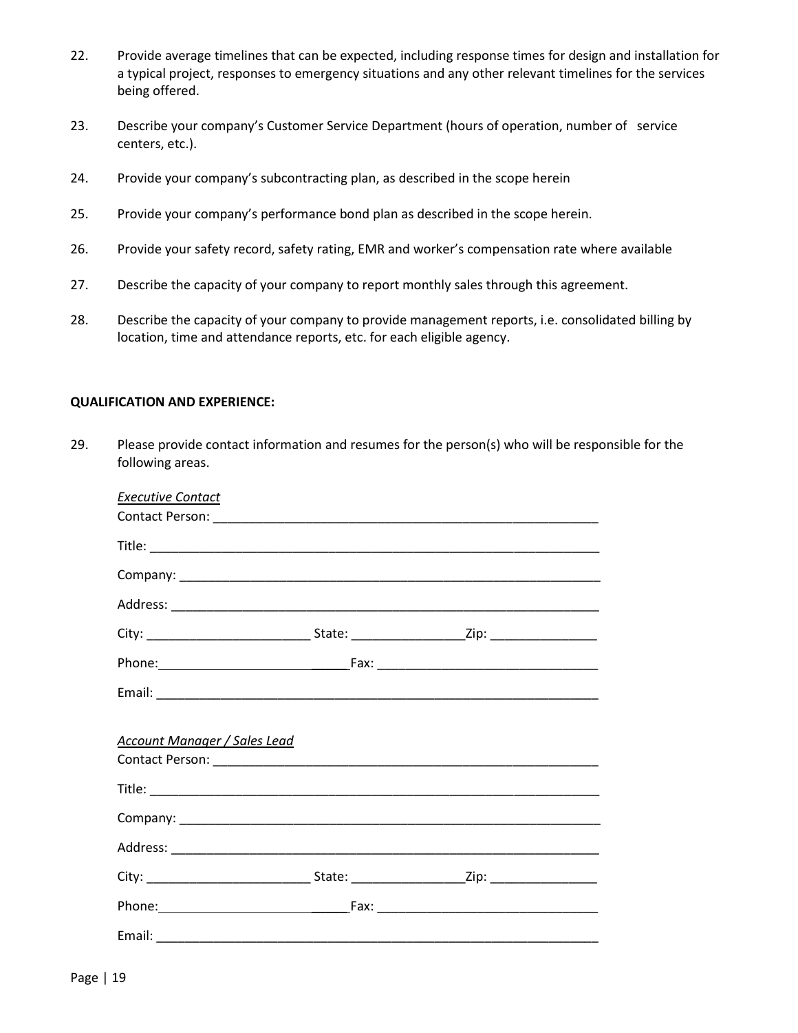22. Provide average timelines that can be expected, including response times for design and installation for a typical project, responses to emergency situations and any other relevant timelines for the services being offered.

23. Describe your company's Customer Service Department (hours of operation, number of service centers, etc.).

24. Provide your company's subcontracting plan, as described in the scope herein

25. Provide your company's performance bond plan as described in the scope herein.

26. Provide your safety record, safety rating, EMR and worker's compensation rate where available

27. Describe the capacity of your company to report monthly sales through this agreement.

28. Describe the capacity of your company to provide management reports, i.e. consolidated billing by location, time and attendance reports, etc. for each eligible agency.

**QUALIFICATION AND EXPERIENCE:**

29. Please provide contact information and resumes for the person(s) who will be responsible for the following areas.

*Executive Contact*

Contact Person: ______________________________________________

Title: ______________________________________________

Company: ______________________________________________

Address: ______________________________________________

City: ____________________ State: ______________ Zip: _____________

Phone: ______________________ Fax: ___________________________

Email: ______________________________________________

*Account Manager / Sales Lead*

Contact Person: ______________________________________________

Title: ______________________________________________

Company: ______________________________________________

Address: ______________________________________________

City: ____________________ State: ______________ Zip: _____________

Phone: ______________________ Fax: ___________________________

Email: ______________________________________________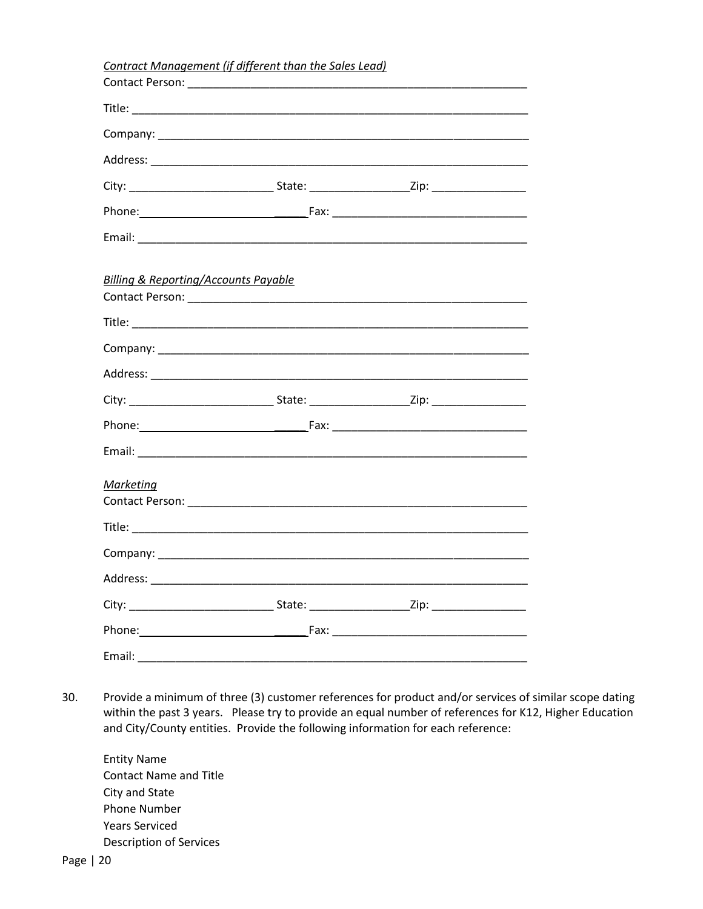*Contract Management (if different than the Sales Lead)*

Contact Person: ____________________________________________________

Title: ____________________________________________________________

Company: _________________________________________________________

Address: __________________________________________________________

City: ______________________ State: _______________Zip: ______________

Phone:___________________________Fax: ____________________________

Email: ____________________________________________________________

*Billing & Reporting/Accounts Payable*

Contact Person: ____________________________________________________

Title: ____________________________________________________________

Company: _________________________________________________________

Address: __________________________________________________________

City: ______________________ State: _______________Zip: ______________

Phone:___________________________Fax: ____________________________

Email: ____________________________________________________________

*Marketing*

Contact Person: ____________________________________________________

Title: ____________________________________________________________

Company: _________________________________________________________

Address: __________________________________________________________

City: ______________________ State: _______________Zip: ______________

Phone:___________________________Fax: ____________________________

Email: ____________________________________________________________

30. Provide a minimum of three (3) customer references for product and/or services of similar scope dating within the past 3 years. Please try to provide an equal number of references for K12, Higher Education and City/County entities. Provide the following information for each reference:

    Entity Name
    Contact Name and Title
    City and State
    Phone Number
    Years Serviced
    Description of Services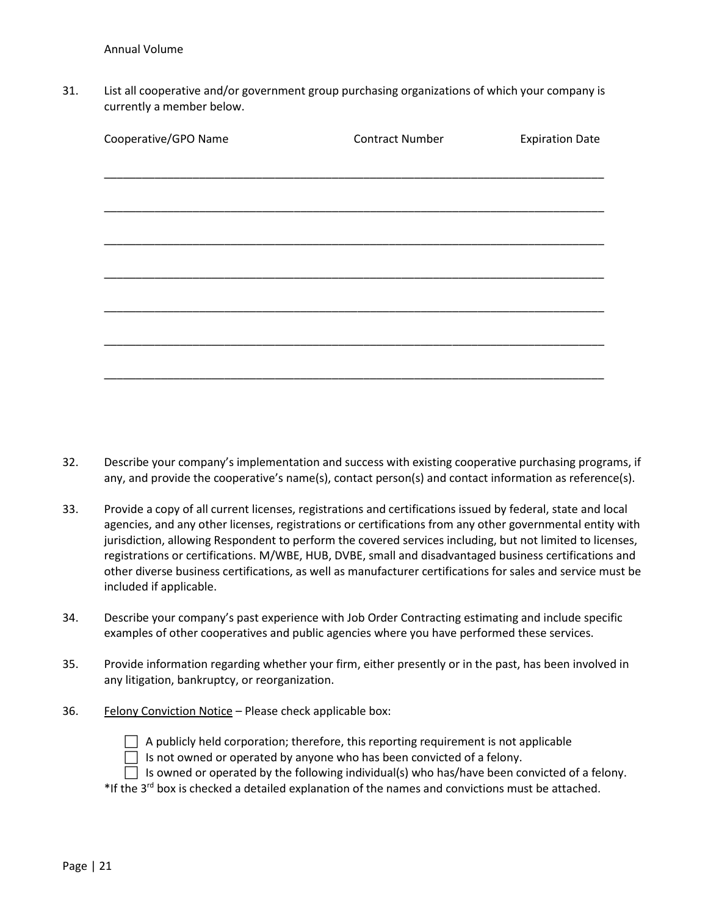Annual Volume

31. List all cooperative and/or government group purchasing organizations of which your company is currently a member below.

| Cooperative/GPO Name | Contract Number | Expiration Date |
|---|---|---|
| | | |
| | | |
| | | |
| | | |
| | | |
| | | |
| | | |

32. Describe your company's implementation and success with existing cooperative purchasing programs, if any, and provide the cooperative's name(s), contact person(s) and contact information as reference(s).

33. Provide a copy of all current licenses, registrations and certifications issued by federal, state and local agencies, and any other licenses, registrations or certifications from any other governmental entity with jurisdiction, allowing Respondent to perform the covered services including, but not limited to licenses, registrations or certifications. M/WBE, HUB, DVBE, small and disadvantaged business certifications and other diverse business certifications, as well as manufacturer certifications for sales and service must be included if applicable.

34. Describe your company's past experience with Job Order Contracting estimating and include specific examples of other cooperatives and public agencies where you have performed these services.

35. Provide information regarding whether your firm, either presently or in the past, has been involved in any litigation, bankruptcy, or reorganization.

36. Felony Conviction Notice – Please check applicable box:

- ☐ A publicly held corporation; therefore, this reporting requirement is not applicable
- ☐ Is not owned or operated by anyone who has been convicted of a felony.
- ☐ Is owned or operated by the following individual(s) who has/have been convicted of a felony.

*If the 3rd box is checked a detailed explanation of the names and convictions must be attached.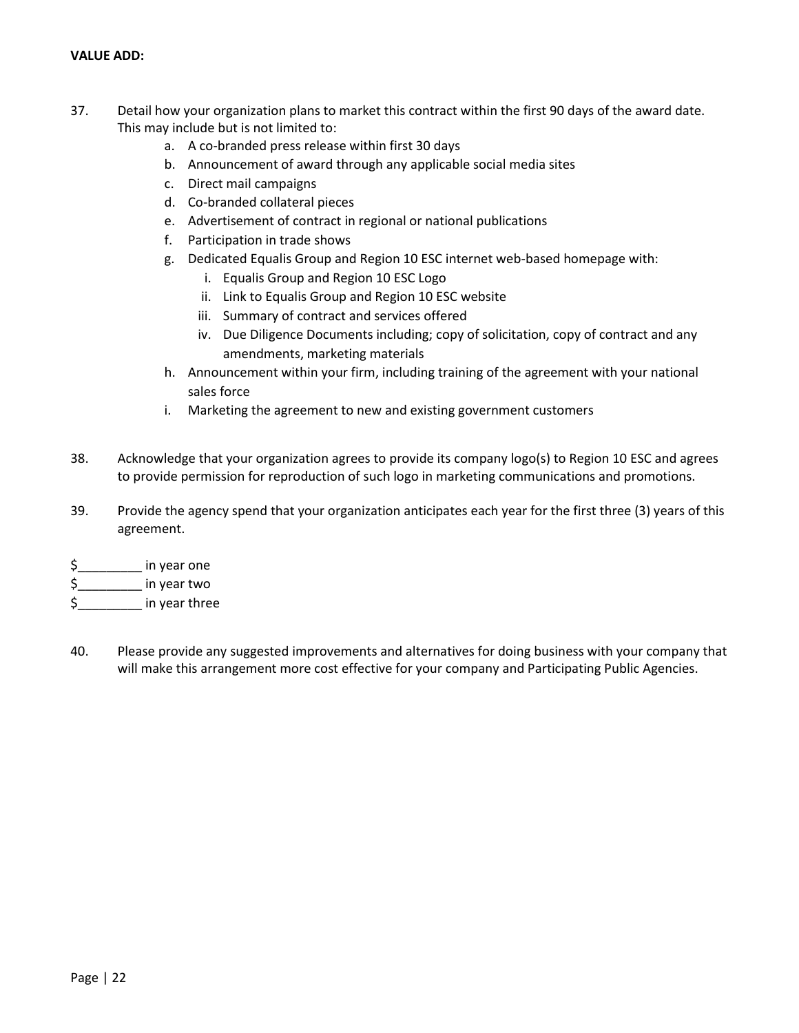**VALUE ADD:**

37. Detail how your organization plans to market this contract within the first 90 days of the award date. This may include but is not limited to:
    a. A co-branded press release within first 30 days
    b. Announcement of award through any applicable social media sites
    c. Direct mail campaigns
    d. Co-branded collateral pieces
    e. Advertisement of contract in regional or national publications
    f. Participation in trade shows
    g. Dedicated Equalis Group and Region 10 ESC internet web-based homepage with:
        i. Equalis Group and Region 10 ESC Logo
        ii. Link to Equalis Group and Region 10 ESC website
        iii. Summary of contract and services offered
        iv. Due Diligence Documents including; copy of solicitation, copy of contract and any amendments, marketing materials
    h. Announcement within your firm, including training of the agreement with your national sales force
    i. Marketing the agreement to new and existing government customers

38. Acknowledge that your organization agrees to provide its company logo(s) to Region 10 ESC and agrees to provide permission for reproduction of such logo in marketing communications and promotions.

39. Provide the agency spend that your organization anticipates each year for the first three (3) years of this agreement.

$_________ in year one
$_________ in year two
$_________ in year three

40. Please provide any suggested improvements and alternatives for doing business with your company that will make this arrangement more cost effective for your company and Participating Public Agencies.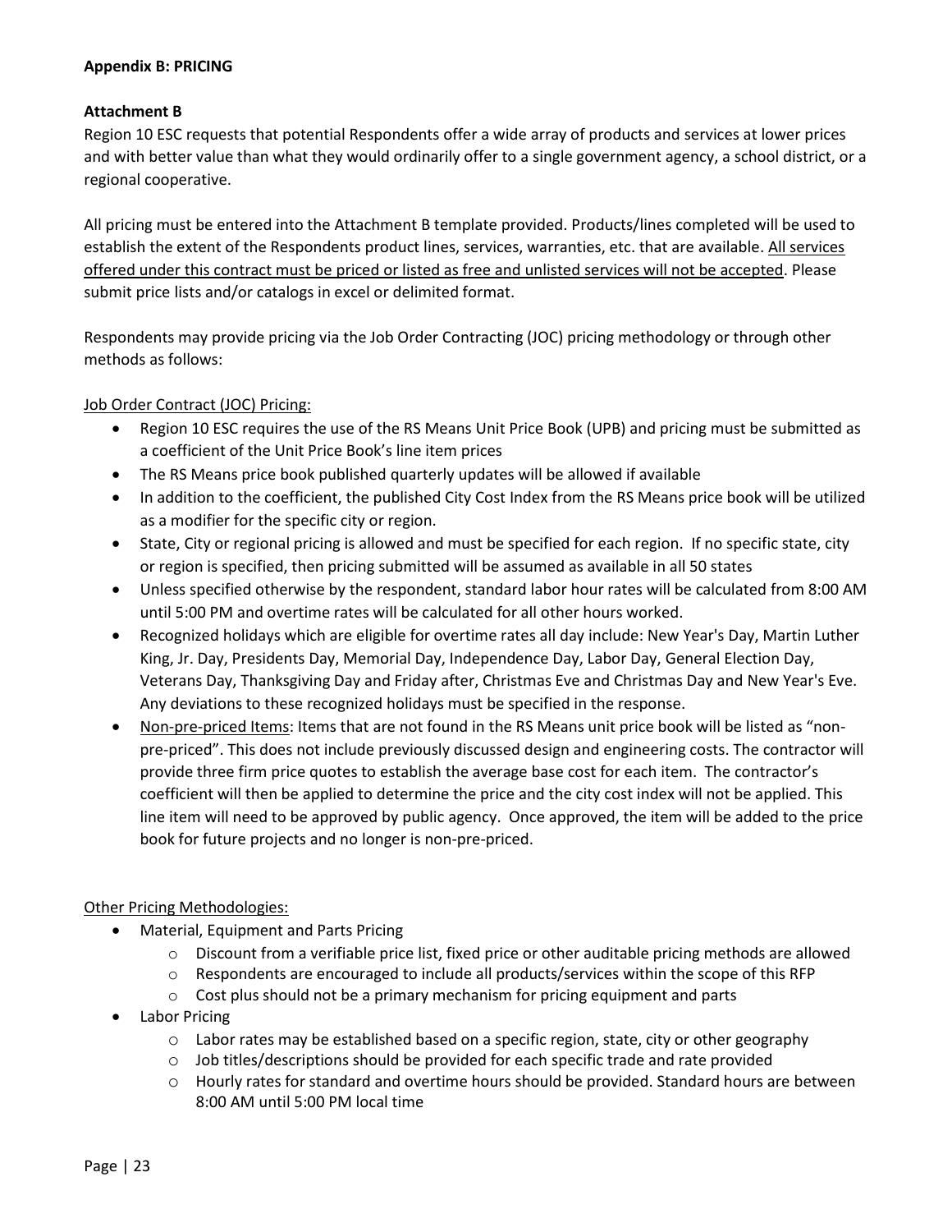**Appendix B: PRICING**

**Attachment B**

Region 10 ESC requests that potential Respondents offer a wide array of products and services at lower prices and with better value than what they would ordinarily offer to a single government agency, a school district, or a regional cooperative.

All pricing must be entered into the Attachment B template provided. Products/lines completed will be used to establish the extent of the Respondents product lines, services, warranties, etc. that are available. <u>All services offered under this contract must be priced or listed as free and unlisted services will not be accepted</u>. Please submit price lists and/or catalogs in excel or delimited format.

Respondents may provide pricing via the Job Order Contracting (JOC) pricing methodology or through other methods as follows:

<u>Job Order Contract (JOC) Pricing:</u>

- Region 10 ESC requires the use of the RS Means Unit Price Book (UPB) and pricing must be submitted as a coefficient of the Unit Price Book's line item prices
- The RS Means price book published quarterly updates will be allowed if available
- In addition to the coefficient, the published City Cost Index from the RS Means price book will be utilized as a modifier for the specific city or region.
- State, City or regional pricing is allowed and must be specified for each region. If no specific state, city or region is specified, then pricing submitted will be assumed as available in all 50 states
- Unless specified otherwise by the respondent, standard labor hour rates will be calculated from 8:00 AM until 5:00 PM and overtime rates will be calculated for all other hours worked.
- Recognized holidays which are eligible for overtime rates all day include: New Year's Day, Martin Luther King, Jr. Day, Presidents Day, Memorial Day, Independence Day, Labor Day, General Election Day, Veterans Day, Thanksgiving Day and Friday after, Christmas Eve and Christmas Day and New Year's Eve. Any deviations to these recognized holidays must be specified in the response.
- <u>Non-pre-priced Items</u>: Items that are not found in the RS Means unit price book will be listed as "non-pre-priced". This does not include previously discussed design and engineering costs. The contractor will provide three firm price quotes to establish the average base cost for each item. The contractor's coefficient will then be applied to determine the price and the city cost index will not be applied. This line item will need to be approved by public agency. Once approved, the item will be added to the price book for future projects and no longer is non-pre-priced.

<u>Other Pricing Methodologies:</u>

- Material, Equipment and Parts Pricing
  - Discount from a verifiable price list, fixed price or other auditable pricing methods are allowed
  - Respondents are encouraged to include all products/services within the scope of this RFP
  - Cost plus should not be a primary mechanism for pricing equipment and parts
- Labor Pricing
  - Labor rates may be established based on a specific region, state, city or other geography
  - Job titles/descriptions should be provided for each specific trade and rate provided
  - Hourly rates for standard and overtime hours should be provided. Standard hours are between 8:00 AM until 5:00 PM local time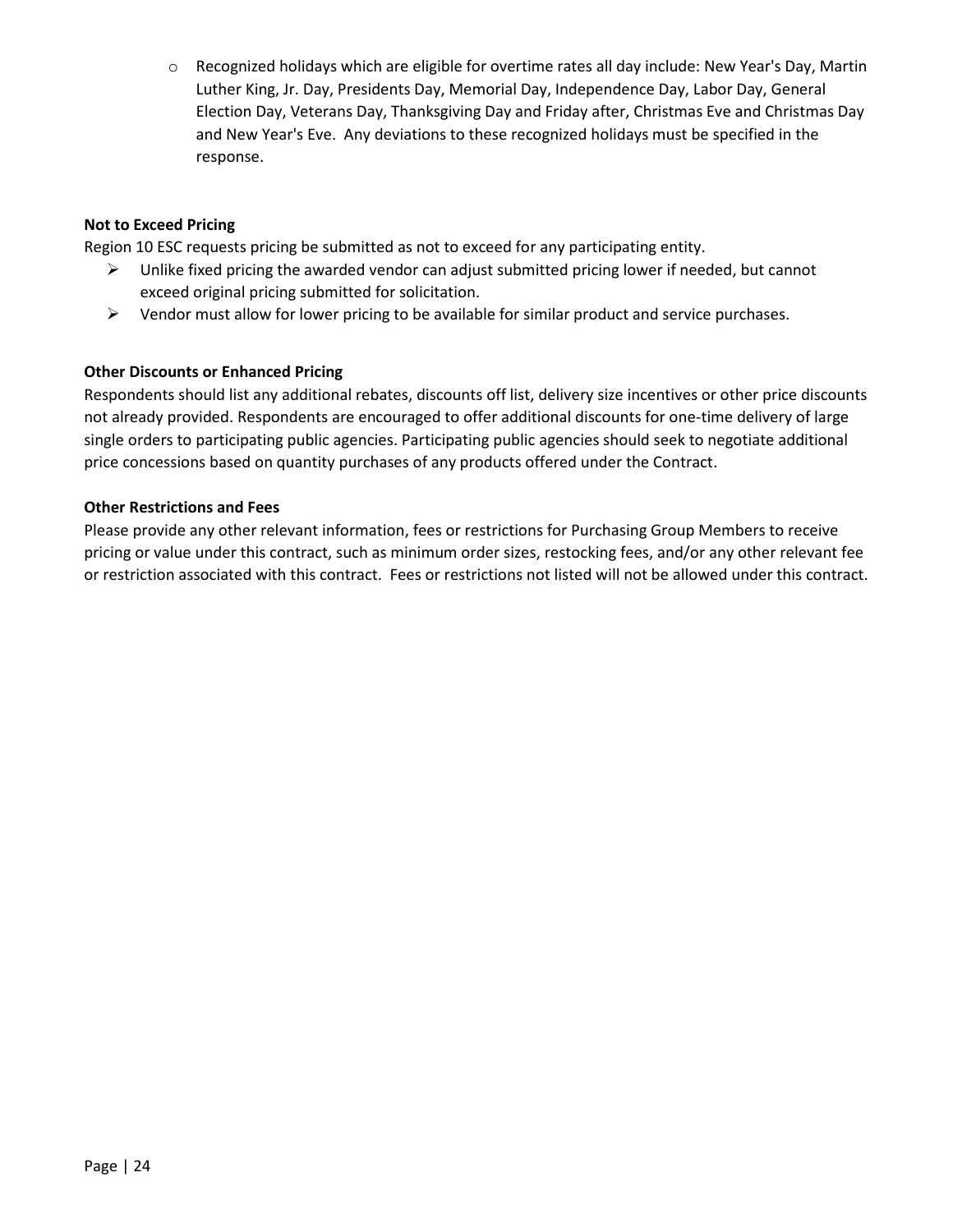- Recognized holidays which are eligible for overtime rates all day include: New Year's Day, Martin Luther King, Jr. Day, Presidents Day, Memorial Day, Independence Day, Labor Day, General Election Day, Veterans Day, Thanksgiving Day and Friday after, Christmas Eve and Christmas Day and New Year's Eve. Any deviations to these recognized holidays must be specified in the response.

**Not to Exceed Pricing**

Region 10 ESC requests pricing be submitted as not to exceed for any participating entity.

- Unlike fixed pricing the awarded vendor can adjust submitted pricing lower if needed, but cannot exceed original pricing submitted for solicitation.
- Vendor must allow for lower pricing to be available for similar product and service purchases.

**Other Discounts or Enhanced Pricing**

Respondents should list any additional rebates, discounts off list, delivery size incentives or other price discounts not already provided. Respondents are encouraged to offer additional discounts for one-time delivery of large single orders to participating public agencies. Participating public agencies should seek to negotiate additional price concessions based on quantity purchases of any products offered under the Contract.

**Other Restrictions and Fees**

Please provide any other relevant information, fees or restrictions for Purchasing Group Members to receive pricing or value under this contract, such as minimum order sizes, restocking fees, and/or any other relevant fee or restriction associated with this contract. Fees or restrictions not listed will not be allowed under this contract.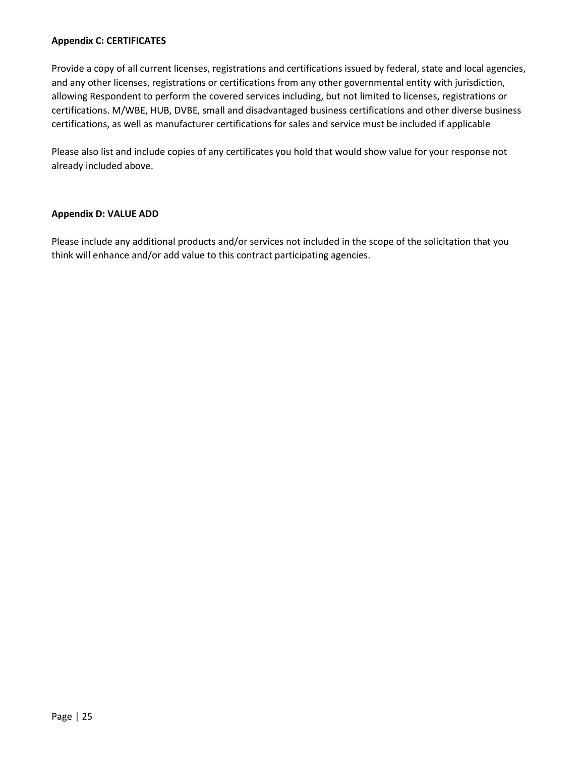**Appendix C: CERTIFICATES**

Provide a copy of all current licenses, registrations and certifications issued by federal, state and local agencies, and any other licenses, registrations or certifications from any other governmental entity with jurisdiction, allowing Respondent to perform the covered services including, but not limited to licenses, registrations or certifications. M/WBE, HUB, DVBE, small and disadvantaged business certifications and other diverse business certifications, as well as manufacturer certifications for sales and service must be included if applicable

Please also list and include copies of any certificates you hold that would show value for your response not already included above.

**Appendix D: VALUE ADD**

Please include any additional products and/or services not included in the scope of the solicitation that you think will enhance and/or add value to this contract participating agencies.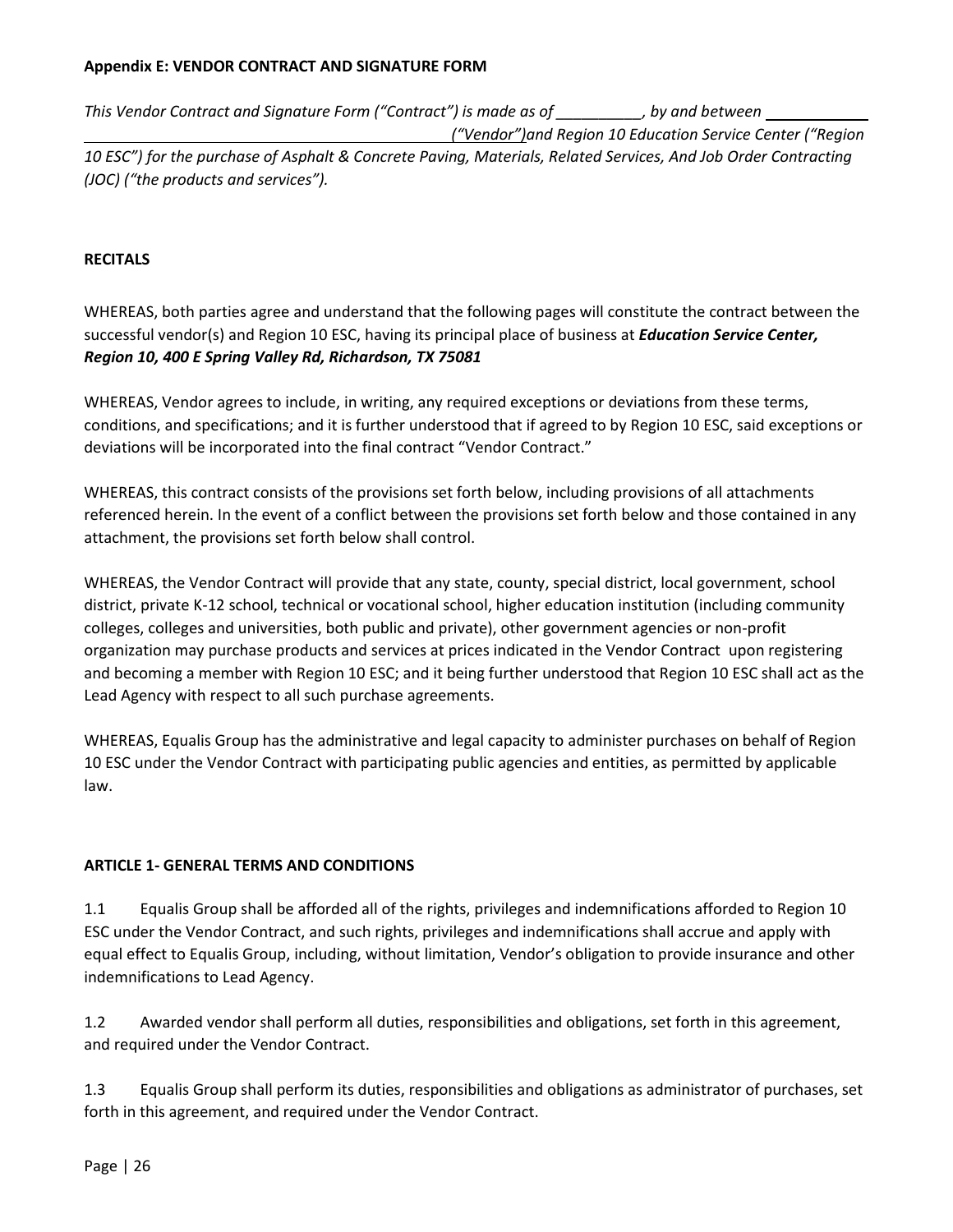**Appendix E: VENDOR CONTRACT AND SIGNATURE FORM**

*This Vendor Contract and Signature Form ("Contract") is made as of __________, by and between ______________________________________________________ ("Vendor")and Region 10 Education Service Center ("Region 10 ESC") for the purchase of Asphalt & Concrete Paving, Materials, Related Services, And Job Order Contracting (JOC) ("the products and services").*

**RECITALS**

WHEREAS, both parties agree and understand that the following pages will constitute the contract between the successful vendor(s) and Region 10 ESC, having its principal place of business at ***Education Service Center, Region 10, 400 E Spring Valley Rd, Richardson, TX 75081***

WHEREAS, Vendor agrees to include, in writing, any required exceptions or deviations from these terms, conditions, and specifications; and it is further understood that if agreed to by Region 10 ESC, said exceptions or deviations will be incorporated into the final contract "Vendor Contract."

WHEREAS, this contract consists of the provisions set forth below, including provisions of all attachments referenced herein. In the event of a conflict between the provisions set forth below and those contained in any attachment, the provisions set forth below shall control.

WHEREAS, the Vendor Contract will provide that any state, county, special district, local government, school district, private K-12 school, technical or vocational school, higher education institution (including community colleges, colleges and universities, both public and private), other government agencies or non-profit organization may purchase products and services at prices indicated in the Vendor Contract upon registering and becoming a member with Region 10 ESC; and it being further understood that Region 10 ESC shall act as the Lead Agency with respect to all such purchase agreements.

WHEREAS, Equalis Group has the administrative and legal capacity to administer purchases on behalf of Region 10 ESC under the Vendor Contract with participating public agencies and entities, as permitted by applicable law.

**ARTICLE 1- GENERAL TERMS AND CONDITIONS**

1.1 Equalis Group shall be afforded all of the rights, privileges and indemnifications afforded to Region 10 ESC under the Vendor Contract, and such rights, privileges and indemnifications shall accrue and apply with equal effect to Equalis Group, including, without limitation, Vendor's obligation to provide insurance and other indemnifications to Lead Agency.

1.2 Awarded vendor shall perform all duties, responsibilities and obligations, set forth in this agreement, and required under the Vendor Contract.

1.3 Equalis Group shall perform its duties, responsibilities and obligations as administrator of purchases, set forth in this agreement, and required under the Vendor Contract.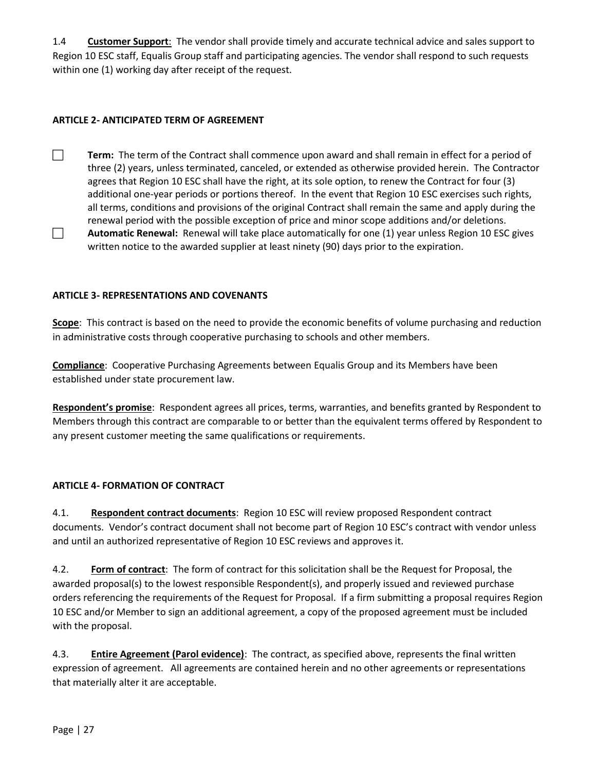1.4 **Customer Support**: The vendor shall provide timely and accurate technical advice and sales support to Region 10 ESC staff, Equalis Group staff and participating agencies. The vendor shall respond to such requests within one (1) working day after receipt of the request.

**ARTICLE 2- ANTICIPATED TERM OF AGREEMENT**

☐ **Term:** The term of the Contract shall commence upon award and shall remain in effect for a period of three (2) years, unless terminated, canceled, or extended as otherwise provided herein. The Contractor agrees that Region 10 ESC shall have the right, at its sole option, to renew the Contract for four (3) additional one-year periods or portions thereof. In the event that Region 10 ESC exercises such rights, all terms, conditions and provisions of the original Contract shall remain the same and apply during the renewal period with the possible exception of price and minor scope additions and/or deletions.

☐ **Automatic Renewal:** Renewal will take place automatically for one (1) year unless Region 10 ESC gives written notice to the awarded supplier at least ninety (90) days prior to the expiration.

**ARTICLE 3- REPRESENTATIONS AND COVENANTS**

**Scope**: This contract is based on the need to provide the economic benefits of volume purchasing and reduction in administrative costs through cooperative purchasing to schools and other members.

**Compliance**: Cooperative Purchasing Agreements between Equalis Group and its Members have been established under state procurement law.

**Respondent's promise**: Respondent agrees all prices, terms, warranties, and benefits granted by Respondent to Members through this contract are comparable to or better than the equivalent terms offered by Respondent to any present customer meeting the same qualifications or requirements.

**ARTICLE 4- FORMATION OF CONTRACT**

4.1. **Respondent contract documents**: Region 10 ESC will review proposed Respondent contract documents. Vendor's contract document shall not become part of Region 10 ESC's contract with vendor unless and until an authorized representative of Region 10 ESC reviews and approves it.

4.2. **Form of contract**: The form of contract for this solicitation shall be the Request for Proposal, the awarded proposal(s) to the lowest responsible Respondent(s), and properly issued and reviewed purchase orders referencing the requirements of the Request for Proposal. If a firm submitting a proposal requires Region 10 ESC and/or Member to sign an additional agreement, a copy of the proposed agreement must be included with the proposal.

4.3. **Entire Agreement (Parol evidence)**: The contract, as specified above, represents the final written expression of agreement. All agreements are contained herein and no other agreements or representations that materially alter it are acceptable.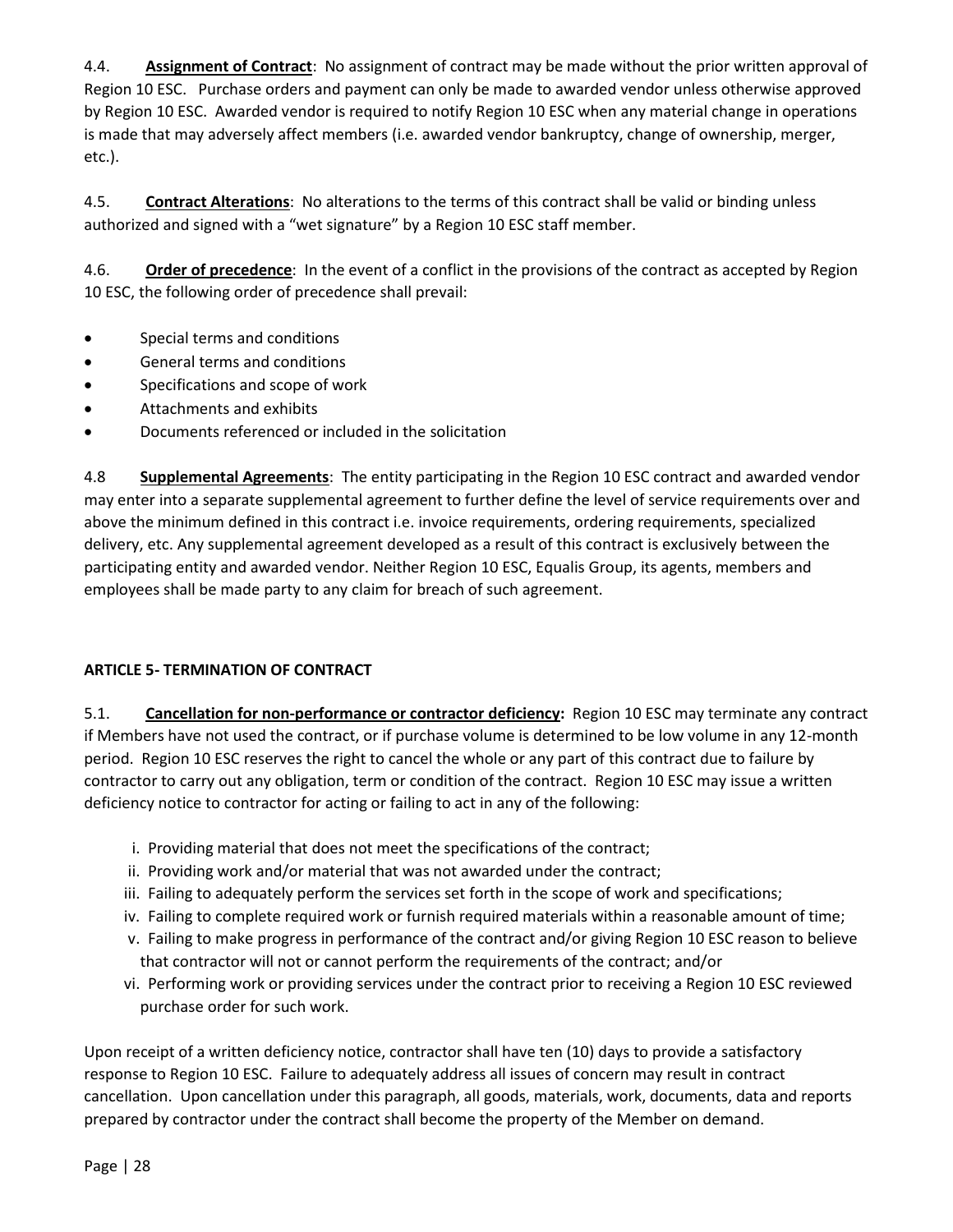4.4. **Assignment of Contract**: No assignment of contract may be made without the prior written approval of Region 10 ESC. Purchase orders and payment can only be made to awarded vendor unless otherwise approved by Region 10 ESC. Awarded vendor is required to notify Region 10 ESC when any material change in operations is made that may adversely affect members (i.e. awarded vendor bankruptcy, change of ownership, merger, etc.).

4.5. **Contract Alterations**: No alterations to the terms of this contract shall be valid or binding unless authorized and signed with a "wet signature" by a Region 10 ESC staff member.

4.6. **Order of precedence**: In the event of a conflict in the provisions of the contract as accepted by Region 10 ESC, the following order of precedence shall prevail:

- Special terms and conditions
- General terms and conditions
- Specifications and scope of work
- Attachments and exhibits
- Documents referenced or included in the solicitation

4.8 **Supplemental Agreements**: The entity participating in the Region 10 ESC contract and awarded vendor may enter into a separate supplemental agreement to further define the level of service requirements over and above the minimum defined in this contract i.e. invoice requirements, ordering requirements, specialized delivery, etc. Any supplemental agreement developed as a result of this contract is exclusively between the participating entity and awarded vendor. Neither Region 10 ESC, Equalis Group, its agents, members and employees shall be made party to any claim for breach of such agreement.

**ARTICLE 5- TERMINATION OF CONTRACT**

5.1. **Cancellation for non-performance or contractor deficiency:** Region 10 ESC may terminate any contract if Members have not used the contract, or if purchase volume is determined to be low volume in any 12-month period. Region 10 ESC reserves the right to cancel the whole or any part of this contract due to failure by contractor to carry out any obligation, term or condition of the contract. Region 10 ESC may issue a written deficiency notice to contractor for acting or failing to act in any of the following:

i. Providing material that does not meet the specifications of the contract;
ii. Providing work and/or material that was not awarded under the contract;
iii. Failing to adequately perform the services set forth in the scope of work and specifications;
iv. Failing to complete required work or furnish required materials within a reasonable amount of time;
v. Failing to make progress in performance of the contract and/or giving Region 10 ESC reason to believe that contractor will not or cannot perform the requirements of the contract; and/or
vi. Performing work or providing services under the contract prior to receiving a Region 10 ESC reviewed purchase order for such work.

Upon receipt of a written deficiency notice, contractor shall have ten (10) days to provide a satisfactory response to Region 10 ESC. Failure to adequately address all issues of concern may result in contract cancellation. Upon cancellation under this paragraph, all goods, materials, work, documents, data and reports prepared by contractor under the contract shall become the property of the Member on demand.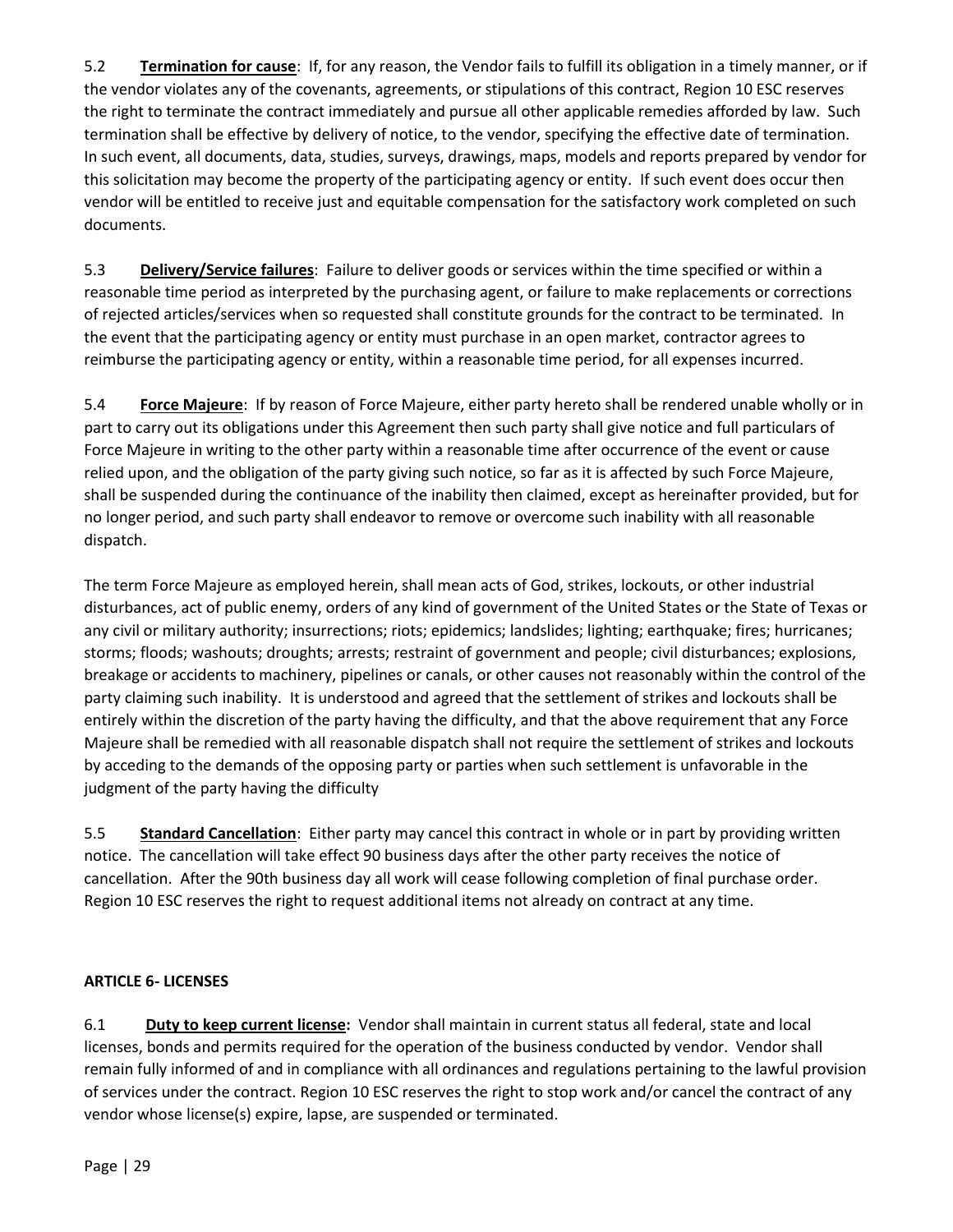5.2 **Termination for cause**: If, for any reason, the Vendor fails to fulfill its obligation in a timely manner, or if the vendor violates any of the covenants, agreements, or stipulations of this contract, Region 10 ESC reserves the right to terminate the contract immediately and pursue all other applicable remedies afforded by law. Such termination shall be effective by delivery of notice, to the vendor, specifying the effective date of termination. In such event, all documents, data, studies, surveys, drawings, maps, models and reports prepared by vendor for this solicitation may become the property of the participating agency or entity. If such event does occur then vendor will be entitled to receive just and equitable compensation for the satisfactory work completed on such documents.

5.3 **Delivery/Service failures**: Failure to deliver goods or services within the time specified or within a reasonable time period as interpreted by the purchasing agent, or failure to make replacements or corrections of rejected articles/services when so requested shall constitute grounds for the contract to be terminated. In the event that the participating agency or entity must purchase in an open market, contractor agrees to reimburse the participating agency or entity, within a reasonable time period, for all expenses incurred.

5.4 **Force Majeure**: If by reason of Force Majeure, either party hereto shall be rendered unable wholly or in part to carry out its obligations under this Agreement then such party shall give notice and full particulars of Force Majeure in writing to the other party within a reasonable time after occurrence of the event or cause relied upon, and the obligation of the party giving such notice, so far as it is affected by such Force Majeure, shall be suspended during the continuance of the inability then claimed, except as hereinafter provided, but for no longer period, and such party shall endeavor to remove or overcome such inability with all reasonable dispatch.

The term Force Majeure as employed herein, shall mean acts of God, strikes, lockouts, or other industrial disturbances, act of public enemy, orders of any kind of government of the United States or the State of Texas or any civil or military authority; insurrections; riots; epidemics; landslides; lighting; earthquake; fires; hurricanes; storms; floods; washouts; droughts; arrests; restraint of government and people; civil disturbances; explosions, breakage or accidents to machinery, pipelines or canals, or other causes not reasonably within the control of the party claiming such inability. It is understood and agreed that the settlement of strikes and lockouts shall be entirely within the discretion of the party having the difficulty, and that the above requirement that any Force Majeure shall be remedied with all reasonable dispatch shall not require the settlement of strikes and lockouts by acceding to the demands of the opposing party or parties when such settlement is unfavorable in the judgment of the party having the difficulty

5.5 **Standard Cancellation**: Either party may cancel this contract in whole or in part by providing written notice. The cancellation will take effect 90 business days after the other party receives the notice of cancellation. After the 90th business day all work will cease following completion of final purchase order. Region 10 ESC reserves the right to request additional items not already on contract at any time.

**ARTICLE 6- LICENSES**

6.1 **Duty to keep current license:** Vendor shall maintain in current status all federal, state and local licenses, bonds and permits required for the operation of the business conducted by vendor. Vendor shall remain fully informed of and in compliance with all ordinances and regulations pertaining to the lawful provision of services under the contract. Region 10 ESC reserves the right to stop work and/or cancel the contract of any vendor whose license(s) expire, lapse, are suspended or terminated.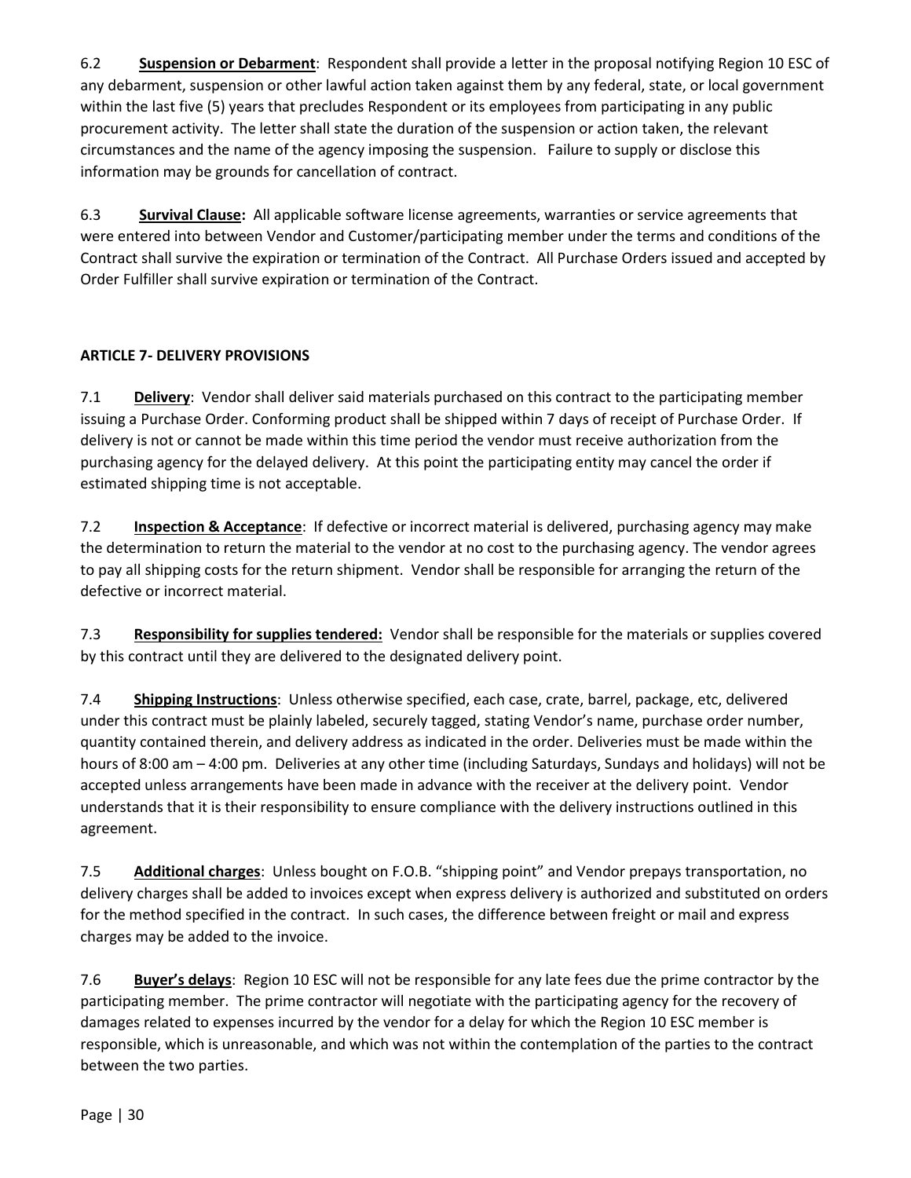6.2 **Suspension or Debarment**: Respondent shall provide a letter in the proposal notifying Region 10 ESC of any debarment, suspension or other lawful action taken against them by any federal, state, or local government within the last five (5) years that precludes Respondent or its employees from participating in any public procurement activity. The letter shall state the duration of the suspension or action taken, the relevant circumstances and the name of the agency imposing the suspension. Failure to supply or disclose this information may be grounds for cancellation of contract.

6.3 **Survival Clause:** All applicable software license agreements, warranties or service agreements that were entered into between Vendor and Customer/participating member under the terms and conditions of the Contract shall survive the expiration or termination of the Contract. All Purchase Orders issued and accepted by Order Fulfiller shall survive expiration or termination of the Contract.

## ARTICLE 7- DELIVERY PROVISIONS

7.1 **Delivery**: Vendor shall deliver said materials purchased on this contract to the participating member issuing a Purchase Order. Conforming product shall be shipped within 7 days of receipt of Purchase Order. If delivery is not or cannot be made within this time period the vendor must receive authorization from the purchasing agency for the delayed delivery. At this point the participating entity may cancel the order if estimated shipping time is not acceptable.

7.2 **Inspection & Acceptance**: If defective or incorrect material is delivered, purchasing agency may make the determination to return the material to the vendor at no cost to the purchasing agency. The vendor agrees to pay all shipping costs for the return shipment. Vendor shall be responsible for arranging the return of the defective or incorrect material.

7.3 **Responsibility for supplies tendered:** Vendor shall be responsible for the materials or supplies covered by this contract until they are delivered to the designated delivery point.

7.4 **Shipping Instructions**: Unless otherwise specified, each case, crate, barrel, package, etc, delivered under this contract must be plainly labeled, securely tagged, stating Vendor's name, purchase order number, quantity contained therein, and delivery address as indicated in the order. Deliveries must be made within the hours of 8:00 am – 4:00 pm. Deliveries at any other time (including Saturdays, Sundays and holidays) will not be accepted unless arrangements have been made in advance with the receiver at the delivery point. Vendor understands that it is their responsibility to ensure compliance with the delivery instructions outlined in this agreement.

7.5 **Additional charges**: Unless bought on F.O.B. "shipping point" and Vendor prepays transportation, no delivery charges shall be added to invoices except when express delivery is authorized and substituted on orders for the method specified in the contract. In such cases, the difference between freight or mail and express charges may be added to the invoice.

7.6 **Buyer's delays**: Region 10 ESC will not be responsible for any late fees due the prime contractor by the participating member. The prime contractor will negotiate with the participating agency for the recovery of damages related to expenses incurred by the vendor for a delay for which the Region 10 ESC member is responsible, which is unreasonable, and which was not within the contemplation of the parties to the contract between the two parties.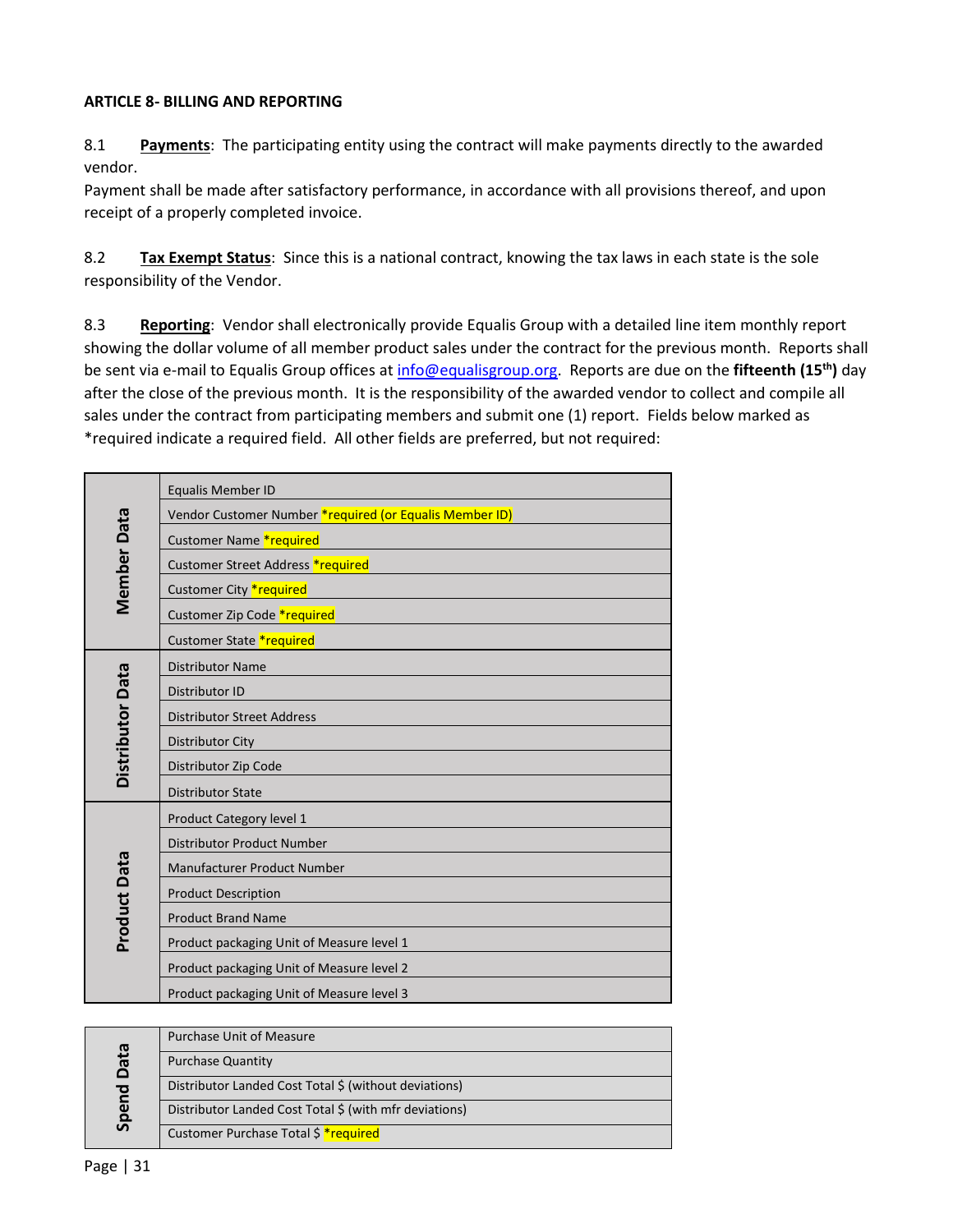**ARTICLE 8- BILLING AND REPORTING**

8.1 **Payments**: The participating entity using the contract will make payments directly to the awarded vendor.
Payment shall be made after satisfactory performance, in accordance with all provisions thereof, and upon receipt of a properly completed invoice.

8.2 **Tax Exempt Status**: Since this is a national contract, knowing the tax laws in each state is the sole responsibility of the Vendor.

8.3 **Reporting**: Vendor shall electronically provide Equalis Group with a detailed line item monthly report showing the dollar volume of all member product sales under the contract for the previous month. Reports shall be sent via e-mail to Equalis Group offices at info@equalisgroup.org. Reports are due on the **fifteenth (15th)** day after the close of the previous month. It is the responsibility of the awarded vendor to collect and compile all sales under the contract from participating members and submit one (1) report. Fields below marked as *required indicate a required field. All other fields are preferred, but not required:

| Category | Field |
|---|---|
| **Member Data** | Equalis Member ID |
| | Vendor Customer Number *required (or Equalis Member ID) |
| | Customer Name *required |
| | Customer Street Address *required |
| | Customer City *required |
| | Customer Zip Code *required |
| | Customer State *required |
| **Distributor Data** | Distributor Name |
| | Distributor ID |
| | Distributor Street Address |
| | Distributor City |
| | Distributor Zip Code |
| | Distributor State |
| **Product Data** | Product Category level 1 |
| | Distributor Product Number |
| | Manufacturer Product Number |
| | Product Description |
| | Product Brand Name |
| | Product packaging Unit of Measure level 1 |
| | Product packaging Unit of Measure level 2 |
| | Product packaging Unit of Measure level 3 |
| **Spend Data** | Purchase Unit of Measure |
| | Purchase Quantity |
| | Distributor Landed Cost Total $ (without deviations) |
| | Distributor Landed Cost Total $ (with mfr deviations) |
| | Customer Purchase Total $ *required |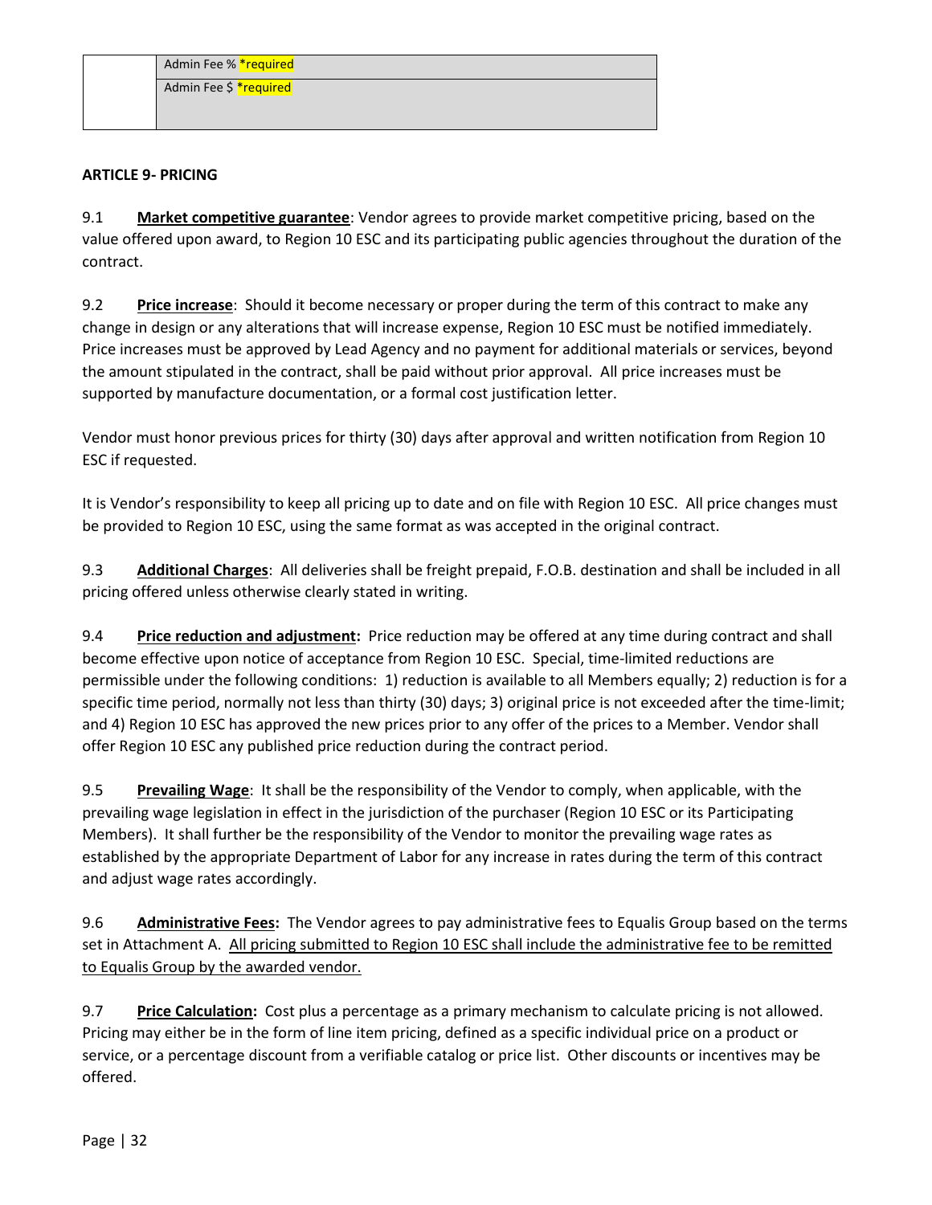| | Admin Fee % *required |
|---|---|
| | Admin Fee $ *required |

**ARTICLE 9- PRICING**

9.1 **Market competitive guarantee**: Vendor agrees to provide market competitive pricing, based on the value offered upon award, to Region 10 ESC and its participating public agencies throughout the duration of the contract.

9.2 **Price increase**: Should it become necessary or proper during the term of this contract to make any change in design or any alterations that will increase expense, Region 10 ESC must be notified immediately. Price increases must be approved by Lead Agency and no payment for additional materials or services, beyond the amount stipulated in the contract, shall be paid without prior approval. All price increases must be supported by manufacture documentation, or a formal cost justification letter.

Vendor must honor previous prices for thirty (30) days after approval and written notification from Region 10 ESC if requested.

It is Vendor's responsibility to keep all pricing up to date and on file with Region 10 ESC. All price changes must be provided to Region 10 ESC, using the same format as was accepted in the original contract.

9.3 **Additional Charges**: All deliveries shall be freight prepaid, F.O.B. destination and shall be included in all pricing offered unless otherwise clearly stated in writing.

9.4 **Price reduction and adjustment:** Price reduction may be offered at any time during contract and shall become effective upon notice of acceptance from Region 10 ESC. Special, time-limited reductions are permissible under the following conditions: 1) reduction is available to all Members equally; 2) reduction is for a specific time period, normally not less than thirty (30) days; 3) original price is not exceeded after the time-limit; and 4) Region 10 ESC has approved the new prices prior to any offer of the prices to a Member. Vendor shall offer Region 10 ESC any published price reduction during the contract period.

9.5 **Prevailing Wage**: It shall be the responsibility of the Vendor to comply, when applicable, with the prevailing wage legislation in effect in the jurisdiction of the purchaser (Region 10 ESC or its Participating Members). It shall further be the responsibility of the Vendor to monitor the prevailing wage rates as established by the appropriate Department of Labor for any increase in rates during the term of this contract and adjust wage rates accordingly.

9.6 **Administrative Fees:** The Vendor agrees to pay administrative fees to Equalis Group based on the terms set in Attachment A. All pricing submitted to Region 10 ESC shall include the administrative fee to be remitted to Equalis Group by the awarded vendor.

9.7 **Price Calculation:** Cost plus a percentage as a primary mechanism to calculate pricing is not allowed. Pricing may either be in the form of line item pricing, defined as a specific individual price on a product or service, or a percentage discount from a verifiable catalog or price list. Other discounts or incentives may be offered.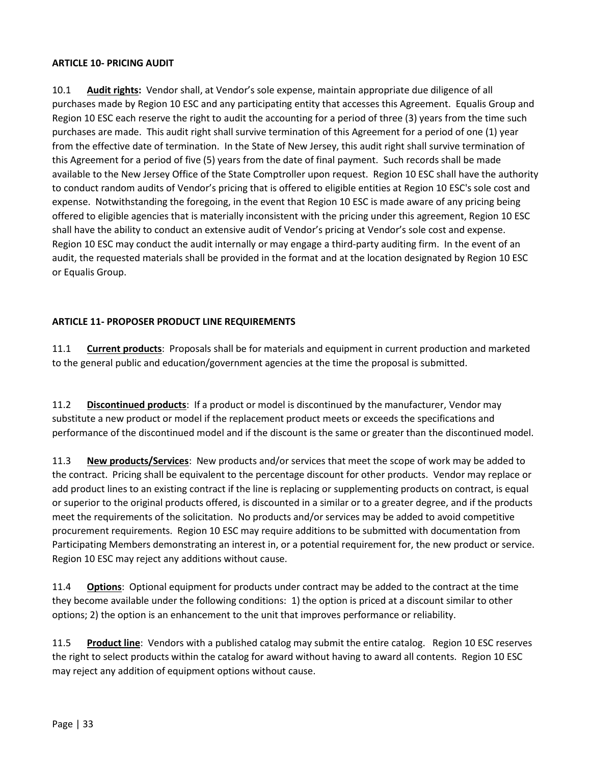**ARTICLE 10- PRICING AUDIT**

10.1 **Audit rights:** Vendor shall, at Vendor's sole expense, maintain appropriate due diligence of all purchases made by Region 10 ESC and any participating entity that accesses this Agreement. Equalis Group and Region 10 ESC each reserve the right to audit the accounting for a period of three (3) years from the time such purchases are made. This audit right shall survive termination of this Agreement for a period of one (1) year from the effective date of termination. In the State of New Jersey, this audit right shall survive termination of this Agreement for a period of five (5) years from the date of final payment. Such records shall be made available to the New Jersey Office of the State Comptroller upon request. Region 10 ESC shall have the authority to conduct random audits of Vendor's pricing that is offered to eligible entities at Region 10 ESC's sole cost and expense. Notwithstanding the foregoing, in the event that Region 10 ESC is made aware of any pricing being offered to eligible agencies that is materially inconsistent with the pricing under this agreement, Region 10 ESC shall have the ability to conduct an extensive audit of Vendor's pricing at Vendor's sole cost and expense. Region 10 ESC may conduct the audit internally or may engage a third-party auditing firm. In the event of an audit, the requested materials shall be provided in the format and at the location designated by Region 10 ESC or Equalis Group.

**ARTICLE 11- PROPOSER PRODUCT LINE REQUIREMENTS**

11.1 **Current products**: Proposals shall be for materials and equipment in current production and marketed to the general public and education/government agencies at the time the proposal is submitted.

11.2 **Discontinued products**: If a product or model is discontinued by the manufacturer, Vendor may substitute a new product or model if the replacement product meets or exceeds the specifications and performance of the discontinued model and if the discount is the same or greater than the discontinued model.

11.3 **New products/Services**: New products and/or services that meet the scope of work may be added to the contract. Pricing shall be equivalent to the percentage discount for other products. Vendor may replace or add product lines to an existing contract if the line is replacing or supplementing products on contract, is equal or superior to the original products offered, is discounted in a similar or to a greater degree, and if the products meet the requirements of the solicitation. No products and/or services may be added to avoid competitive procurement requirements. Region 10 ESC may require additions to be submitted with documentation from Participating Members demonstrating an interest in, or a potential requirement for, the new product or service. Region 10 ESC may reject any additions without cause.

11.4 **Options**: Optional equipment for products under contract may be added to the contract at the time they become available under the following conditions: 1) the option is priced at a discount similar to other options; 2) the option is an enhancement to the unit that improves performance or reliability.

11.5 **Product line**: Vendors with a published catalog may submit the entire catalog. Region 10 ESC reserves the right to select products within the catalog for award without having to award all contents. Region 10 ESC may reject any addition of equipment options without cause.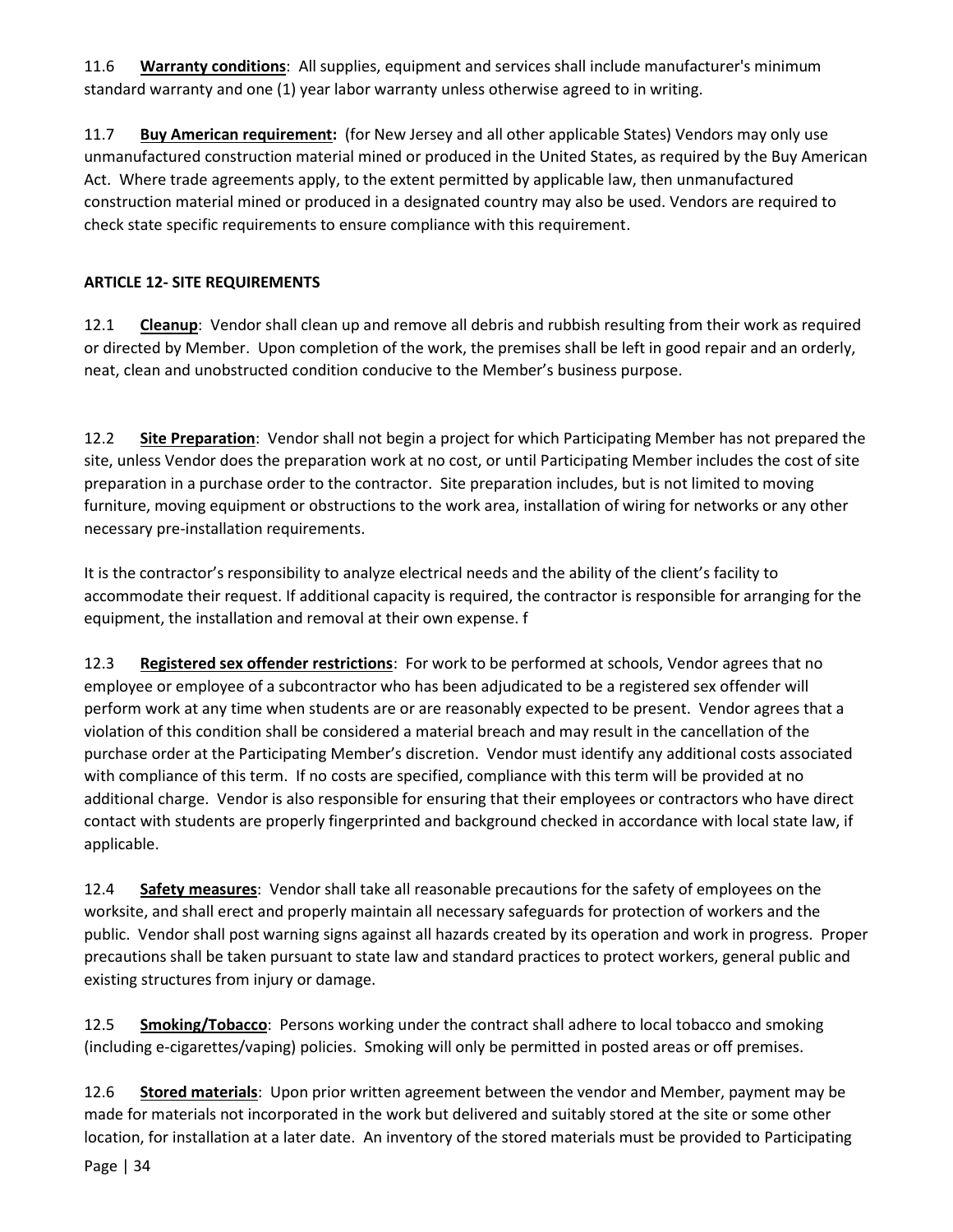11.6 **Warranty conditions**: All supplies, equipment and services shall include manufacturer's minimum standard warranty and one (1) year labor warranty unless otherwise agreed to in writing.

11.7 **Buy American requirement:** (for New Jersey and all other applicable States) Vendors may only use unmanufactured construction material mined or produced in the United States, as required by the Buy American Act. Where trade agreements apply, to the extent permitted by applicable law, then unmanufactured construction material mined or produced in a designated country may also be used. Vendors are required to check state specific requirements to ensure compliance with this requirement.

## ARTICLE 12- SITE REQUIREMENTS

12.1 **Cleanup**: Vendor shall clean up and remove all debris and rubbish resulting from their work as required or directed by Member. Upon completion of the work, the premises shall be left in good repair and an orderly, neat, clean and unobstructed condition conducive to the Member's business purpose.

12.2 **Site Preparation**: Vendor shall not begin a project for which Participating Member has not prepared the site, unless Vendor does the preparation work at no cost, or until Participating Member includes the cost of site preparation in a purchase order to the contractor. Site preparation includes, but is not limited to moving furniture, moving equipment or obstructions to the work area, installation of wiring for networks or any other necessary pre-installation requirements.

It is the contractor's responsibility to analyze electrical needs and the ability of the client's facility to accommodate their request. If additional capacity is required, the contractor is responsible for arranging for the equipment, the installation and removal at their own expense. f

12.3 **Registered sex offender restrictions**: For work to be performed at schools, Vendor agrees that no employee or employee of a subcontractor who has been adjudicated to be a registered sex offender will perform work at any time when students are or are reasonably expected to be present. Vendor agrees that a violation of this condition shall be considered a material breach and may result in the cancellation of the purchase order at the Participating Member's discretion. Vendor must identify any additional costs associated with compliance of this term. If no costs are specified, compliance with this term will be provided at no additional charge. Vendor is also responsible for ensuring that their employees or contractors who have direct contact with students are properly fingerprinted and background checked in accordance with local state law, if applicable.

12.4 **Safety measures**: Vendor shall take all reasonable precautions for the safety of employees on the worksite, and shall erect and properly maintain all necessary safeguards for protection of workers and the public. Vendor shall post warning signs against all hazards created by its operation and work in progress. Proper precautions shall be taken pursuant to state law and standard practices to protect workers, general public and existing structures from injury or damage.

12.5 **Smoking/Tobacco**: Persons working under the contract shall adhere to local tobacco and smoking (including e-cigarettes/vaping) policies. Smoking will only be permitted in posted areas or off premises.

12.6 **Stored materials**: Upon prior written agreement between the vendor and Member, payment may be made for materials not incorporated in the work but delivered and suitably stored at the site or some other location, for installation at a later date. An inventory of the stored materials must be provided to Participating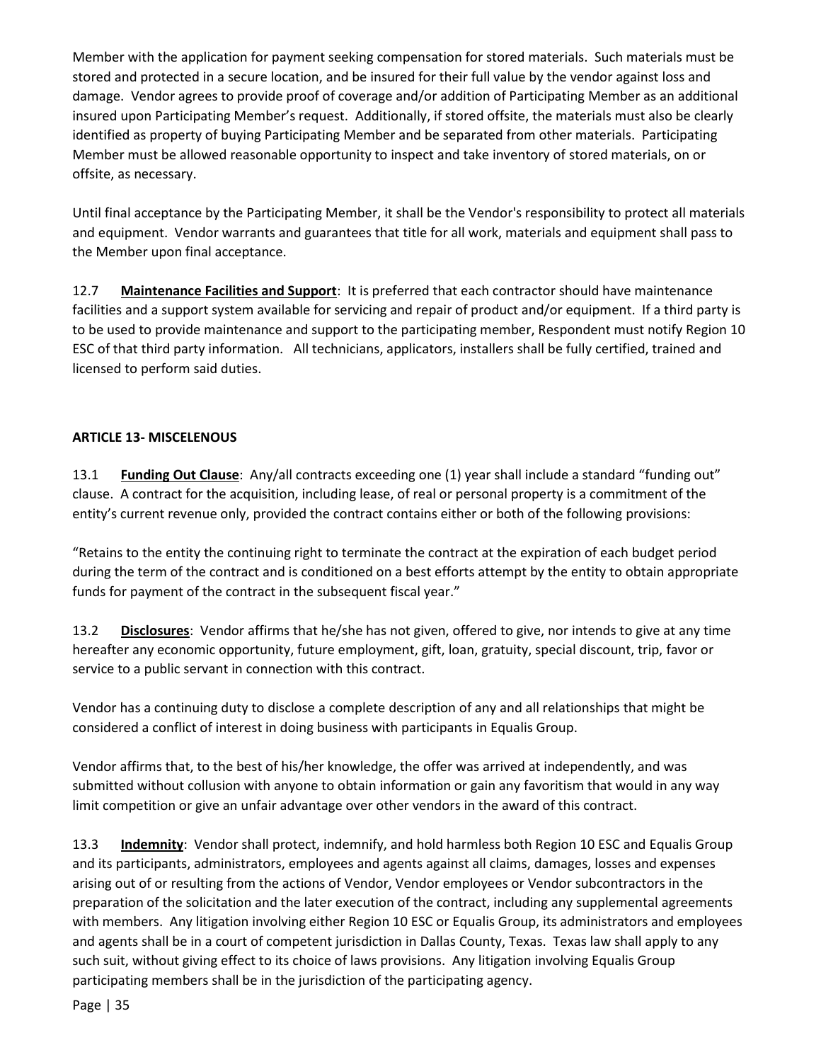Member with the application for payment seeking compensation for stored materials. Such materials must be stored and protected in a secure location, and be insured for their full value by the vendor against loss and damage. Vendor agrees to provide proof of coverage and/or addition of Participating Member as an additional insured upon Participating Member's request. Additionally, if stored offsite, the materials must also be clearly identified as property of buying Participating Member and be separated from other materials. Participating Member must be allowed reasonable opportunity to inspect and take inventory of stored materials, on or offsite, as necessary.

Until final acceptance by the Participating Member, it shall be the Vendor's responsibility to protect all materials and equipment. Vendor warrants and guarantees that title for all work, materials and equipment shall pass to the Member upon final acceptance.

12.7 **Maintenance Facilities and Support**: It is preferred that each contractor should have maintenance facilities and a support system available for servicing and repair of product and/or equipment. If a third party is to be used to provide maintenance and support to the participating member, Respondent must notify Region 10 ESC of that third party information. All technicians, applicators, installers shall be fully certified, trained and licensed to perform said duties.

**ARTICLE 13- MISCELENOUS**

13.1 **Funding Out Clause**: Any/all contracts exceeding one (1) year shall include a standard "funding out" clause. A contract for the acquisition, including lease, of real or personal property is a commitment of the entity's current revenue only, provided the contract contains either or both of the following provisions:

"Retains to the entity the continuing right to terminate the contract at the expiration of each budget period during the term of the contract and is conditioned on a best efforts attempt by the entity to obtain appropriate funds for payment of the contract in the subsequent fiscal year."

13.2 **Disclosures**: Vendor affirms that he/she has not given, offered to give, nor intends to give at any time hereafter any economic opportunity, future employment, gift, loan, gratuity, special discount, trip, favor or service to a public servant in connection with this contract.

Vendor has a continuing duty to disclose a complete description of any and all relationships that might be considered a conflict of interest in doing business with participants in Equalis Group.

Vendor affirms that, to the best of his/her knowledge, the offer was arrived at independently, and was submitted without collusion with anyone to obtain information or gain any favoritism that would in any way limit competition or give an unfair advantage over other vendors in the award of this contract.

13.3 **Indemnity**: Vendor shall protect, indemnify, and hold harmless both Region 10 ESC and Equalis Group and its participants, administrators, employees and agents against all claims, damages, losses and expenses arising out of or resulting from the actions of Vendor, Vendor employees or Vendor subcontractors in the preparation of the solicitation and the later execution of the contract, including any supplemental agreements with members. Any litigation involving either Region 10 ESC or Equalis Group, its administrators and employees and agents shall be in a court of competent jurisdiction in Dallas County, Texas. Texas law shall apply to any such suit, without giving effect to its choice of laws provisions. Any litigation involving Equalis Group participating members shall be in the jurisdiction of the participating agency.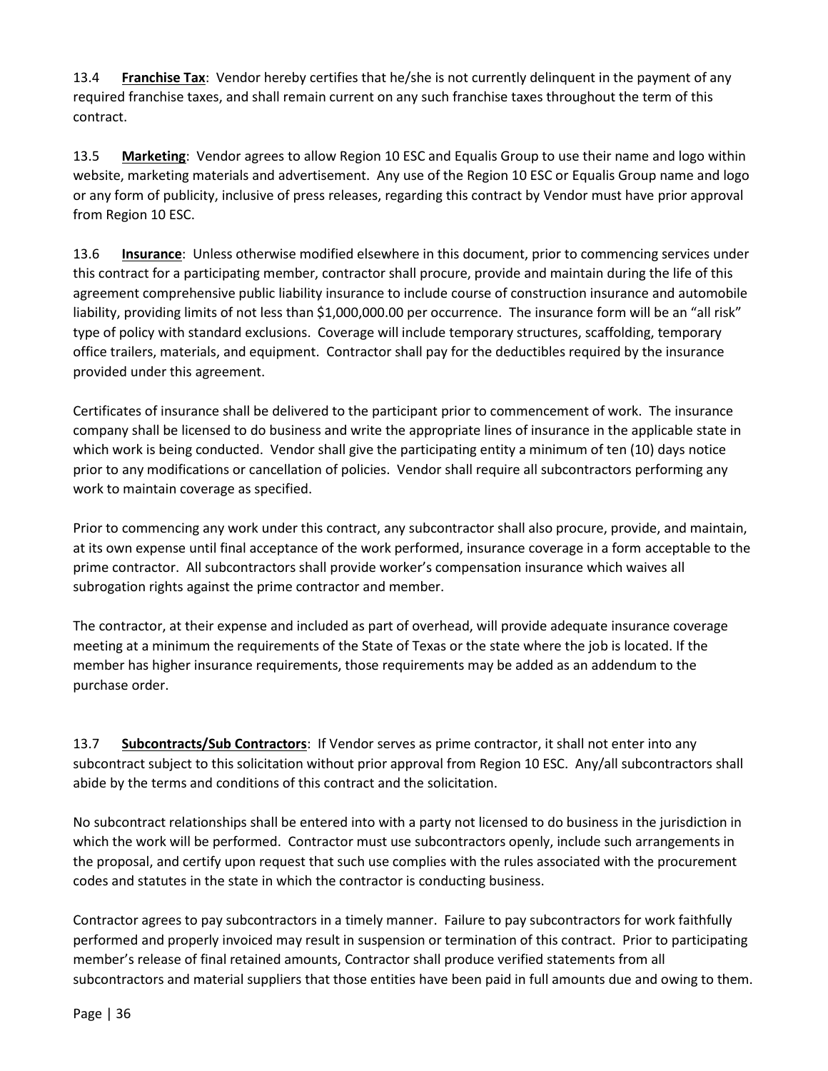13.4 **Franchise Tax**: Vendor hereby certifies that he/she is not currently delinquent in the payment of any required franchise taxes, and shall remain current on any such franchise taxes throughout the term of this contract.

13.5 **Marketing**: Vendor agrees to allow Region 10 ESC and Equalis Group to use their name and logo within website, marketing materials and advertisement. Any use of the Region 10 ESC or Equalis Group name and logo or any form of publicity, inclusive of press releases, regarding this contract by Vendor must have prior approval from Region 10 ESC.

13.6 **Insurance**: Unless otherwise modified elsewhere in this document, prior to commencing services under this contract for a participating member, contractor shall procure, provide and maintain during the life of this agreement comprehensive public liability insurance to include course of construction insurance and automobile liability, providing limits of not less than $1,000,000.00 per occurrence. The insurance form will be an "all risk" type of policy with standard exclusions. Coverage will include temporary structures, scaffolding, temporary office trailers, materials, and equipment. Contractor shall pay for the deductibles required by the insurance provided under this agreement.

Certificates of insurance shall be delivered to the participant prior to commencement of work. The insurance company shall be licensed to do business and write the appropriate lines of insurance in the applicable state in which work is being conducted. Vendor shall give the participating entity a minimum of ten (10) days notice prior to any modifications or cancellation of policies. Vendor shall require all subcontractors performing any work to maintain coverage as specified.

Prior to commencing any work under this contract, any subcontractor shall also procure, provide, and maintain, at its own expense until final acceptance of the work performed, insurance coverage in a form acceptable to the prime contractor. All subcontractors shall provide worker's compensation insurance which waives all subrogation rights against the prime contractor and member.

The contractor, at their expense and included as part of overhead, will provide adequate insurance coverage meeting at a minimum the requirements of the State of Texas or the state where the job is located. If the member has higher insurance requirements, those requirements may be added as an addendum to the purchase order.

13.7 **Subcontracts/Sub Contractors**: If Vendor serves as prime contractor, it shall not enter into any subcontract subject to this solicitation without prior approval from Region 10 ESC. Any/all subcontractors shall abide by the terms and conditions of this contract and the solicitation.

No subcontract relationships shall be entered into with a party not licensed to do business in the jurisdiction in which the work will be performed. Contractor must use subcontractors openly, include such arrangements in the proposal, and certify upon request that such use complies with the rules associated with the procurement codes and statutes in the state in which the contractor is conducting business.

Contractor agrees to pay subcontractors in a timely manner. Failure to pay subcontractors for work faithfully performed and properly invoiced may result in suspension or termination of this contract. Prior to participating member's release of final retained amounts, Contractor shall produce verified statements from all subcontractors and material suppliers that those entities have been paid in full amounts due and owing to them.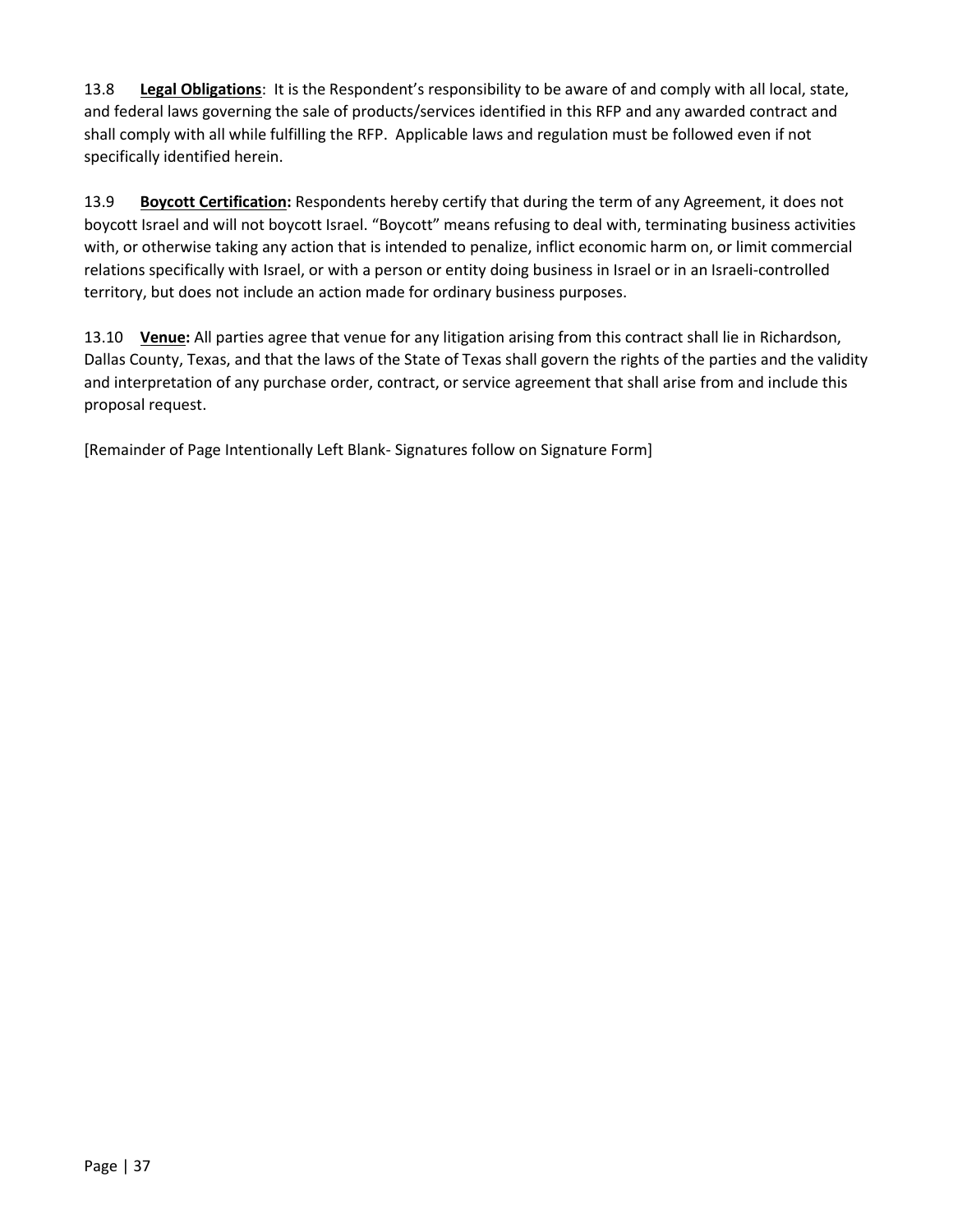13.8 **<u>Legal Obligations</u>**: It is the Respondent's responsibility to be aware of and comply with all local, state, and federal laws governing the sale of products/services identified in this RFP and any awarded contract and shall comply with all while fulfilling the RFP. Applicable laws and regulation must be followed even if not specifically identified herein.

13.9 **<u>Boycott Certification</u>:** Respondents hereby certify that during the term of any Agreement, it does not boycott Israel and will not boycott Israel. "Boycott" means refusing to deal with, terminating business activities with, or otherwise taking any action that is intended to penalize, inflict economic harm on, or limit commercial relations specifically with Israel, or with a person or entity doing business in Israel or in an Israeli-controlled territory, but does not include an action made for ordinary business purposes.

13.10 **<u>Venue</u>:** All parties agree that venue for any litigation arising from this contract shall lie in Richardson, Dallas County, Texas, and that the laws of the State of Texas shall govern the rights of the parties and the validity and interpretation of any purchase order, contract, or service agreement that shall arise from and include this proposal request.

[Remainder of Page Intentionally Left Blank- Signatures follow on Signature Form]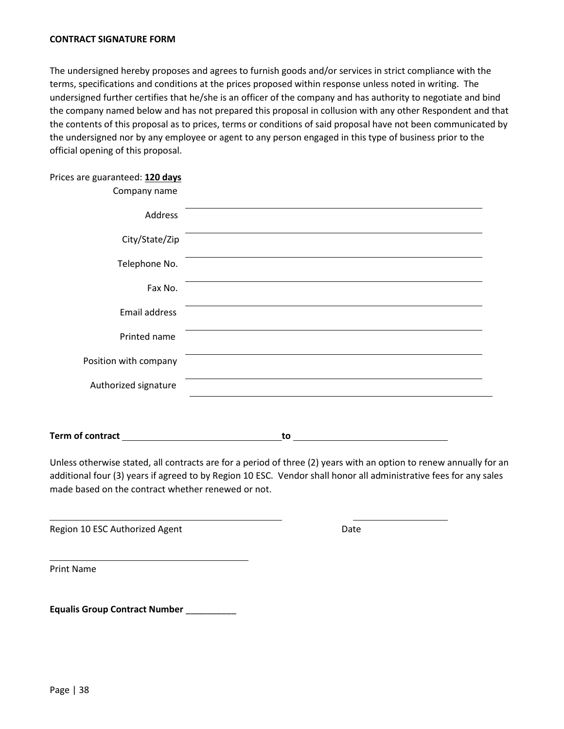**CONTRACT SIGNATURE FORM**

The undersigned hereby proposes and agrees to furnish goods and/or services in strict compliance with the terms, specifications and conditions at the prices proposed within response unless noted in writing. The undersigned further certifies that he/she is an officer of the company and has authority to negotiate and bind the company named below and has not prepared this proposal in collusion with any other Respondent and that the contents of this proposal as to prices, terms or conditions of said proposal have not been communicated by the undersigned nor by any employee or agent to any person engaged in this type of business prior to the official opening of this proposal.

Prices are guaranteed: **120 days**

Company name ______________________________

Address ______________________________

City/State/Zip ______________________________

Telephone No. ______________________________

Fax No. ______________________________

Email address ______________________________

Printed name ______________________________

Position with company ______________________________

Authorized signature ______________________________

**Term of contract** ______________________ **to** ______________________

Unless otherwise stated, all contracts are for a period of three (2) years with an option to renew annually for an additional four (3) years if agreed to by Region 10 ESC. Vendor shall honor all administrative fees for any sales made based on the contract whether renewed or not.

______________________________ ______________

Region 10 ESC Authorized Agent Date

______________________________

Print Name

**Equalis Group Contract Number** __________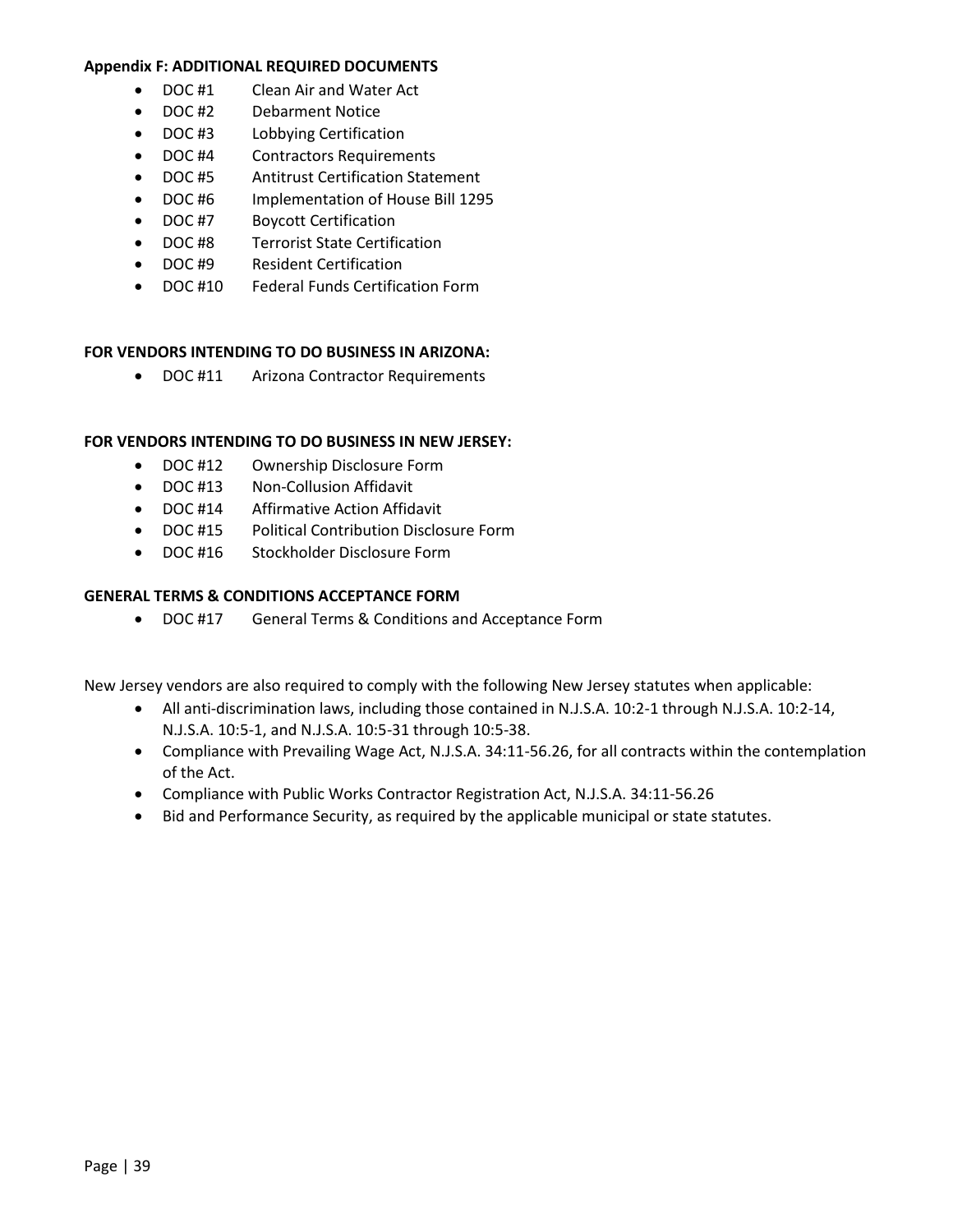**Appendix F: ADDITIONAL REQUIRED DOCUMENTS**

- DOC #1 Clean Air and Water Act
- DOC #2 Debarment Notice
- DOC #3 Lobbying Certification
- DOC #4 Contractors Requirements
- DOC #5 Antitrust Certification Statement
- DOC #6 Implementation of House Bill 1295
- DOC #7 Boycott Certification
- DOC #8 Terrorist State Certification
- DOC #9 Resident Certification
- DOC #10 Federal Funds Certification Form

**FOR VENDORS INTENDING TO DO BUSINESS IN ARIZONA:**

- DOC #11 Arizona Contractor Requirements

**FOR VENDORS INTENDING TO DO BUSINESS IN NEW JERSEY:**

- DOC #12 Ownership Disclosure Form
- DOC #13 Non-Collusion Affidavit
- DOC #14 Affirmative Action Affidavit
- DOC #15 Political Contribution Disclosure Form
- DOC #16 Stockholder Disclosure Form

**GENERAL TERMS & CONDITIONS ACCEPTANCE FORM**

- DOC #17 General Terms & Conditions and Acceptance Form

New Jersey vendors are also required to comply with the following New Jersey statutes when applicable:

- All anti-discrimination laws, including those contained in N.J.S.A. 10:2-1 through N.J.S.A. 10:2-14, N.J.S.A. 10:5-1, and N.J.S.A. 10:5-31 through 10:5-38.
- Compliance with Prevailing Wage Act, N.J.S.A. 34:11-56.26, for all contracts within the contemplation of the Act.
- Compliance with Public Works Contractor Registration Act, N.J.S.A. 34:11-56.26
- Bid and Performance Security, as required by the applicable municipal or state statutes.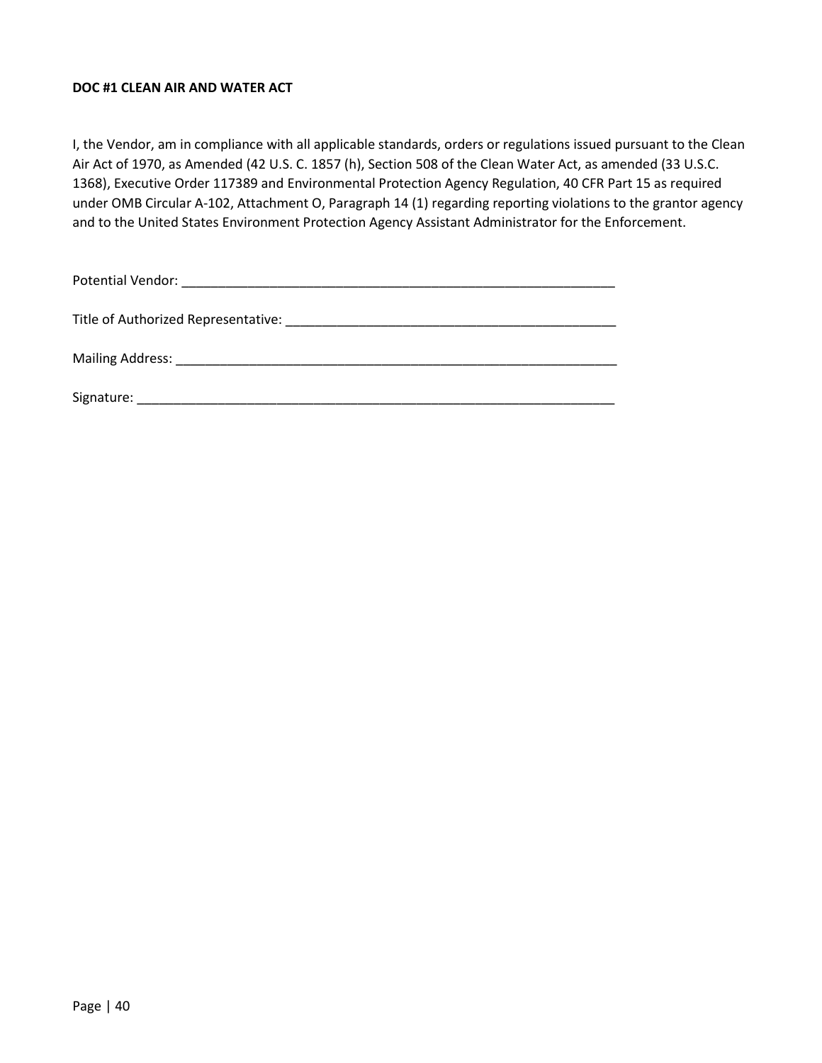**DOC #1 CLEAN AIR AND WATER ACT**

I, the Vendor, am in compliance with all applicable standards, orders or regulations issued pursuant to the Clean Air Act of 1970, as Amended (42 U.S. C. 1857 (h), Section 508 of the Clean Water Act, as amended (33 U.S.C. 1368), Executive Order 117389 and Environmental Protection Agency Regulation, 40 CFR Part 15 as required under OMB Circular A-102, Attachment O, Paragraph 14 (1) regarding reporting violations to the grantor agency and to the United States Environment Protection Agency Assistant Administrator for the Enforcement.

Potential Vendor: ______________________________________________________________

Title of Authorized Representative: _____________________________________________

Mailing Address: _______________________________________________________________

Signature: ____________________________________________________________________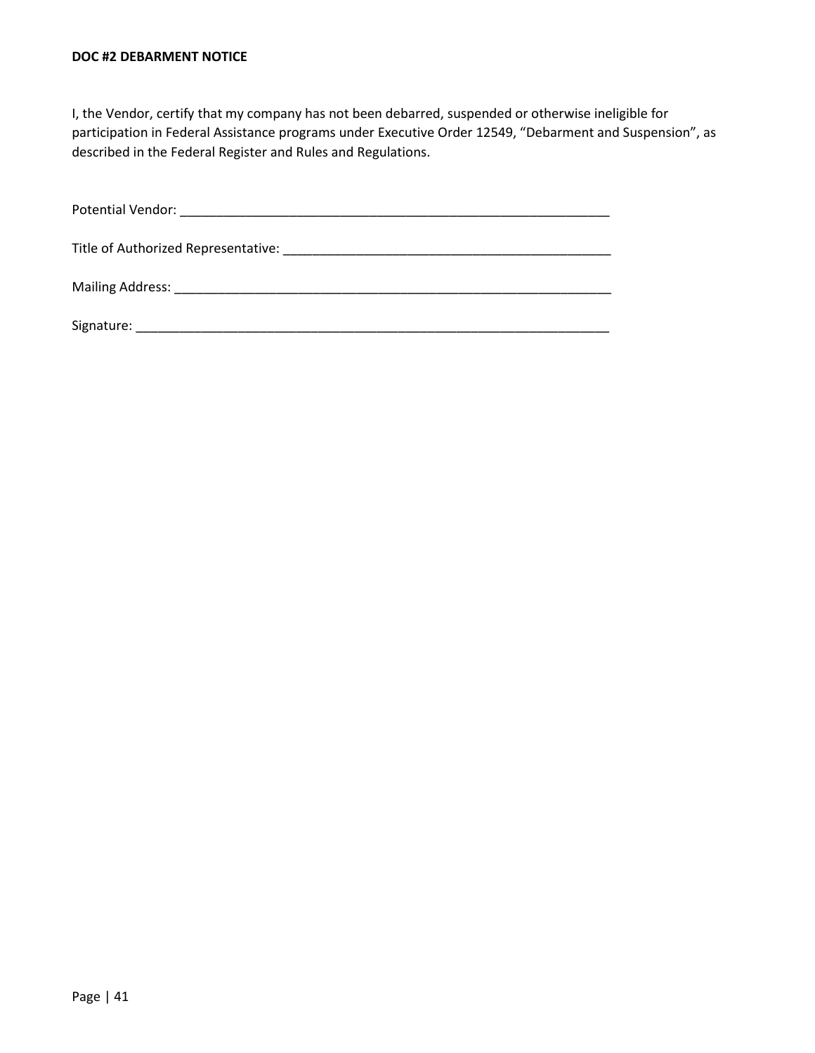**DOC #2 DEBARMENT NOTICE**

I, the Vendor, certify that my company has not been debarred, suspended or otherwise ineligible for participation in Federal Assistance programs under Executive Order 12549, "Debarment and Suspension", as described in the Federal Register and Rules and Regulations.

Potential Vendor: _______________________________________________________________

Title of Authorized Representative: _____________________________________________

Mailing Address: ________________________________________________________________

Signature: ______________________________________________________________________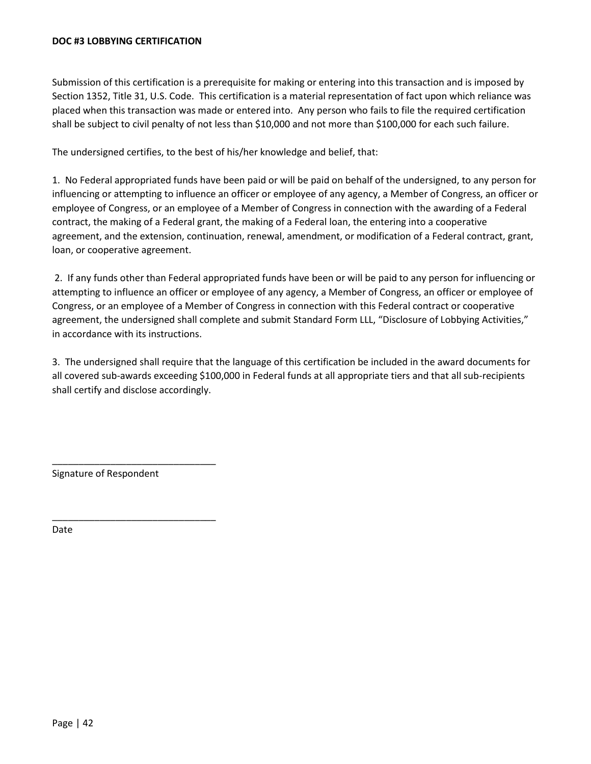**DOC #3 LOBBYING CERTIFICATION**

Submission of this certification is a prerequisite for making or entering into this transaction and is imposed by Section 1352, Title 31, U.S. Code. This certification is a material representation of fact upon which reliance was placed when this transaction was made or entered into. Any person who fails to file the required certification shall be subject to civil penalty of not less than $10,000 and not more than $100,000 for each such failure.

The undersigned certifies, to the best of his/her knowledge and belief, that:

1. No Federal appropriated funds have been paid or will be paid on behalf of the undersigned, to any person for influencing or attempting to influence an officer or employee of any agency, a Member of Congress, an officer or employee of Congress, or an employee of a Member of Congress in connection with the awarding of a Federal contract, the making of a Federal grant, the making of a Federal loan, the entering into a cooperative agreement, and the extension, continuation, renewal, amendment, or modification of a Federal contract, grant, loan, or cooperative agreement.

2. If any funds other than Federal appropriated funds have been or will be paid to any person for influencing or attempting to influence an officer or employee of any agency, a Member of Congress, an officer or employee of Congress, or an employee of a Member of Congress in connection with this Federal contract or cooperative agreement, the undersigned shall complete and submit Standard Form LLL, "Disclosure of Lobbying Activities," in accordance with its instructions.

3. The undersigned shall require that the language of this certification be included in the award documents for all covered sub-awards exceeding $100,000 in Federal funds at all appropriate tiers and that all sub-recipients shall certify and disclose accordingly.

_______________________________
Signature of Respondent

_______________________________
Date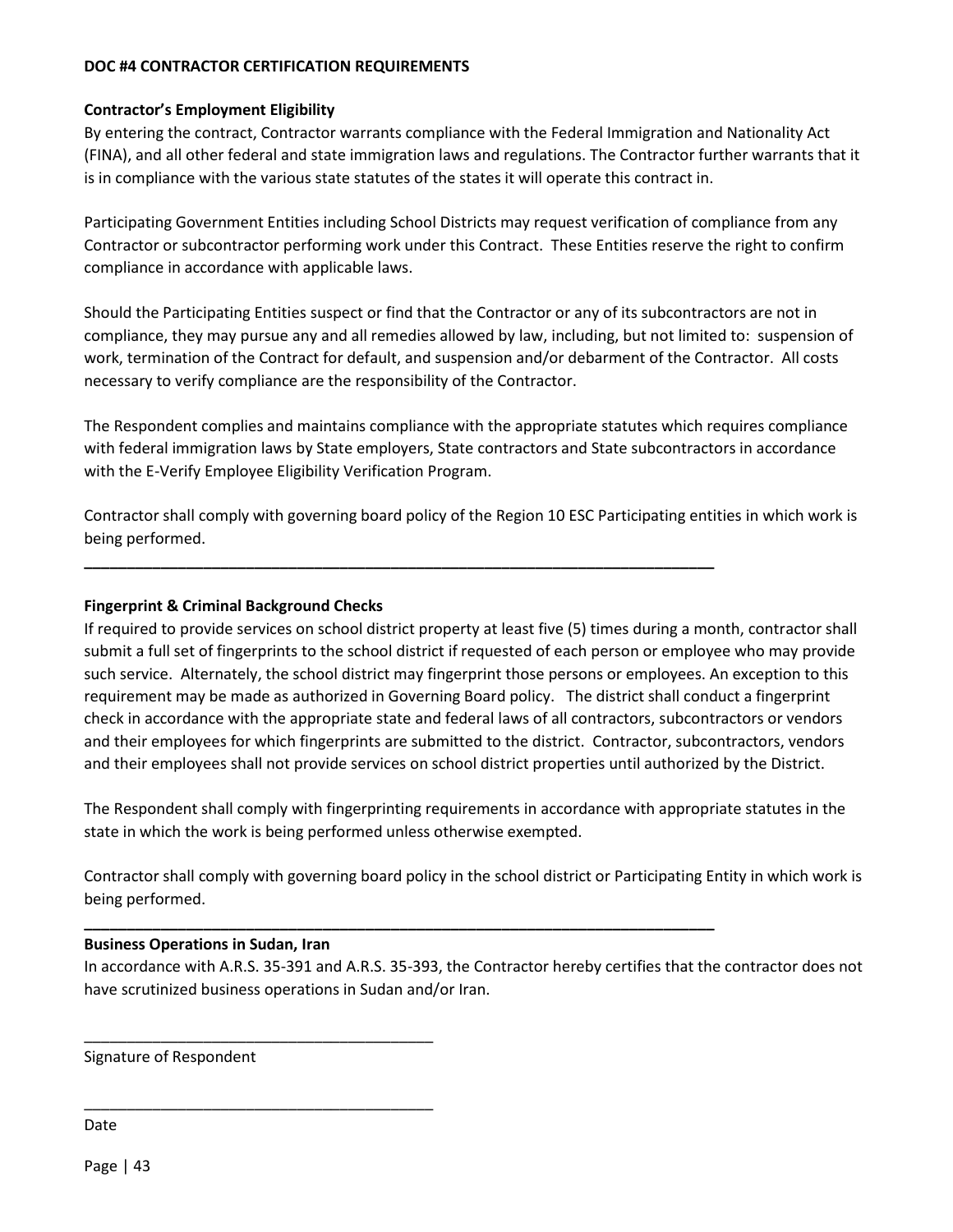**DOC #4 CONTRACTOR CERTIFICATION REQUIREMENTS**

**Contractor's Employment Eligibility**

By entering the contract, Contractor warrants compliance with the Federal Immigration and Nationality Act (FINA), and all other federal and state immigration laws and regulations. The Contractor further warrants that it is in compliance with the various state statutes of the states it will operate this contract in.

Participating Government Entities including School Districts may request verification of compliance from any Contractor or subcontractor performing work under this Contract. These Entities reserve the right to confirm compliance in accordance with applicable laws.

Should the Participating Entities suspect or find that the Contractor or any of its subcontractors are not in compliance, they may pursue any and all remedies allowed by law, including, but not limited to: suspension of work, termination of the Contract for default, and suspension and/or debarment of the Contractor. All costs necessary to verify compliance are the responsibility of the Contractor.

The Respondent complies and maintains compliance with the appropriate statutes which requires compliance with federal immigration laws by State employers, State contractors and State subcontractors in accordance with the E-Verify Employee Eligibility Verification Program.

Contractor shall comply with governing board policy of the Region 10 ESC Participating entities in which work is being performed.

---

**Fingerprint & Criminal Background Checks**

If required to provide services on school district property at least five (5) times during a month, contractor shall submit a full set of fingerprints to the school district if requested of each person or employee who may provide such service. Alternately, the school district may fingerprint those persons or employees. An exception to this requirement may be made as authorized in Governing Board policy. The district shall conduct a fingerprint check in accordance with the appropriate state and federal laws of all contractors, subcontractors or vendors and their employees for which fingerprints are submitted to the district. Contractor, subcontractors, vendors and their employees shall not provide services on school district properties until authorized by the District.

The Respondent shall comply with fingerprinting requirements in accordance with appropriate statutes in the state in which the work is being performed unless otherwise exempted.

Contractor shall comply with governing board policy in the school district or Participating Entity in which work is being performed.

---

**Business Operations in Sudan, Iran**

In accordance with A.R.S. 35-391 and A.R.S. 35-393, the Contractor hereby certifies that the contractor does not have scrutinized business operations in Sudan and/or Iran.

\_\_\_\_\_\_\_\_\_\_\_\_\_\_\_\_\_\_\_\_\_\_\_\_\_\_\_\_\_\_\_\_\_\_\_\_\_\_\_\_

Signature of Respondent

\_\_\_\_\_\_\_\_\_\_\_\_\_\_\_\_\_\_\_\_\_\_\_\_\_\_\_\_\_\_\_\_\_\_\_\_\_\_\_\_

Date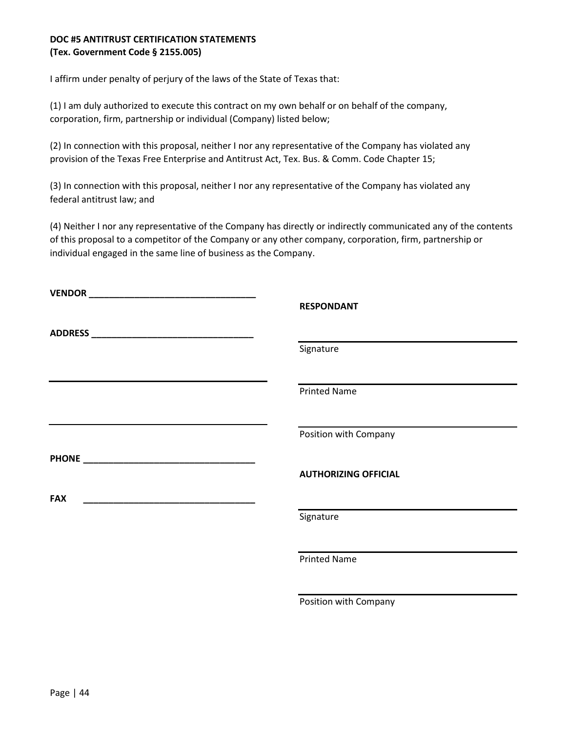**DOC #5 ANTITRUST CERTIFICATION STATEMENTS**
**(Tex. Government Code § 2155.005)**

I affirm under penalty of perjury of the laws of the State of Texas that:

(1) I am duly authorized to execute this contract on my own behalf or on behalf of the company, corporation, firm, partnership or individual (Company) listed below;

(2) In connection with this proposal, neither I nor any representative of the Company has violated any provision of the Texas Free Enterprise and Antitrust Act, Tex. Bus. & Comm. Code Chapter 15;

(3) In connection with this proposal, neither I nor any representative of the Company has violated any federal antitrust law; and

(4) Neither I nor any representative of the Company has directly or indirectly communicated any of the contents of this proposal to a competitor of the Company or any other company, corporation, firm, partnership or individual engaged in the same line of business as the Company.

**VENDOR** ________________________________

**ADDRESS** ________________________________

____________________________________________

____________________________________________

**PHONE** ________________________________

**FAX** ________________________________

**RESPONDANT**

____________________________________________
Signature

____________________________________________
Printed Name

____________________________________________
Position with Company

**AUTHORIZING OFFICIAL**

____________________________________________
Signature

____________________________________________
Printed Name

____________________________________________
Position with Company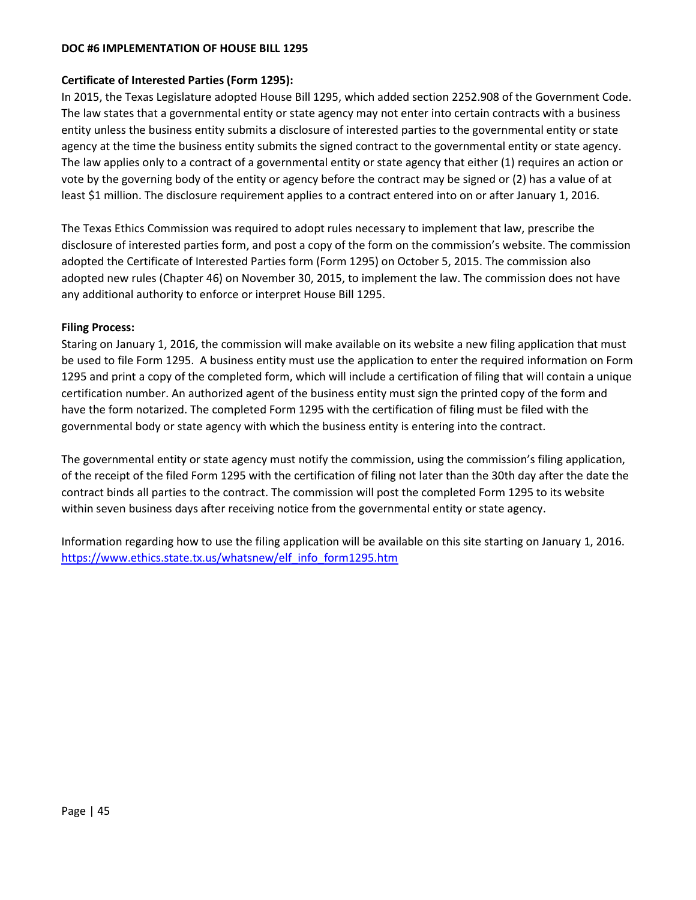**DOC #6 IMPLEMENTATION OF HOUSE BILL 1295**

**Certificate of Interested Parties (Form 1295):**

In 2015, the Texas Legislature adopted House Bill 1295, which added section 2252.908 of the Government Code. The law states that a governmental entity or state agency may not enter into certain contracts with a business entity unless the business entity submits a disclosure of interested parties to the governmental entity or state agency at the time the business entity submits the signed contract to the governmental entity or state agency. The law applies only to a contract of a governmental entity or state agency that either (1) requires an action or vote by the governing body of the entity or agency before the contract may be signed or (2) has a value of at least $1 million. The disclosure requirement applies to a contract entered into on or after January 1, 2016.

The Texas Ethics Commission was required to adopt rules necessary to implement that law, prescribe the disclosure of interested parties form, and post a copy of the form on the commission's website. The commission adopted the Certificate of Interested Parties form (Form 1295) on October 5, 2015. The commission also adopted new rules (Chapter 46) on November 30, 2015, to implement the law. The commission does not have any additional authority to enforce or interpret House Bill 1295.

**Filing Process:**

Staring on January 1, 2016, the commission will make available on its website a new filing application that must be used to file Form 1295. A business entity must use the application to enter the required information on Form 1295 and print a copy of the completed form, which will include a certification of filing that will contain a unique certification number. An authorized agent of the business entity must sign the printed copy of the form and have the form notarized. The completed Form 1295 with the certification of filing must be filed with the governmental body or state agency with which the business entity is entering into the contract.

The governmental entity or state agency must notify the commission, using the commission's filing application, of the receipt of the filed Form 1295 with the certification of filing not later than the 30th day after the date the contract binds all parties to the contract. The commission will post the completed Form 1295 to its website within seven business days after receiving notice from the governmental entity or state agency.

Information regarding how to use the filing application will be available on this site starting on January 1, 2016.
[https://www.ethics.state.tx.us/whatsnew/elf_info_form1295.htm](https://www.ethics.state.tx.us/whatsnew/elf_info_form1295.htm)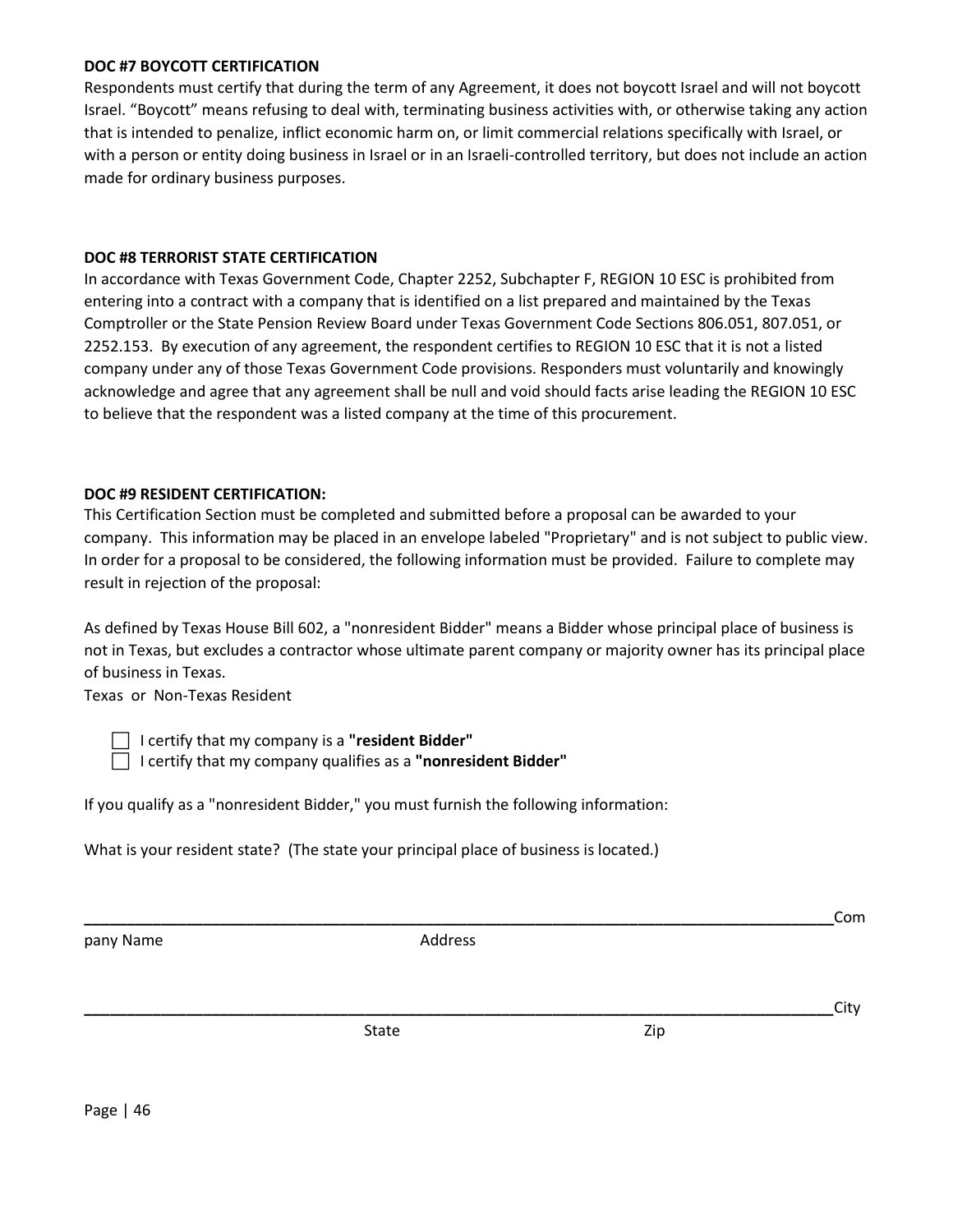**DOC #7 BOYCOTT CERTIFICATION**

Respondents must certify that during the term of any Agreement, it does not boycott Israel and will not boycott Israel. “Boycott” means refusing to deal with, terminating business activities with, or otherwise taking any action that is intended to penalize, inflict economic harm on, or limit commercial relations specifically with Israel, or with a person or entity doing business in Israel or in an Israeli-controlled territory, but does not include an action made for ordinary business purposes.

**DOC #8 TERRORIST STATE CERTIFICATION**

In accordance with Texas Government Code, Chapter 2252, Subchapter F, REGION 10 ESC is prohibited from entering into a contract with a company that is identified on a list prepared and maintained by the Texas Comptroller or the State Pension Review Board under Texas Government Code Sections 806.051, 807.051, or 2252.153. By execution of any agreement, the respondent certifies to REGION 10 ESC that it is not a listed company under any of those Texas Government Code provisions. Responders must voluntarily and knowingly acknowledge and agree that any agreement shall be null and void should facts arise leading the REGION 10 ESC to believe that the respondent was a listed company at the time of this procurement.

**DOC #9 RESIDENT CERTIFICATION:**

This Certification Section must be completed and submitted before a proposal can be awarded to your company. This information may be placed in an envelope labeled "Proprietary" and is not subject to public view. In order for a proposal to be considered, the following information must be provided. Failure to complete may result in rejection of the proposal:

As defined by Texas House Bill 602, a "nonresident Bidder" means a Bidder whose principal place of business is not in Texas, but excludes a contractor whose ultimate parent company or majority owner has its principal place of business in Texas.

Texas or Non-Texas Resident

☐ I certify that my company is a **"resident Bidder"**
☐ I certify that my company qualifies as a **"nonresident Bidder"**

If you qualify as a "nonresident Bidder," you must furnish the following information:

What is your resident state? (The state your principal place of business is located.)

______________________________________________________________________________

Company Name Address

______________________________________________________________________________

City State Zip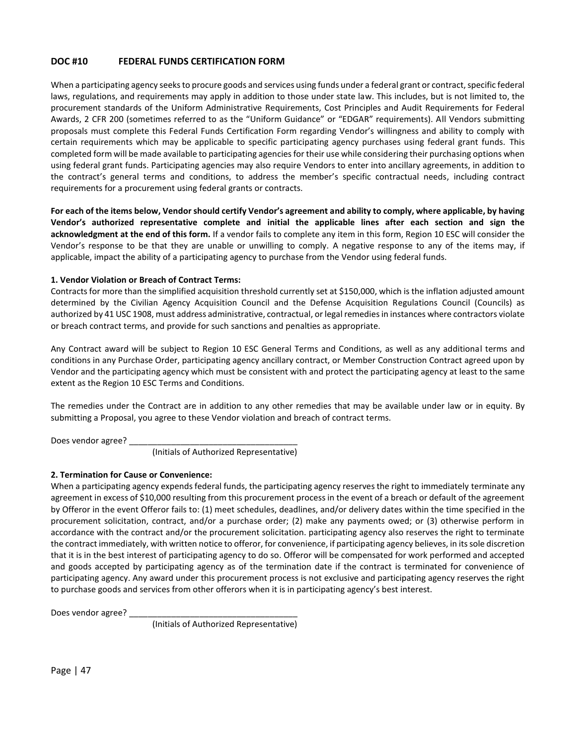## DOC #10 FEDERAL FUNDS CERTIFICATION FORM

When a participating agency seeks to procure goods and services using funds under a federal grant or contract, specific federal laws, regulations, and requirements may apply in addition to those under state law. This includes, but is not limited to, the procurement standards of the Uniform Administrative Requirements, Cost Principles and Audit Requirements for Federal Awards, 2 CFR 200 (sometimes referred to as the "Uniform Guidance" or "EDGAR" requirements). All Vendors submitting proposals must complete this Federal Funds Certification Form regarding Vendor's willingness and ability to comply with certain requirements which may be applicable to specific participating agency purchases using federal grant funds. This completed form will be made available to participating agencies for their use while considering their purchasing options when using federal grant funds. Participating agencies may also require Vendors to enter into ancillary agreements, in addition to the contract's general terms and conditions, to address the member's specific contractual needs, including contract requirements for a procurement using federal grants or contracts.

**For each of the items below, Vendor should certify Vendor's agreement and ability to comply, where applicable, by having Vendor's authorized representative complete and initial the applicable lines after each section and sign the acknowledgment at the end of this form.** If a vendor fails to complete any item in this form, Region 10 ESC will consider the Vendor's response to be that they are unable or unwilling to comply. A negative response to any of the items may, if applicable, impact the ability of a participating agency to purchase from the Vendor using federal funds.

**1. Vendor Violation or Breach of Contract Terms:**

Contracts for more than the simplified acquisition threshold currently set at $150,000, which is the inflation adjusted amount determined by the Civilian Agency Acquisition Council and the Defense Acquisition Regulations Council (Councils) as authorized by 41 USC 1908, must address administrative, contractual, or legal remedies in instances where contractors violate or breach contract terms, and provide for such sanctions and penalties as appropriate.

Any Contract award will be subject to Region 10 ESC General Terms and Conditions, as well as any additional terms and conditions in any Purchase Order, participating agency ancillary contract, or Member Construction Contract agreed upon by Vendor and the participating agency which must be consistent with and protect the participating agency at least to the same extent as the Region 10 ESC Terms and Conditions.

The remedies under the Contract are in addition to any other remedies that may be available under law or in equity. By submitting a Proposal, you agree to these Vendor violation and breach of contract terms.

Does vendor agree? ___________________________________
(Initials of Authorized Representative)

**2. Termination for Cause or Convenience:**

When a participating agency expends federal funds, the participating agency reserves the right to immediately terminate any agreement in excess of $10,000 resulting from this procurement process in the event of a breach or default of the agreement by Offeror in the event Offeror fails to: (1) meet schedules, deadlines, and/or delivery dates within the time specified in the procurement solicitation, contract, and/or a purchase order; (2) make any payments owed; or (3) otherwise perform in accordance with the contract and/or the procurement solicitation. participating agency also reserves the right to terminate the contract immediately, with written notice to offeror, for convenience, if participating agency believes, in its sole discretion that it is in the best interest of participating agency to do so. Offeror will be compensated for work performed and accepted and goods accepted by participating agency as of the termination date if the contract is terminated for convenience of participating agency. Any award under this procurement process is not exclusive and participating agency reserves the right to purchase goods and services from other offerors when it is in participating agency's best interest.

Does vendor agree? ___________________________________
(Initials of Authorized Representative)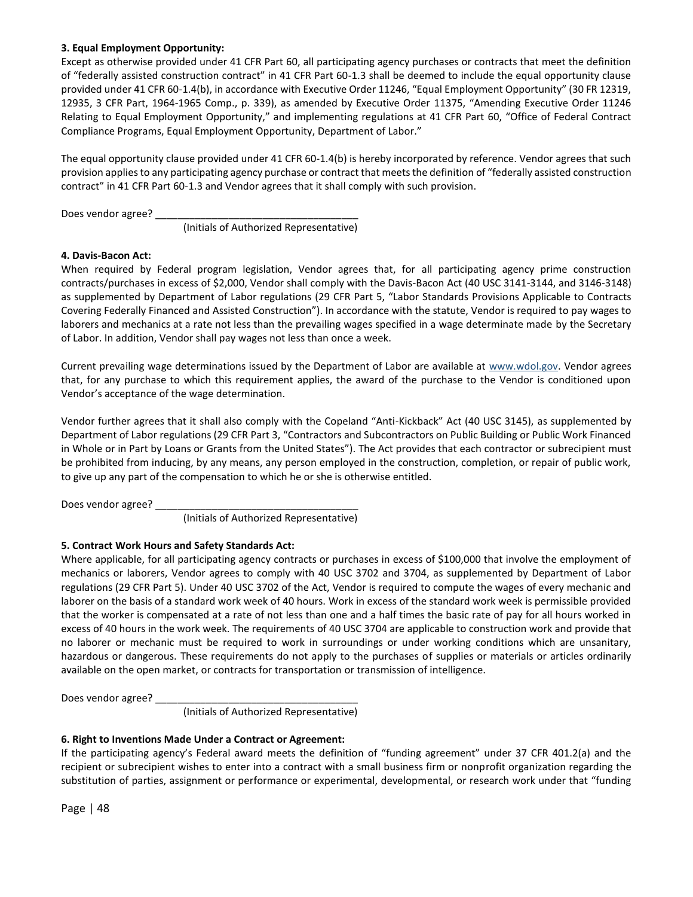**3. Equal Employment Opportunity:**

Except as otherwise provided under 41 CFR Part 60, all participating agency purchases or contracts that meet the definition of "federally assisted construction contract" in 41 CFR Part 60-1.3 shall be deemed to include the equal opportunity clause provided under 41 CFR 60-1.4(b), in accordance with Executive Order 11246, "Equal Employment Opportunity" (30 FR 12319, 12935, 3 CFR Part, 1964-1965 Comp., p. 339), as amended by Executive Order 11375, "Amending Executive Order 11246 Relating to Equal Employment Opportunity," and implementing regulations at 41 CFR Part 60, "Office of Federal Contract Compliance Programs, Equal Employment Opportunity, Department of Labor."

The equal opportunity clause provided under 41 CFR 60-1.4(b) is hereby incorporated by reference. Vendor agrees that such provision applies to any participating agency purchase or contract that meets the definition of "federally assisted construction contract" in 41 CFR Part 60-1.3 and Vendor agrees that it shall comply with such provision.

Does vendor agree? ___________________________________
(Initials of Authorized Representative)

**4. Davis-Bacon Act:**

When required by Federal program legislation, Vendor agrees that, for all participating agency prime construction contracts/purchases in excess of $2,000, Vendor shall comply with the Davis-Bacon Act (40 USC 3141-3144, and 3146-3148) as supplemented by Department of Labor regulations (29 CFR Part 5, "Labor Standards Provisions Applicable to Contracts Covering Federally Financed and Assisted Construction"). In accordance with the statute, Vendor is required to pay wages to laborers and mechanics at a rate not less than the prevailing wages specified in a wage determinate made by the Secretary of Labor. In addition, Vendor shall pay wages not less than once a week.

Current prevailing wage determinations issued by the Department of Labor are available at www.wdol.gov. Vendor agrees that, for any purchase to which this requirement applies, the award of the purchase to the Vendor is conditioned upon Vendor's acceptance of the wage determination.

Vendor further agrees that it shall also comply with the Copeland "Anti-Kickback" Act (40 USC 3145), as supplemented by Department of Labor regulations (29 CFR Part 3, "Contractors and Subcontractors on Public Building or Public Work Financed in Whole or in Part by Loans or Grants from the United States"). The Act provides that each contractor or subrecipient must be prohibited from inducing, by any means, any person employed in the construction, completion, or repair of public work, to give up any part of the compensation to which he or she is otherwise entitled.

Does vendor agree? ___________________________________
(Initials of Authorized Representative)

**5. Contract Work Hours and Safety Standards Act:**

Where applicable, for all participating agency contracts or purchases in excess of $100,000 that involve the employment of mechanics or laborers, Vendor agrees to comply with 40 USC 3702 and 3704, as supplemented by Department of Labor regulations (29 CFR Part 5). Under 40 USC 3702 of the Act, Vendor is required to compute the wages of every mechanic and laborer on the basis of a standard work week of 40 hours. Work in excess of the standard work week is permissible provided that the worker is compensated at a rate of not less than one and a half times the basic rate of pay for all hours worked in excess of 40 hours in the work week. The requirements of 40 USC 3704 are applicable to construction work and provide that no laborer or mechanic must be required to work in surroundings or under working conditions which are unsanitary, hazardous or dangerous. These requirements do not apply to the purchases of supplies or materials or articles ordinarily available on the open market, or contracts for transportation or transmission of intelligence.

Does vendor agree? ___________________________________
(Initials of Authorized Representative)

**6. Right to Inventions Made Under a Contract or Agreement:**

If the participating agency's Federal award meets the definition of "funding agreement" under 37 CFR 401.2(a) and the recipient or subrecipient wishes to enter into a contract with a small business firm or nonprofit organization regarding the substitution of parties, assignment or performance or experimental, developmental, or research work under that "funding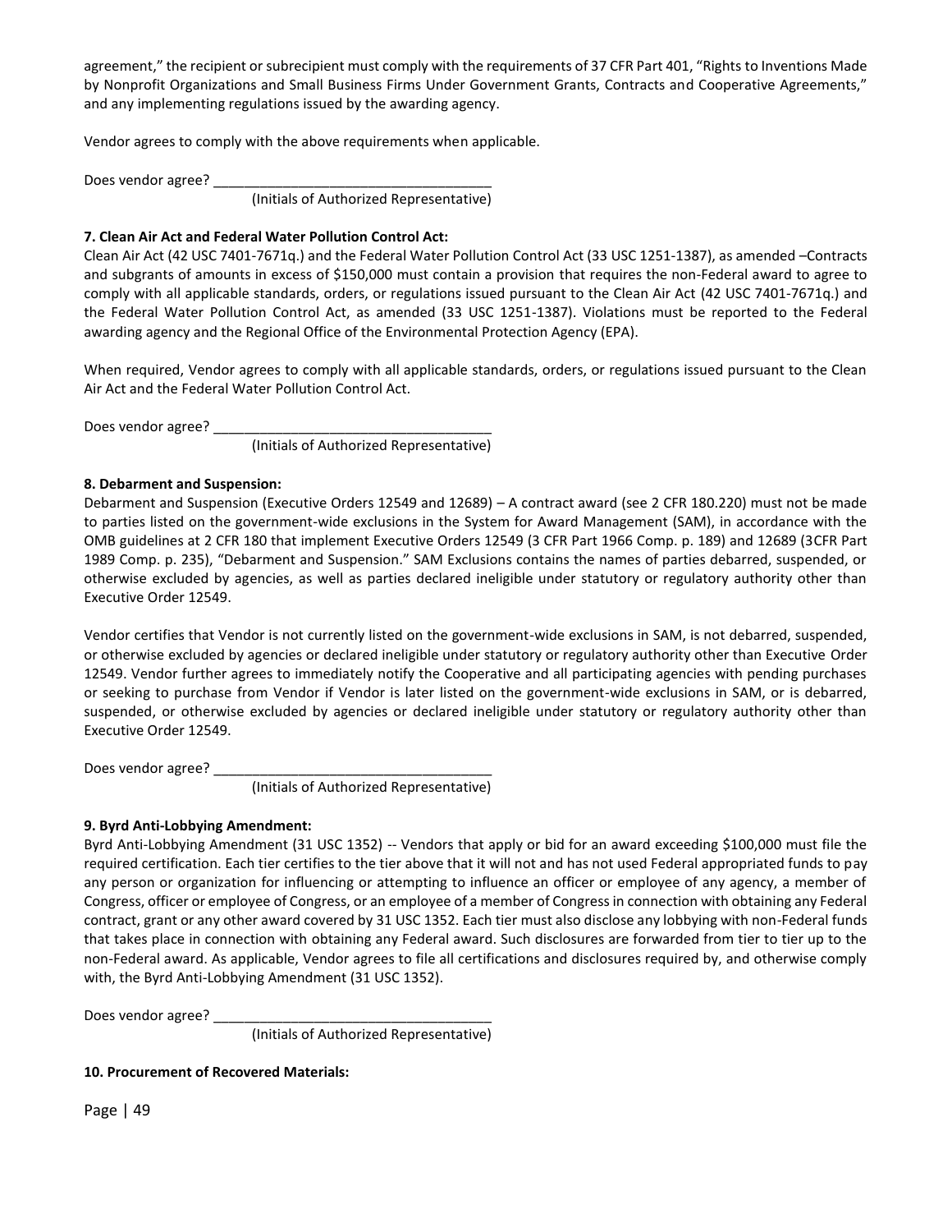agreement," the recipient or subrecipient must comply with the requirements of 37 CFR Part 401, "Rights to Inventions Made by Nonprofit Organizations and Small Business Firms Under Government Grants, Contracts and Cooperative Agreements," and any implementing regulations issued by the awarding agency.

Vendor agrees to comply with the above requirements when applicable.

Does vendor agree? ___________________________________
(Initials of Authorized Representative)

**7. Clean Air Act and Federal Water Pollution Control Act:**

Clean Air Act (42 USC 7401-7671q.) and the Federal Water Pollution Control Act (33 USC 1251-1387), as amended –Contracts and subgrants of amounts in excess of $150,000 must contain a provision that requires the non-Federal award to agree to comply with all applicable standards, orders, or regulations issued pursuant to the Clean Air Act (42 USC 7401-7671q.) and the Federal Water Pollution Control Act, as amended (33 USC 1251-1387). Violations must be reported to the Federal awarding agency and the Regional Office of the Environmental Protection Agency (EPA).

When required, Vendor agrees to comply with all applicable standards, orders, or regulations issued pursuant to the Clean Air Act and the Federal Water Pollution Control Act.

Does vendor agree? ___________________________________
(Initials of Authorized Representative)

**8. Debarment and Suspension:**

Debarment and Suspension (Executive Orders 12549 and 12689) – A contract award (see 2 CFR 180.220) must not be made to parties listed on the government-wide exclusions in the System for Award Management (SAM), in accordance with the OMB guidelines at 2 CFR 180 that implement Executive Orders 12549 (3 CFR Part 1966 Comp. p. 189) and 12689 (3CFR Part 1989 Comp. p. 235), "Debarment and Suspension." SAM Exclusions contains the names of parties debarred, suspended, or otherwise excluded by agencies, as well as parties declared ineligible under statutory or regulatory authority other than Executive Order 12549.

Vendor certifies that Vendor is not currently listed on the government-wide exclusions in SAM, is not debarred, suspended, or otherwise excluded by agencies or declared ineligible under statutory or regulatory authority other than Executive Order 12549. Vendor further agrees to immediately notify the Cooperative and all participating agencies with pending purchases or seeking to purchase from Vendor if Vendor is later listed on the government-wide exclusions in SAM, or is debarred, suspended, or otherwise excluded by agencies or declared ineligible under statutory or regulatory authority other than Executive Order 12549.

Does vendor agree? ___________________________________
(Initials of Authorized Representative)

**9. Byrd Anti-Lobbying Amendment:**

Byrd Anti-Lobbying Amendment (31 USC 1352) -- Vendors that apply or bid for an award exceeding $100,000 must file the required certification. Each tier certifies to the tier above that it will not and has not used Federal appropriated funds to pay any person or organization for influencing or attempting to influence an officer or employee of any agency, a member of Congress, officer or employee of Congress, or an employee of a member of Congress in connection with obtaining any Federal contract, grant or any other award covered by 31 USC 1352. Each tier must also disclose any lobbying with non-Federal funds that takes place in connection with obtaining any Federal award. Such disclosures are forwarded from tier to tier up to the non-Federal award. As applicable, Vendor agrees to file all certifications and disclosures required by, and otherwise comply with, the Byrd Anti-Lobbying Amendment (31 USC 1352).

Does vendor agree? ___________________________________
(Initials of Authorized Representative)

**10. Procurement of Recovered Materials:**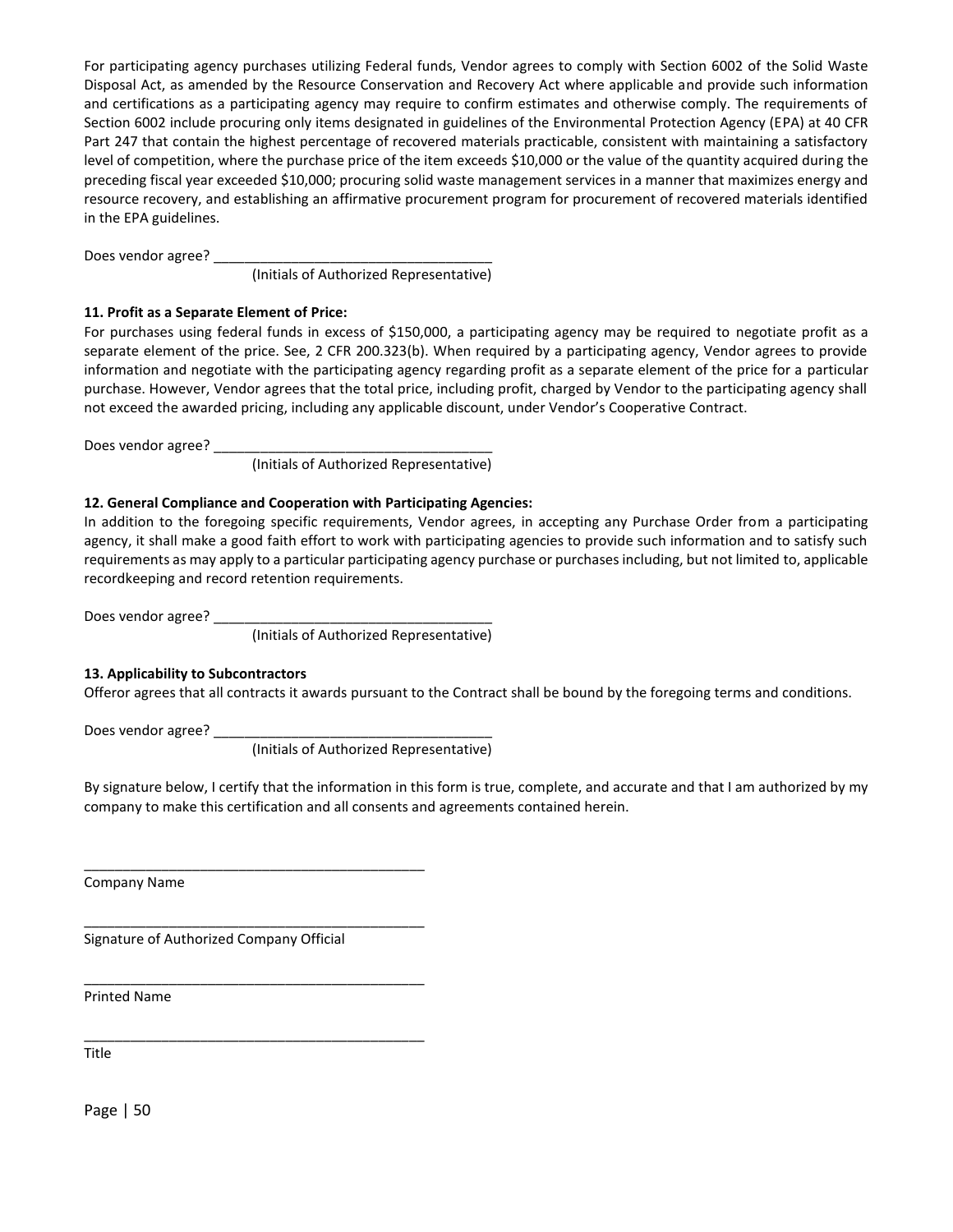For participating agency purchases utilizing Federal funds, Vendor agrees to comply with Section 6002 of the Solid Waste Disposal Act, as amended by the Resource Conservation and Recovery Act where applicable and provide such information and certifications as a participating agency may require to confirm estimates and otherwise comply. The requirements of Section 6002 include procuring only items designated in guidelines of the Environmental Protection Agency (EPA) at 40 CFR Part 247 that contain the highest percentage of recovered materials practicable, consistent with maintaining a satisfactory level of competition, where the purchase price of the item exceeds $10,000 or the value of the quantity acquired during the preceding fiscal year exceeded $10,000; procuring solid waste management services in a manner that maximizes energy and resource recovery, and establishing an affirmative procurement program for procurement of recovered materials identified in the EPA guidelines.

Does vendor agree? ___________________________________
(Initials of Authorized Representative)

**11. Profit as a Separate Element of Price:**

For purchases using federal funds in excess of $150,000, a participating agency may be required to negotiate profit as a separate element of the price. See, 2 CFR 200.323(b). When required by a participating agency, Vendor agrees to provide information and negotiate with the participating agency regarding profit as a separate element of the price for a particular purchase. However, Vendor agrees that the total price, including profit, charged by Vendor to the participating agency shall not exceed the awarded pricing, including any applicable discount, under Vendor's Cooperative Contract.

Does vendor agree? ___________________________________
(Initials of Authorized Representative)

**12. General Compliance and Cooperation with Participating Agencies:**

In addition to the foregoing specific requirements, Vendor agrees, in accepting any Purchase Order from a participating agency, it shall make a good faith effort to work with participating agencies to provide such information and to satisfy such requirements as may apply to a particular participating agency purchase or purchases including, but not limited to, applicable recordkeeping and record retention requirements.

Does vendor agree? ___________________________________
(Initials of Authorized Representative)

**13. Applicability to Subcontractors**

Offeror agrees that all contracts it awards pursuant to the Contract shall be bound by the foregoing terms and conditions.

Does vendor agree? ___________________________________
(Initials of Authorized Representative)

By signature below, I certify that the information in this form is true, complete, and accurate and that I am authorized by my company to make this certification and all consents and agreements contained herein.

_____________________________________________
Company Name

_____________________________________________
Signature of Authorized Company Official

_____________________________________________
Printed Name

_____________________________________________
Title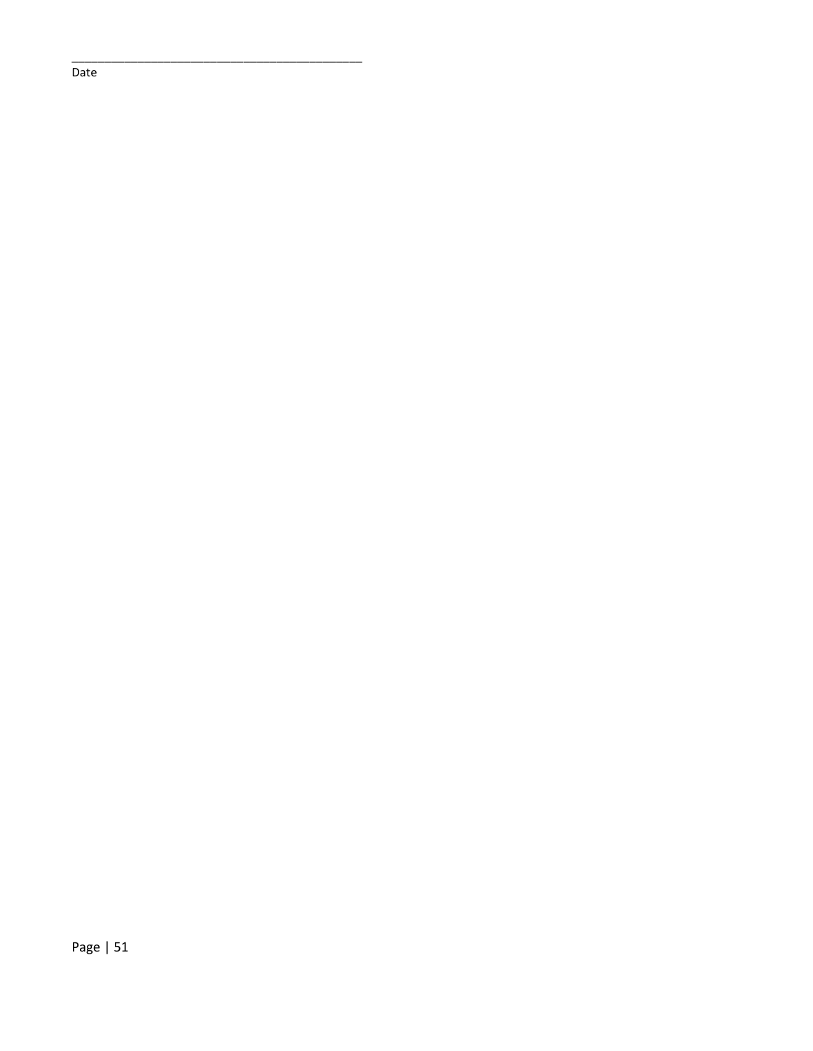\_\_\_\_\_\_\_\_\_\_\_\_\_\_\_\_\_\_\_\_\_\_\_\_\_\_\_\_\_\_\_\_\_\_\_\_\_\_\_\_\_\_\_

Date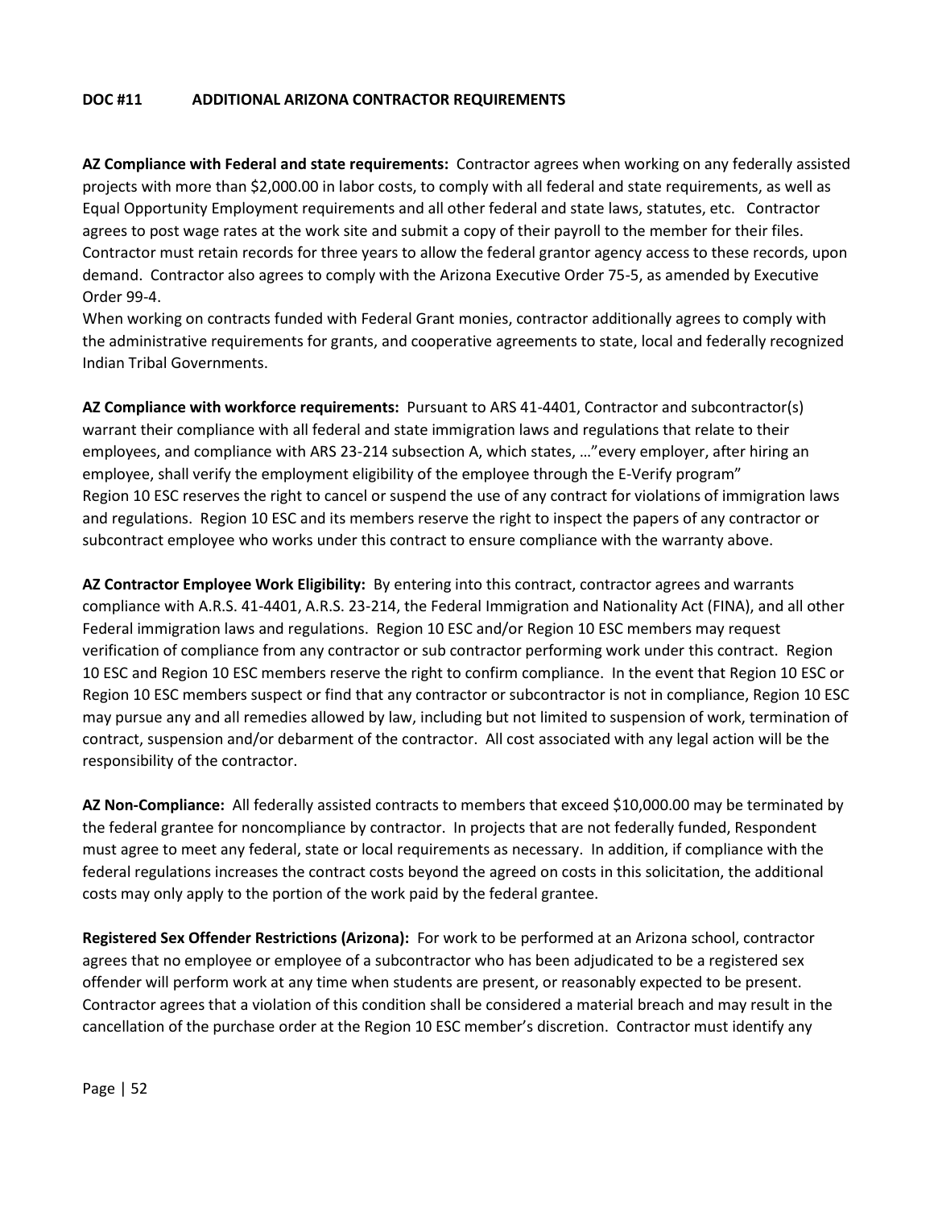**DOC #11 ADDITIONAL ARIZONA CONTRACTOR REQUIREMENTS**

**AZ Compliance with Federal and state requirements:** Contractor agrees when working on any federally assisted projects with more than $2,000.00 in labor costs, to comply with all federal and state requirements, as well as Equal Opportunity Employment requirements and all other federal and state laws, statutes, etc. Contractor agrees to post wage rates at the work site and submit a copy of their payroll to the member for their files. Contractor must retain records for three years to allow the federal grantor agency access to these records, upon demand. Contractor also agrees to comply with the Arizona Executive Order 75-5, as amended by Executive Order 99-4.
When working on contracts funded with Federal Grant monies, contractor additionally agrees to comply with the administrative requirements for grants, and cooperative agreements to state, local and federally recognized Indian Tribal Governments.

**AZ Compliance with workforce requirements:** Pursuant to ARS 41-4401, Contractor and subcontractor(s) warrant their compliance with all federal and state immigration laws and regulations that relate to their employees, and compliance with ARS 23-214 subsection A, which states, …"every employer, after hiring an employee, shall verify the employment eligibility of the employee through the E-Verify program"
Region 10 ESC reserves the right to cancel or suspend the use of any contract for violations of immigration laws and regulations. Region 10 ESC and its members reserve the right to inspect the papers of any contractor or subcontract employee who works under this contract to ensure compliance with the warranty above.

**AZ Contractor Employee Work Eligibility:** By entering into this contract, contractor agrees and warrants compliance with A.R.S. 41-4401, A.R.S. 23-214, the Federal Immigration and Nationality Act (FINA), and all other Federal immigration laws and regulations. Region 10 ESC and/or Region 10 ESC members may request verification of compliance from any contractor or sub contractor performing work under this contract. Region 10 ESC and Region 10 ESC members reserve the right to confirm compliance. In the event that Region 10 ESC or Region 10 ESC members suspect or find that any contractor or subcontractor is not in compliance, Region 10 ESC may pursue any and all remedies allowed by law, including but not limited to suspension of work, termination of contract, suspension and/or debarment of the contractor. All cost associated with any legal action will be the responsibility of the contractor.

**AZ Non-Compliance:** All federally assisted contracts to members that exceed $10,000.00 may be terminated by the federal grantee for noncompliance by contractor. In projects that are not federally funded, Respondent must agree to meet any federal, state or local requirements as necessary. In addition, if compliance with the federal regulations increases the contract costs beyond the agreed on costs in this solicitation, the additional costs may only apply to the portion of the work paid by the federal grantee.

**Registered Sex Offender Restrictions (Arizona):** For work to be performed at an Arizona school, contractor agrees that no employee or employee of a subcontractor who has been adjudicated to be a registered sex offender will perform work at any time when students are present, or reasonably expected to be present. Contractor agrees that a violation of this condition shall be considered a material breach and may result in the cancellation of the purchase order at the Region 10 ESC member's discretion. Contractor must identify any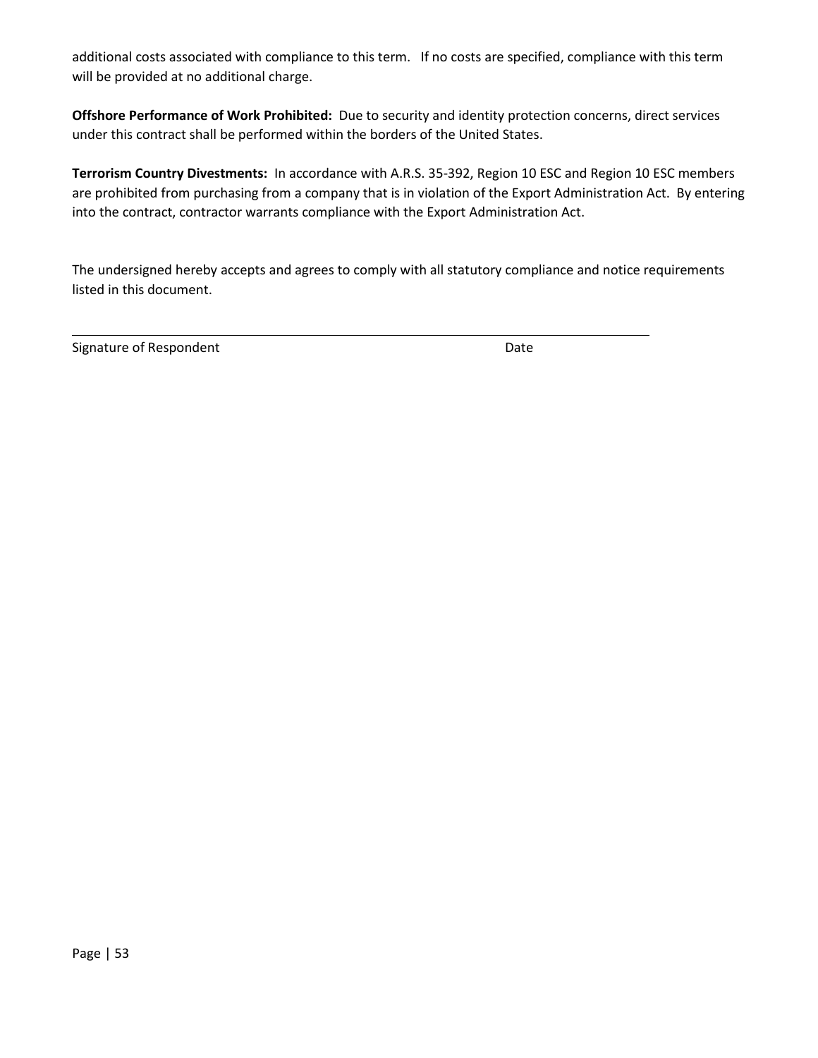additional costs associated with compliance to this term. If no costs are specified, compliance with this term will be provided at no additional charge.

**Offshore Performance of Work Prohibited:** Due to security and identity protection concerns, direct services under this contract shall be performed within the borders of the United States.

**Terrorism Country Divestments:** In accordance with A.R.S. 35-392, Region 10 ESC and Region 10 ESC members are prohibited from purchasing from a company that is in violation of the Export Administration Act. By entering into the contract, contractor warrants compliance with the Export Administration Act.

The undersigned hereby accepts and agrees to comply with all statutory compliance and notice requirements listed in this document.

\_\_\_\_\_\_\_\_\_\_\_\_\_\_\_\_\_\_\_\_\_\_\_\_\_\_\_\_\_\_\_\_\_\_\_\_\_\_\_\_\_\_\_\_\_\_\_\_\_\_\_\_\_\_\_\_\_\_\_\_\_\_\_\_

Signature of Respondent Date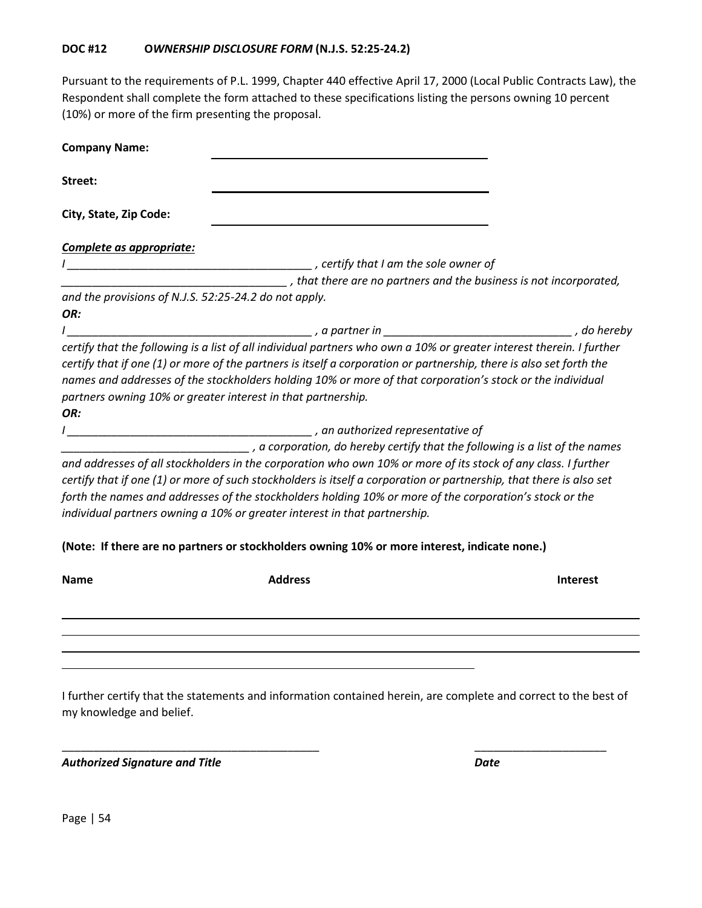**DOC #12 O*WNERSHIP DISCLOSURE FORM* (N.J.S. 52:25-24.2)**

Pursuant to the requirements of P.L. 1999, Chapter 440 effective April 17, 2000 (Local Public Contracts Law), the Respondent shall complete the form attached to these specifications listing the persons owning 10 percent (10%) or more of the firm presenting the proposal.

**Company Name:** ______________________________

**Street:** ______________________________

**City, State, Zip Code:** ______________________________

***Complete as appropriate:***

*I ______________________________________ , certify that I am the sole owner of ___________________________________ , that there are no partners and the business is not incorporated, and the provisions of N.J.S. 52:25-24.2 do not apply.*

***OR:***

*I ______________________________________ , a partner in _____________________________ , do hereby certify that the following is a list of all individual partners who own a 10% or greater interest therein. I further certify that if one (1) or more of the partners is itself a corporation or partnership, there is also set forth the names and addresses of the stockholders holding 10% or more of that corporation's stock or the individual partners owning 10% or greater interest in that partnership.*

***OR:***

*I ______________________________________ , an authorized representative of _____________________________ , a corporation, do hereby certify that the following is a list of the names and addresses of all stockholders in the corporation who own 10% or more of its stock of any class. I further certify that if one (1) or more of such stockholders is itself a corporation or partnership, that there is also set forth the names and addresses of the stockholders holding 10% or more of the corporation's stock or the individual partners owning a 10% or greater interest in that partnership.*

**(Note: If there are no partners or stockholders owning 10% or more interest, indicate none.)**

| Name | Address | Interest |
|---|---|---|
| | | |
| | | |
| | | |
| | | |

I further certify that the statements and information contained herein, are complete and correct to the best of my knowledge and belief.

________________________________________ _____________________

***Authorized Signature and Title*** ***Date***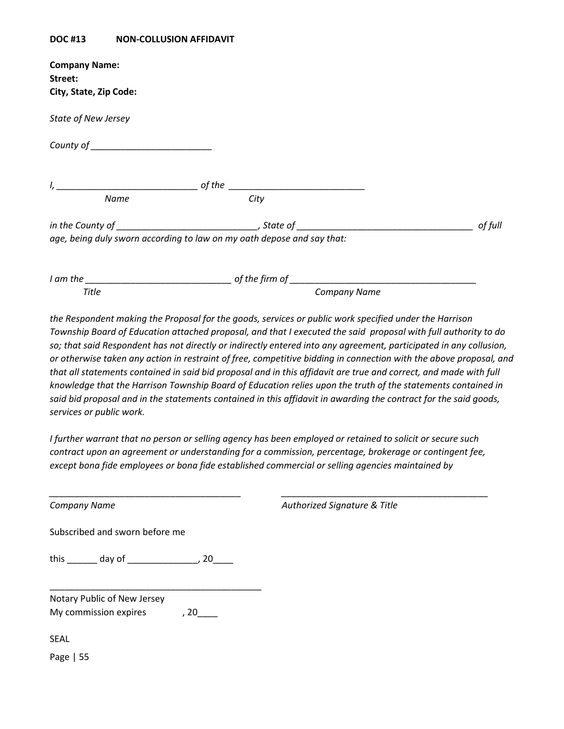**DOC #13 NON-COLLUSION AFFIDAVIT**

**Company Name:**
**Street:**
**City, State, Zip Code:**

*State of New Jersey*

*County of ________________________*

*I, ____________________________ of the ___________________________*
*Name City*

*in the County of ____________________________, State of ___________________________________ of full age, being duly sworn according to law on my oath depose and say that:*

*I am the _____________________________ of the firm of _____________________________________*
*Title Company Name*

*the Respondent making the Proposal for the goods, services or public work specified under the Harrison Township Board of Education attached proposal, and that I executed the said proposal with full authority to do so; that said Respondent has not directly or indirectly entered into any agreement, participated in any collusion, or otherwise taken any action in restraint of free, competitive bidding in connection with the above proposal, and that all statements contained in said bid proposal and in this affidavit are true and correct, and made with full knowledge that the Harrison Township Board of Education relies upon the truth of the statements contained in said bid proposal and in the statements contained in this affidavit in awarding the contract for the said goods, services or public work.*

*I further warrant that no person or selling agency has been employed or retained to solicit or secure such contract upon an agreement or understanding for a commission, percentage, brokerage or contingent fee, except bona fide employees or bona fide established commercial or selling agencies maintained by*

_______________________________________ _________________________________________
*Company Name* *Authorized Signature & Title*

Subscribed and sworn before me

this ______ day of ______________, 20____

___________________________________________
Notary Public of New Jersey
My commission expires , 20____

SEAL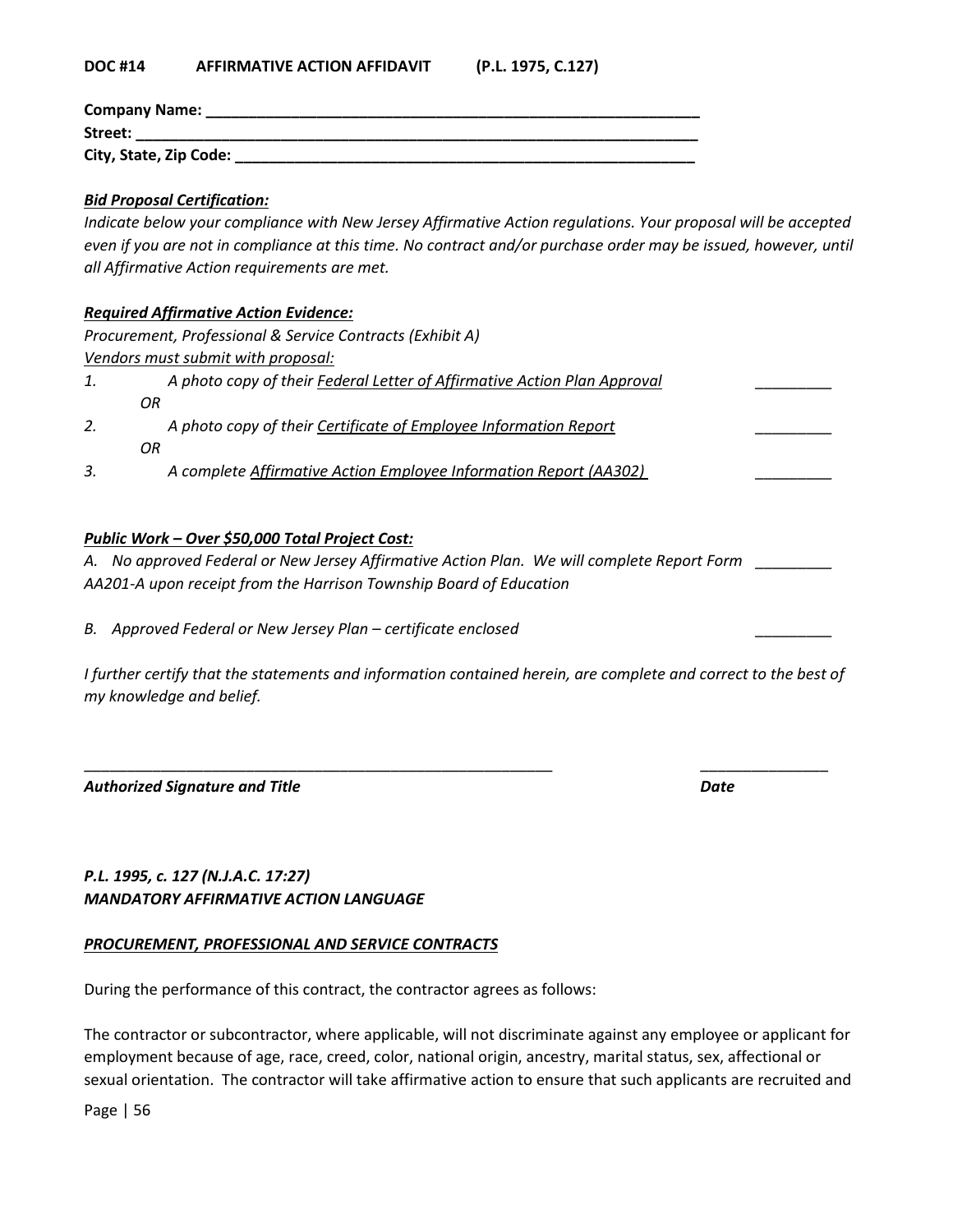**DOC #14 AFFIRMATIVE ACTION AFFIDAVIT (P.L. 1975, C.127)**

**Company Name: \_\_\_\_\_\_\_\_\_\_\_\_\_\_\_\_\_\_\_\_\_\_\_\_\_\_\_\_\_\_\_\_\_\_\_\_\_\_\_\_\_\_\_\_\_\_\_\_\_\_\_\_\_\_\_\_\_\_\_\_**
**Street: \_\_\_\_\_\_\_\_\_\_\_\_\_\_\_\_\_\_\_\_\_\_\_\_\_\_\_\_\_\_\_\_\_\_\_\_\_\_\_\_\_\_\_\_\_\_\_\_\_\_\_\_\_\_\_\_\_\_\_\_\_\_\_\_\_\_**
**City, State, Zip Code: \_\_\_\_\_\_\_\_\_\_\_\_\_\_\_\_\_\_\_\_\_\_\_\_\_\_\_\_\_\_\_\_\_\_\_\_\_\_\_\_\_\_\_\_\_\_\_\_\_\_\_\_\_\_\_\_**

***Bid Proposal Certification:***

*Indicate below your compliance with New Jersey Affirmative Action regulations. Your proposal will be accepted even if you are not in compliance at this time. No contract and/or purchase order may be issued, however, until all Affirmative Action requirements are met.*

***Required Affirmative Action Evidence:***

*Procurement, Professional & Service Contracts (Exhibit A)*

*Vendors must submit with proposal:*

1. *A photo copy of their Federal Letter of Affirmative Action Plan Approval* \_\_\_\_\_\_\_\_\_

   *OR*

2. *A photo copy of their Certificate of Employee Information Report* \_\_\_\_\_\_\_\_\_

   *OR*

3. *A complete Affirmative Action Employee Information Report (AA302)* \_\_\_\_\_\_\_\_\_

***Public Work – Over $50,000 Total Project Cost:***

*A. No approved Federal or New Jersey Affirmative Action Plan. We will complete Report Form AA201-A upon receipt from the Harrison Township Board of Education* \_\_\_\_\_\_\_\_\_

*B. Approved Federal or New Jersey Plan – certificate enclosed* \_\_\_\_\_\_\_\_\_

*I further certify that the statements and information contained herein, are complete and correct to the best of my knowledge and belief.*

\_\_\_\_\_\_\_\_\_\_\_\_\_\_\_\_\_\_\_\_\_\_\_\_\_\_\_\_\_\_\_\_\_\_\_\_\_\_\_\_\_\_\_\_\_\_\_\_\_\_\_\_\_\_\_\_ \_\_\_\_\_\_\_\_\_\_\_\_\_\_\_

***Authorized Signature and Title*** ***Date***

***P.L. 1995, c. 127 (N.J.A.C. 17:27)***
***MANDATORY AFFIRMATIVE ACTION LANGUAGE***

***PROCUREMENT, PROFESSIONAL AND SERVICE CONTRACTS***

During the performance of this contract, the contractor agrees as follows:

The contractor or subcontractor, where applicable, will not discriminate against any employee or applicant for employment because of age, race, creed, color, national origin, ancestry, marital status, sex, affectional or sexual orientation. The contractor will take affirmative action to ensure that such applicants are recruited and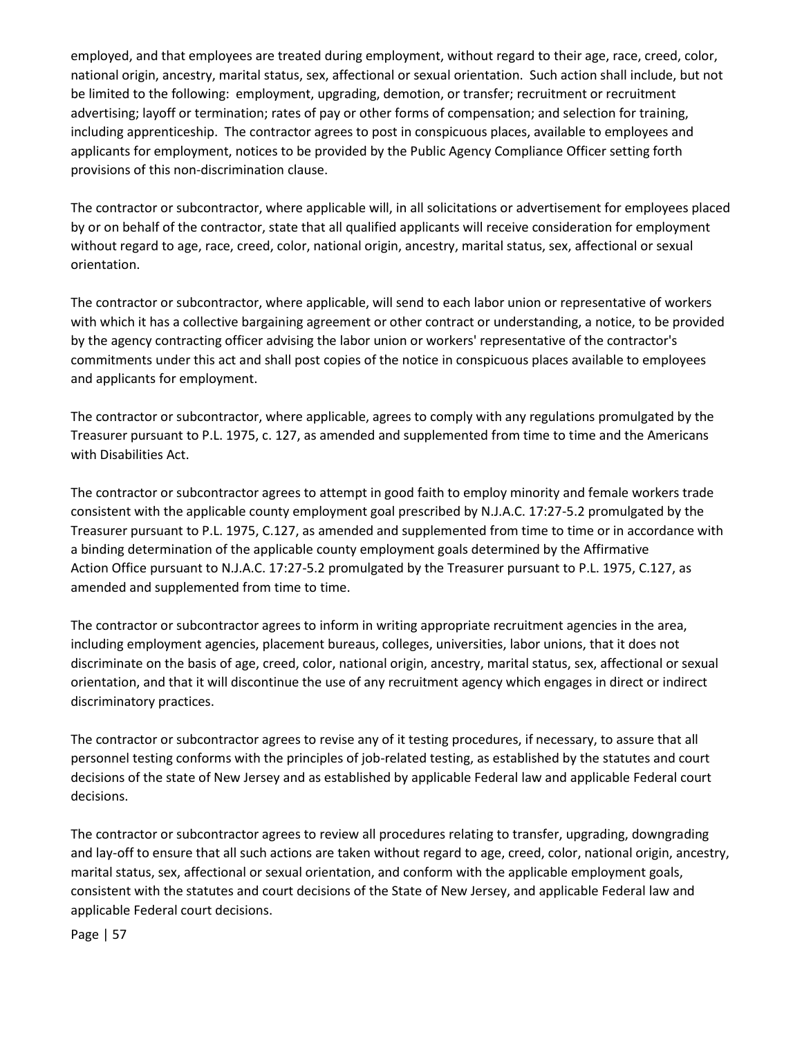employed, and that employees are treated during employment, without regard to their age, race, creed, color, national origin, ancestry, marital status, sex, affectional or sexual orientation. Such action shall include, but not be limited to the following: employment, upgrading, demotion, or transfer; recruitment or recruitment advertising; layoff or termination; rates of pay or other forms of compensation; and selection for training, including apprenticeship. The contractor agrees to post in conspicuous places, available to employees and applicants for employment, notices to be provided by the Public Agency Compliance Officer setting forth provisions of this non-discrimination clause.

The contractor or subcontractor, where applicable will, in all solicitations or advertisement for employees placed by or on behalf of the contractor, state that all qualified applicants will receive consideration for employment without regard to age, race, creed, color, national origin, ancestry, marital status, sex, affectional or sexual orientation.

The contractor or subcontractor, where applicable, will send to each labor union or representative of workers with which it has a collective bargaining agreement or other contract or understanding, a notice, to be provided by the agency contracting officer advising the labor union or workers' representative of the contractor's commitments under this act and shall post copies of the notice in conspicuous places available to employees and applicants for employment.

The contractor or subcontractor, where applicable, agrees to comply with any regulations promulgated by the Treasurer pursuant to P.L. 1975, c. 127, as amended and supplemented from time to time and the Americans with Disabilities Act.

The contractor or subcontractor agrees to attempt in good faith to employ minority and female workers trade consistent with the applicable county employment goal prescribed by N.J.A.C. 17:27-5.2 promulgated by the Treasurer pursuant to P.L. 1975, C.127, as amended and supplemented from time to time or in accordance with a binding determination of the applicable county employment goals determined by the Affirmative Action Office pursuant to N.J.A.C. 17:27-5.2 promulgated by the Treasurer pursuant to P.L. 1975, C.127, as amended and supplemented from time to time.

The contractor or subcontractor agrees to inform in writing appropriate recruitment agencies in the area, including employment agencies, placement bureaus, colleges, universities, labor unions, that it does not discriminate on the basis of age, creed, color, national origin, ancestry, marital status, sex, affectional or sexual orientation, and that it will discontinue the use of any recruitment agency which engages in direct or indirect discriminatory practices.

The contractor or subcontractor agrees to revise any of it testing procedures, if necessary, to assure that all personnel testing conforms with the principles of job-related testing, as established by the statutes and court decisions of the state of New Jersey and as established by applicable Federal law and applicable Federal court decisions.

The contractor or subcontractor agrees to review all procedures relating to transfer, upgrading, downgrading and lay-off to ensure that all such actions are taken without regard to age, creed, color, national origin, ancestry, marital status, sex, affectional or sexual orientation, and conform with the applicable employment goals, consistent with the statutes and court decisions of the State of New Jersey, and applicable Federal law and applicable Federal court decisions.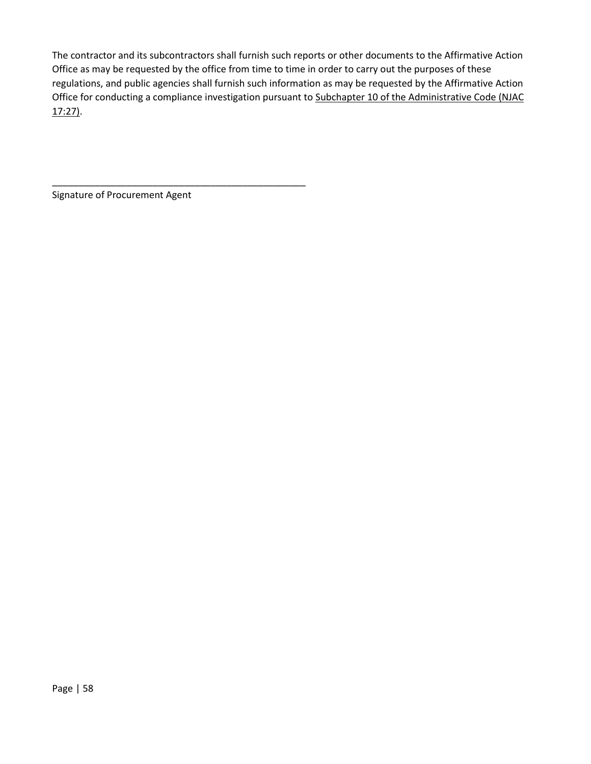The contractor and its subcontractors shall furnish such reports or other documents to the Affirmative Action Office as may be requested by the office from time to time in order to carry out the purposes of these regulations, and public agencies shall furnish such information as may be requested by the Affirmative Action Office for conducting a compliance investigation pursuant to Subchapter 10 of the Administrative Code (NJAC 17:27).

_______________________________________________

Signature of Procurement Agent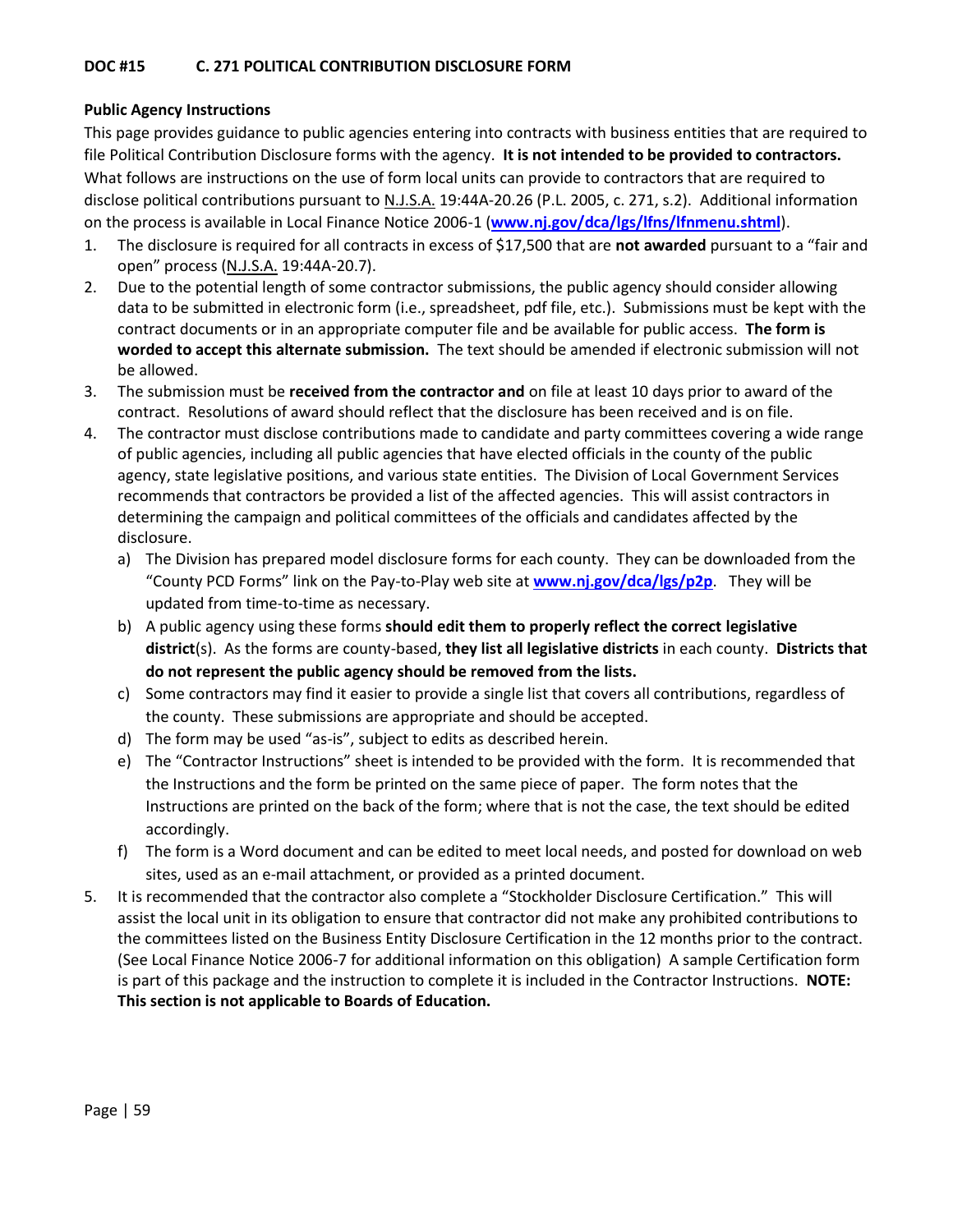## DOC #15 C. 271 POLITICAL CONTRIBUTION DISCLOSURE FORM

**Public Agency Instructions**

This page provides guidance to public agencies entering into contracts with business entities that are required to file Political Contribution Disclosure forms with the agency. **It is not intended to be provided to contractors.** What follows are instructions on the use of form local units can provide to contractors that are required to disclose political contributions pursuant to N.J.S.A. 19:44A-20.26 (P.L. 2005, c. 271, s.2). Additional information on the process is available in Local Finance Notice 2006-1 (**[www.nj.gov/dca/lgs/lfns/lfnmenu.shtml](www.nj.gov/dca/lgs/lfns/lfnmenu.shtml)**).

1. The disclosure is required for all contracts in excess of $17,500 that are **not awarded** pursuant to a "fair and open" process (N.J.S.A. 19:44A-20.7).
2. Due to the potential length of some contractor submissions, the public agency should consider allowing data to be submitted in electronic form (i.e., spreadsheet, pdf file, etc.). Submissions must be kept with the contract documents or in an appropriate computer file and be available for public access. **The form is worded to accept this alternate submission.** The text should be amended if electronic submission will not be allowed.
3. The submission must be **received from the contractor and** on file at least 10 days prior to award of the contract. Resolutions of award should reflect that the disclosure has been received and is on file.
4. The contractor must disclose contributions made to candidate and party committees covering a wide range of public agencies, including all public agencies that have elected officials in the county of the public agency, state legislative positions, and various state entities. The Division of Local Government Services recommends that contractors be provided a list of the affected agencies. This will assist contractors in determining the campaign and political committees of the officials and candidates affected by the disclosure.
   a) The Division has prepared model disclosure forms for each county. They can be downloaded from the "County PCD Forms" link on the Pay-to-Play web site at **[www.nj.gov/dca/lgs/p2p](www.nj.gov/dca/lgs/p2p)**. They will be updated from time-to-time as necessary.
   b) A public agency using these forms **should edit them to properly reflect the correct legislative district**(s). As the forms are county-based, **they list all legislative districts** in each county. **Districts that do not represent the public agency should be removed from the lists.**
   c) Some contractors may find it easier to provide a single list that covers all contributions, regardless of the county. These submissions are appropriate and should be accepted.
   d) The form may be used "as-is", subject to edits as described herein.
   e) The "Contractor Instructions" sheet is intended to be provided with the form. It is recommended that the Instructions and the form be printed on the same piece of paper. The form notes that the Instructions are printed on the back of the form; where that is not the case, the text should be edited accordingly.
   f) The form is a Word document and can be edited to meet local needs, and posted for download on web sites, used as an e-mail attachment, or provided as a printed document.
5. It is recommended that the contractor also complete a "Stockholder Disclosure Certification." This will assist the local unit in its obligation to ensure that contractor did not make any prohibited contributions to the committees listed on the Business Entity Disclosure Certification in the 12 months prior to the contract. (See Local Finance Notice 2006-7 for additional information on this obligation) A sample Certification form is part of this package and the instruction to complete it is included in the Contractor Instructions. **NOTE: This section is not applicable to Boards of Education.**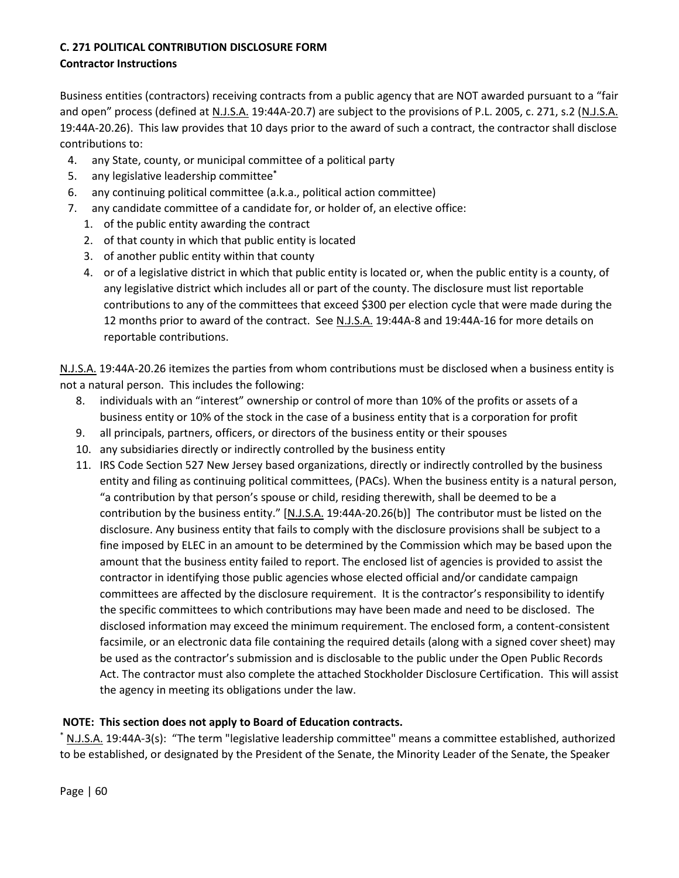**C. 271 POLITICAL CONTRIBUTION DISCLOSURE FORM**
**Contractor Instructions**

Business entities (contractors) receiving contracts from a public agency that are NOT awarded pursuant to a "fair and open" process (defined at N.J.S.A. 19:44A-20.7) are subject to the provisions of P.L. 2005, c. 271, s.2 (N.J.S.A. 19:44A-20.26). This law provides that 10 days prior to the award of such a contract, the contractor shall disclose contributions to:

4. any State, county, or municipal committee of a political party
5. any legislative leadership committee*
6. any continuing political committee (a.k.a., political action committee)
7. any candidate committee of a candidate for, or holder of, an elective office:
   1. of the public entity awarding the contract
   2. of that county in which that public entity is located
   3. of another public entity within that county
   4. or of a legislative district in which that public entity is located or, when the public entity is a county, of any legislative district which includes all or part of the county. The disclosure must list reportable contributions to any of the committees that exceed $300 per election cycle that were made during the 12 months prior to award of the contract. See N.J.S.A. 19:44A-8 and 19:44A-16 for more details on reportable contributions.

N.J.S.A. 19:44A-20.26 itemizes the parties from whom contributions must be disclosed when a business entity is not a natural person. This includes the following:

8. individuals with an "interest" ownership or control of more than 10% of the profits or assets of a business entity or 10% of the stock in the case of a business entity that is a corporation for profit
9. all principals, partners, officers, or directors of the business entity or their spouses
10. any subsidiaries directly or indirectly controlled by the business entity
11. IRS Code Section 527 New Jersey based organizations, directly or indirectly controlled by the business entity and filing as continuing political committees, (PACs). When the business entity is a natural person, "a contribution by that person's spouse or child, residing therewith, shall be deemed to be a contribution by the business entity." [N.J.S.A. 19:44A-20.26(b)] The contributor must be listed on the disclosure. Any business entity that fails to comply with the disclosure provisions shall be subject to a fine imposed by ELEC in an amount to be determined by the Commission which may be based upon the amount that the business entity failed to report. The enclosed list of agencies is provided to assist the contractor in identifying those public agencies whose elected official and/or candidate campaign committees are affected by the disclosure requirement. It is the contractor's responsibility to identify the specific committees to which contributions may have been made and need to be disclosed. The disclosed information may exceed the minimum requirement. The enclosed form, a content-consistent facsimile, or an electronic data file containing the required details (along with a signed cover sheet) may be used as the contractor's submission and is disclosable to the public under the Open Public Records Act. The contractor must also complete the attached Stockholder Disclosure Certification. This will assist the agency in meeting its obligations under the law.

**NOTE: This section does not apply to Board of Education contracts.**

* N.J.S.A. 19:44A-3(s): "The term "legislative leadership committee" means a committee established, authorized to be established, or designated by the President of the Senate, the Minority Leader of the Senate, the Speaker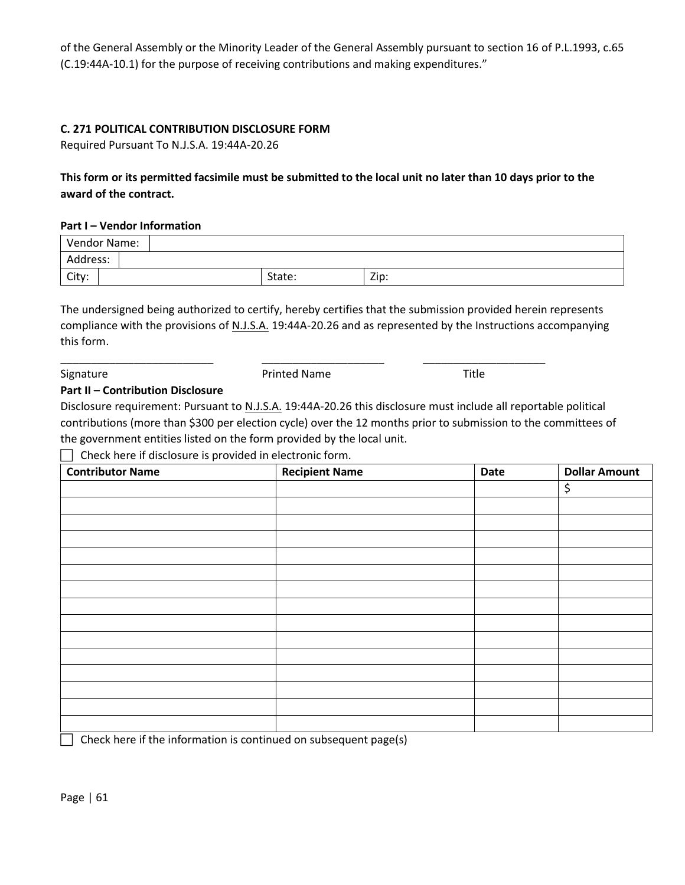of the General Assembly or the Minority Leader of the General Assembly pursuant to section 16 of P.L.1993, c.65 (C.19:44A-10.1) for the purpose of receiving contributions and making expenditures."

**C. 271 POLITICAL CONTRIBUTION DISCLOSURE FORM**

Required Pursuant To N.J.S.A. 19:44A-20.26

**This form or its permitted facsimile must be submitted to the local unit no later than 10 days prior to the award of the contract.**

**Part I – Vendor Information**

| Vendor Name: | | | |
|---|---|---|---|
| Address: | | | |
| City: | | State: | Zip: |

The undersigned being authorized to certify, hereby certifies that the submission provided herein represents compliance with the provisions of N.J.S.A. 19:44A-20.26 and as represented by the Instructions accompanying this form.

_________________________ ____________________ ____________________

Signature Printed Name Title

**Part II – Contribution Disclosure**

Disclosure requirement: Pursuant to N.J.S.A. 19:44A-20.26 this disclosure must include all reportable political contributions (more than $300 per election cycle) over the 12 months prior to submission to the committees of the government entities listed on the form provided by the local unit.

☐ Check here if disclosure is provided in electronic form.

| Contributor Name | Recipient Name | Date | Dollar Amount |
|---|---|---|---|
| | | | $ |
| | | | |
| | | | |
| | | | |
| | | | |
| | | | |
| | | | |
| | | | |
| | | | |
| | | | |
| | | | |
| | | | |
| | | | |
| | | | |
| | | | |

☐ Check here if the information is continued on subsequent page(s)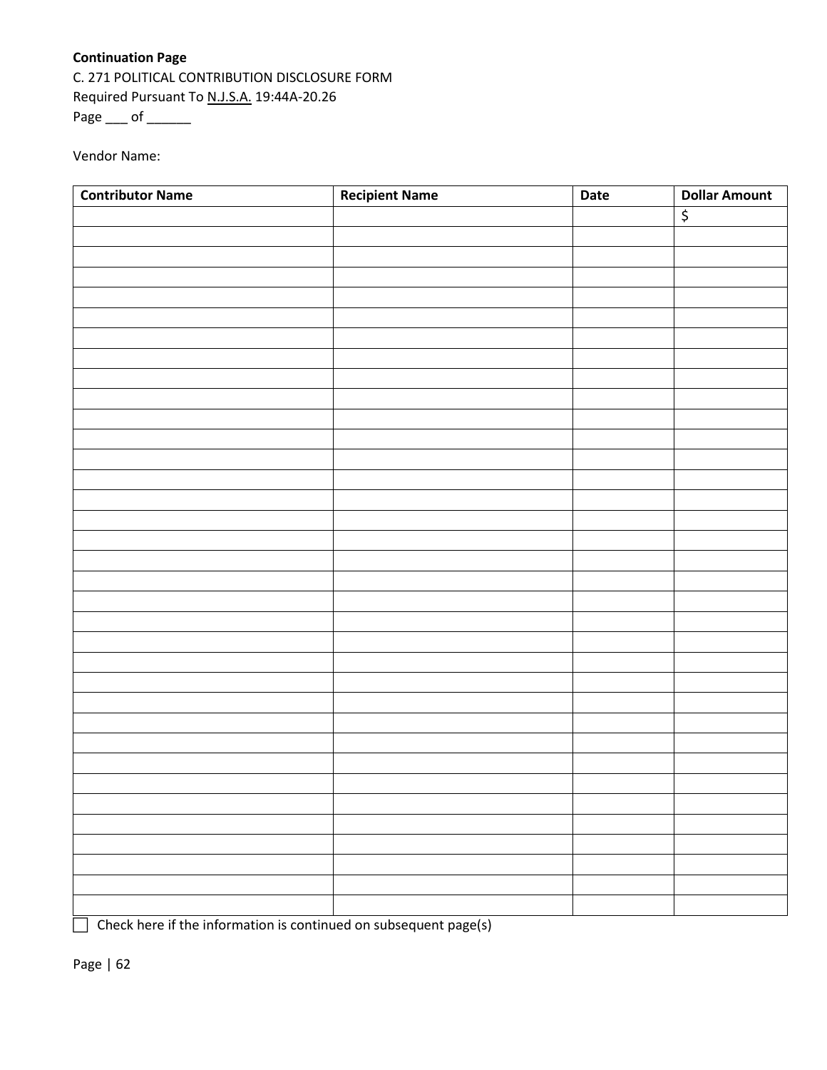**Continuation Page**

C. 271 POLITICAL CONTRIBUTION DISCLOSURE FORM

Required Pursuant To N.J.S.A. 19:44A-20.26

Page ___ of ______

Vendor Name:

| Contributor Name | Recipient Name | Date | Dollar Amount |
|---|---|---|---|
| | | | $ |
| | | | |
| | | | |
| | | | |
| | | | |
| | | | |
| | | | |
| | | | |
| | | | |
| | | | |
| | | | |
| | | | |
| | | | |
| | | | |
| | | | |
| | | | |
| | | | |
| | | | |
| | | | |
| | | | |
| | | | |
| | | | |
| | | | |
| | | | |
| | | | |
| | | | |
| | | | |
| | | | |
| | | | |
| | | | |
| | | | |
| | | | |
| | | | |
| | | | |
| | | | |

☐ Check here if the information is continued on subsequent page(s)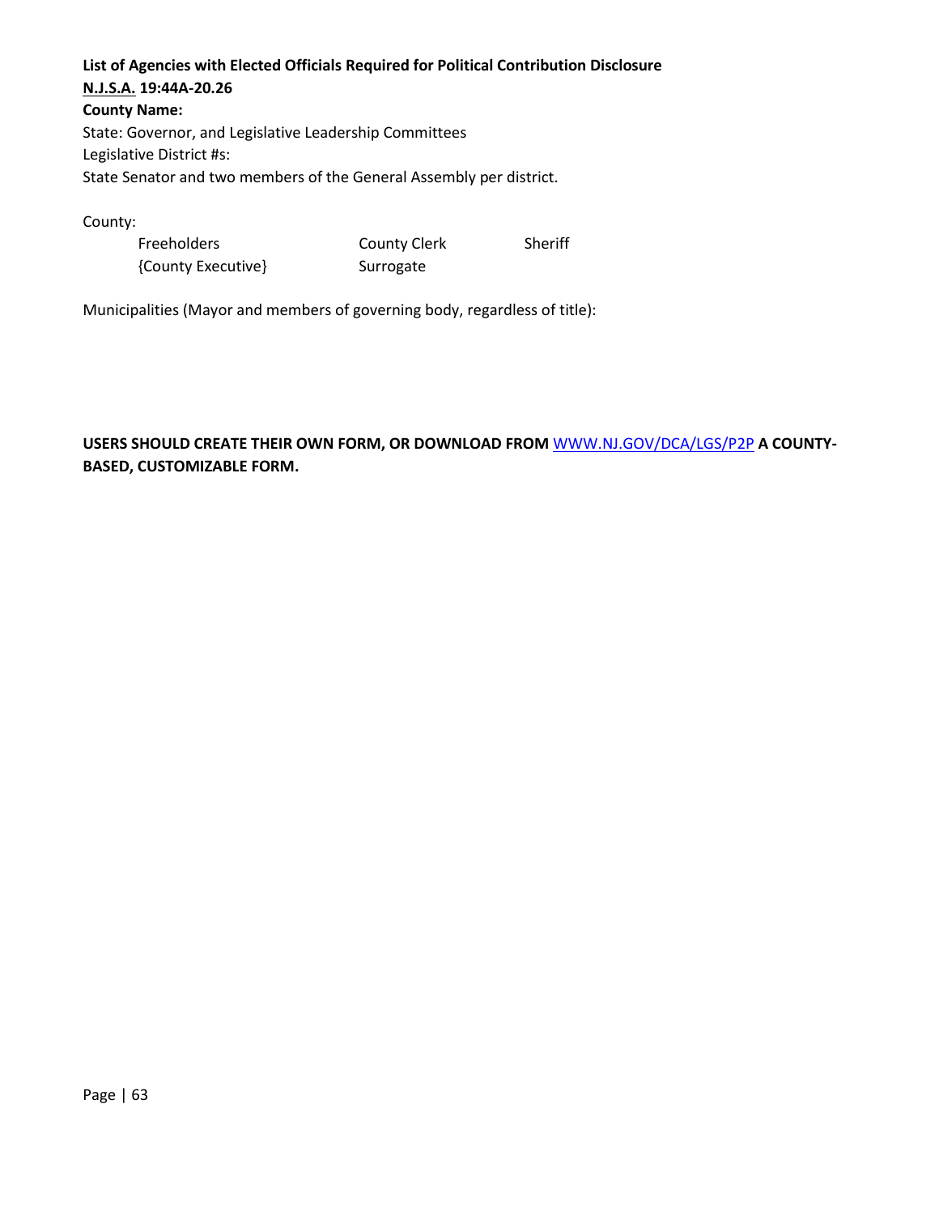**List of Agencies with Elected Officials Required for Political Contribution Disclosure**

**<u>N.J.S.A.</u> 19:44A-20.26**

**County Name:**

State: Governor, and Legislative Leadership Committees

Legislative District #s:

State Senator and two members of the General Assembly per district.

County:

| | | |
|---|---|---|
| Freeholders | County Clerk | Sheriff |
| {County Executive} | Surrogate | |

Municipalities (Mayor and members of governing body, regardless of title):

**USERS SHOULD CREATE THEIR OWN FORM, OR DOWNLOAD FROM** [WWW.NJ.GOV/DCA/LGS/P2P](http://WWW.NJ.GOV/DCA/LGS/P2P) **A COUNTY-BASED, CUSTOMIZABLE FORM.**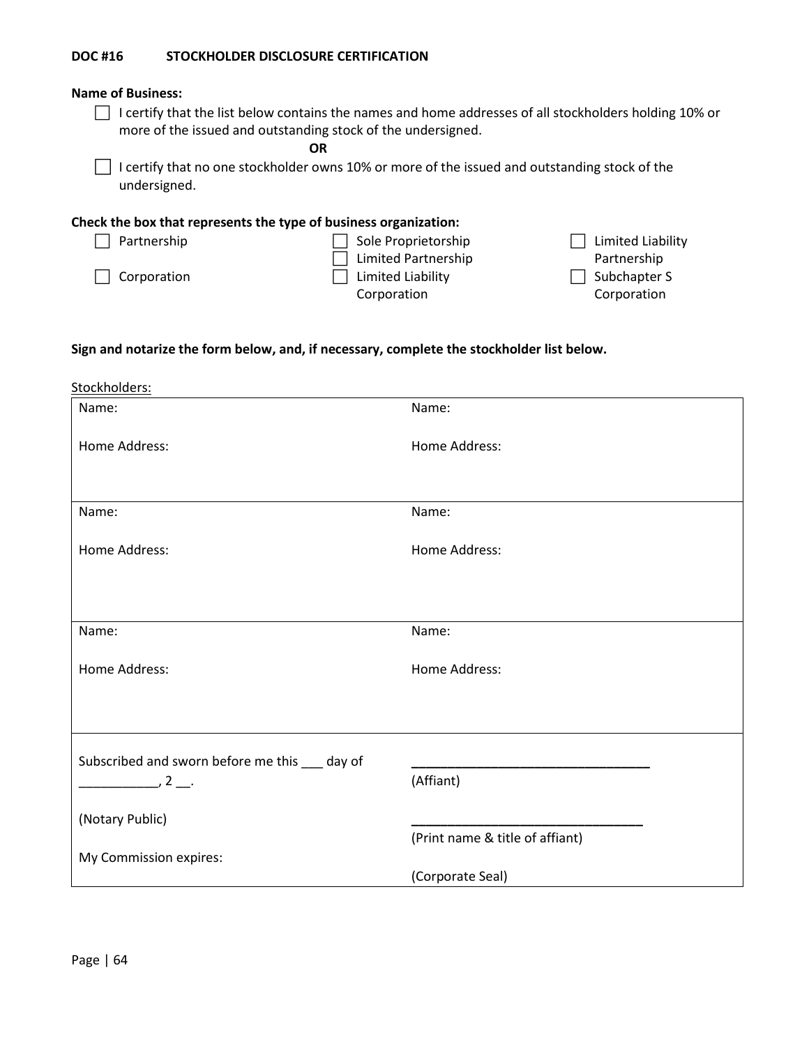**DOC #16 STOCKHOLDER DISCLOSURE CERTIFICATION**

**Name of Business:**

☐ I certify that the list below contains the names and home addresses of all stockholders holding 10% or more of the issued and outstanding stock of the undersigned.

**OR**

☐ I certify that no one stockholder owns 10% or more of the issued and outstanding stock of the undersigned.

**Check the box that represents the type of business organization:**

☐ Partnership
☐ Corporation
☐ Sole Proprietorship
☐ Limited Partnership
☐ Limited Liability Corporation
☐ Limited Liability Partnership
☐ Subchapter S Corporation

**Sign and notarize the form below, and, if necessary, complete the stockholder list below.**

Stockholders:

| | |
|---|---|
| Name:<br><br>Home Address: | Name:<br><br>Home Address: |
| Name:<br><br>Home Address: | Name:<br><br>Home Address: |
| Name:<br><br>Home Address: | Name:<br><br>Home Address: |
| Subscribed and sworn before me this ___ day of ___________, 2 __.<br><br>(Notary Public)<br><br>My Commission expires: | _________________________________<br>(Affiant)<br><br>_________________________________<br>(Print name & title of affiant)<br><br>(Corporate Seal) |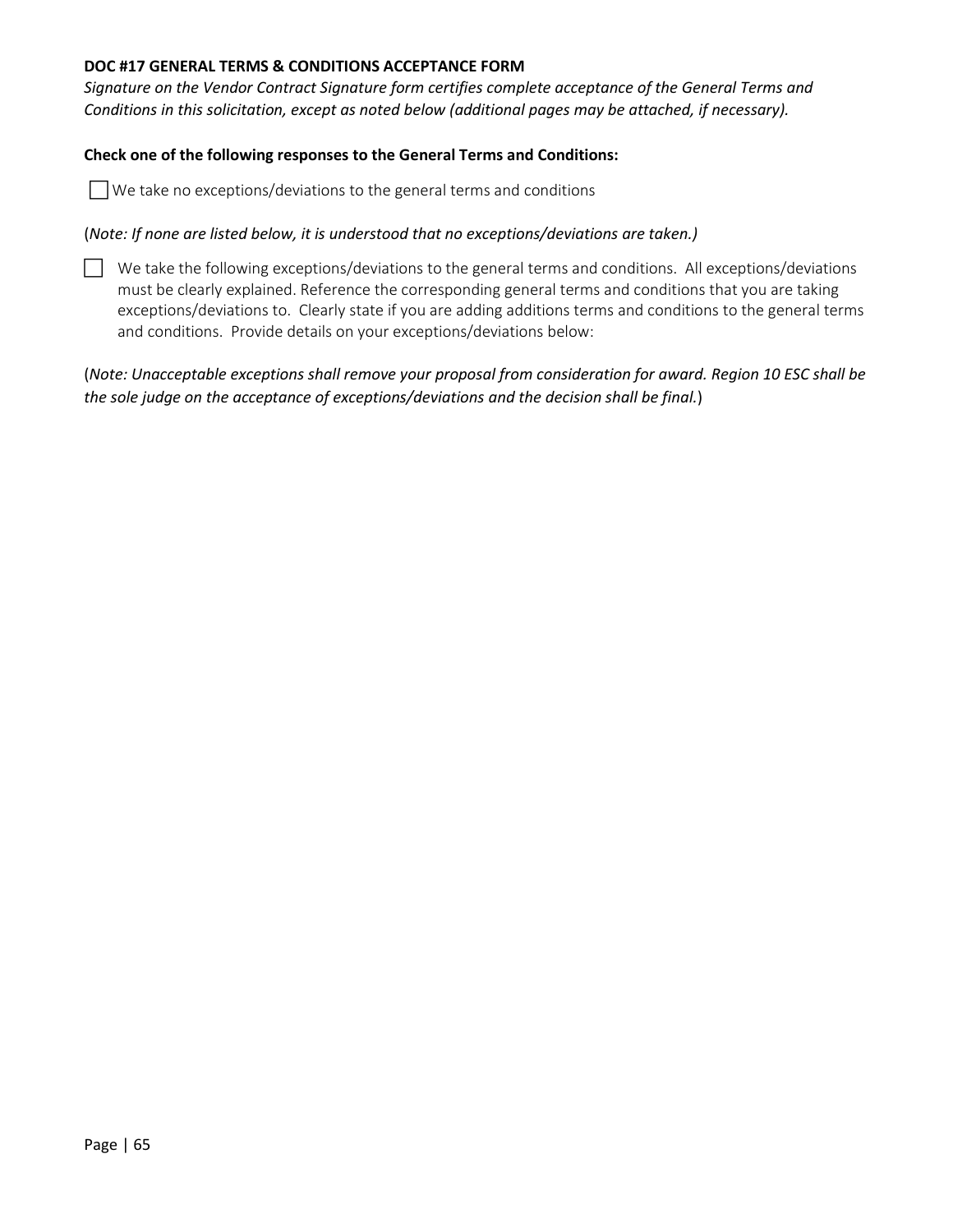**DOC #17 GENERAL TERMS & CONDITIONS ACCEPTANCE FORM**

*Signature on the Vendor Contract Signature form certifies complete acceptance of the General Terms and Conditions in this solicitation, except as noted below (additional pages may be attached, if necessary).*

**Check one of the following responses to the General Terms and Conditions:**

☐ We take no exceptions/deviations to the general terms and conditions

(*Note: If none are listed below, it is understood that no exceptions/deviations are taken.)*

☐ We take the following exceptions/deviations to the general terms and conditions. All exceptions/deviations must be clearly explained. Reference the corresponding general terms and conditions that you are taking exceptions/deviations to. Clearly state if you are adding additions terms and conditions to the general terms and conditions. Provide details on your exceptions/deviations below:

(*Note: Unacceptable exceptions shall remove your proposal from consideration for award. Region 10 ESC shall be the sole judge on the acceptance of exceptions/deviations and the decision shall be final.*)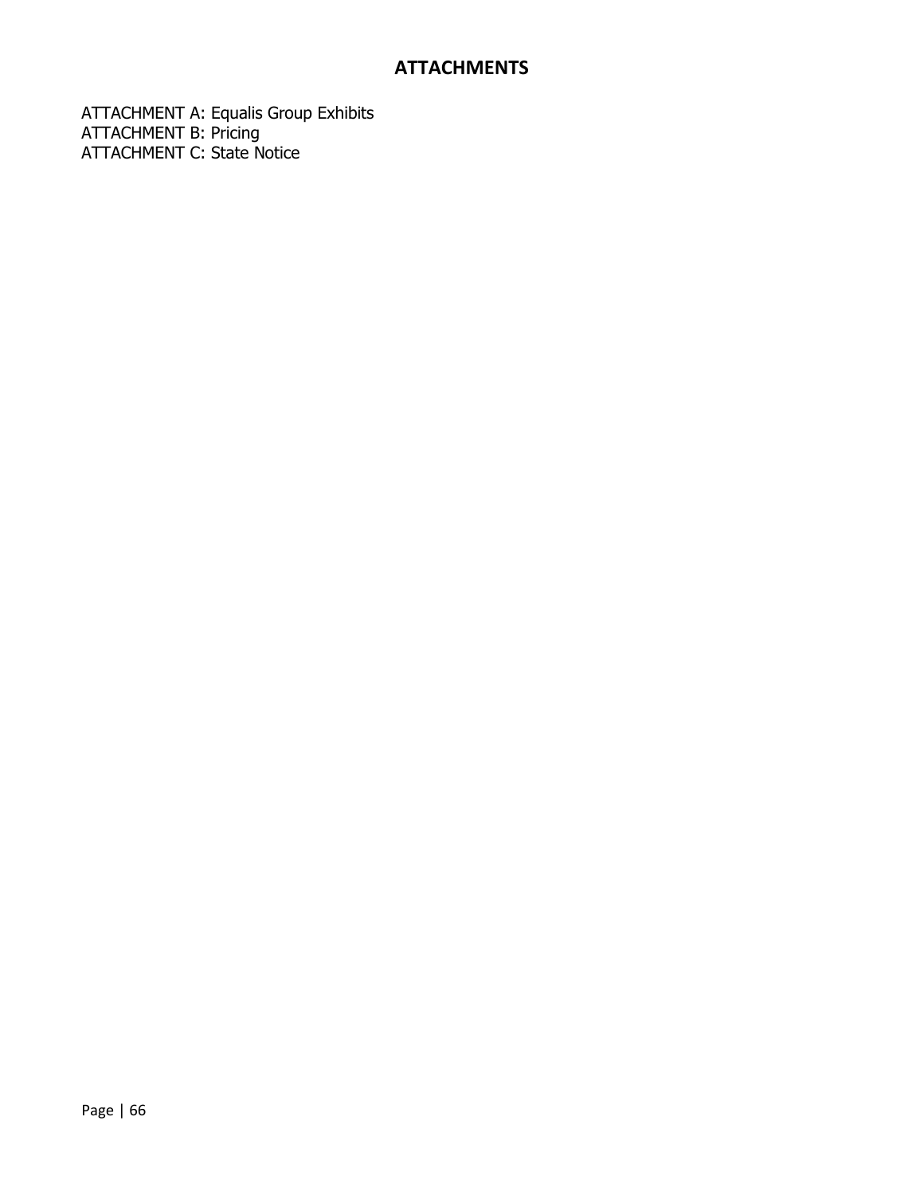## ATTACHMENTS

ATTACHMENT A: Equalis Group Exhibits
ATTACHMENT B: Pricing
ATTACHMENT C: State Notice